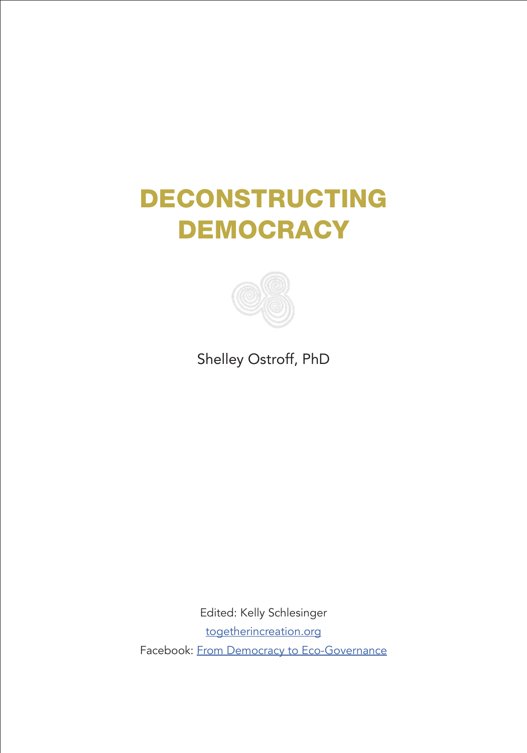# DECONSTRUCTING DEMOCRACY

Shelley Ostroff, PhD

Edited: Kelly Schlesinger

togetherincreation.org

Facebook: From Democracy to Eco-Governance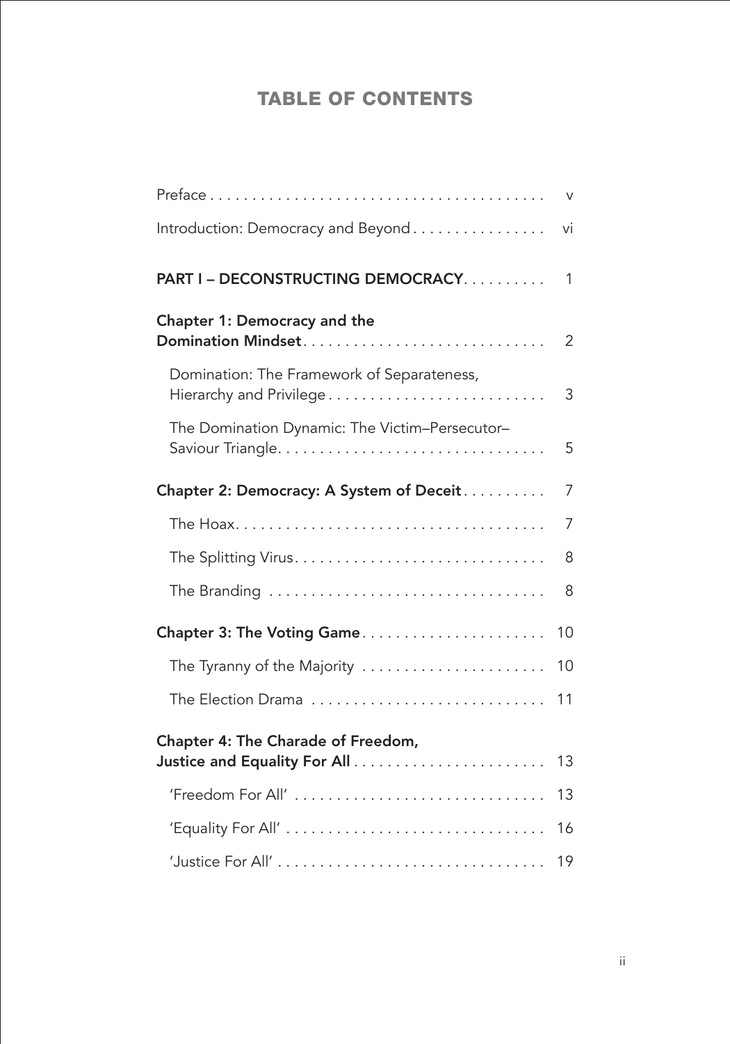# TABLE OF CONTENTS

| | |
|---|---|
| Preface | v |
| Introduction: Democracy and Beyond | vi |
| **PART I – DECONSTRUCTING DEMOCRACY** | 1 |
| **Chapter 1: Democracy and the Domination Mindset** | 2 |
| Domination: The Framework of Separateness, Hierarchy and Privilege | 3 |
| The Domination Dynamic: The Victim–Persecutor–Saviour Triangle | 5 |
| **Chapter 2: Democracy: A System of Deceit** | 7 |
| The Hoax | 7 |
| The Splitting Virus | 8 |
| The Branding | 8 |
| **Chapter 3: The Voting Game** | 10 |
| The Tyranny of the Majority | 10 |
| The Election Drama | 11 |
| **Chapter 4: The Charade of Freedom, Justice and Equality For All** | 13 |
| 'Freedom For All' | 13 |
| 'Equality For All' | 16 |
| 'Justice For All' | 19 |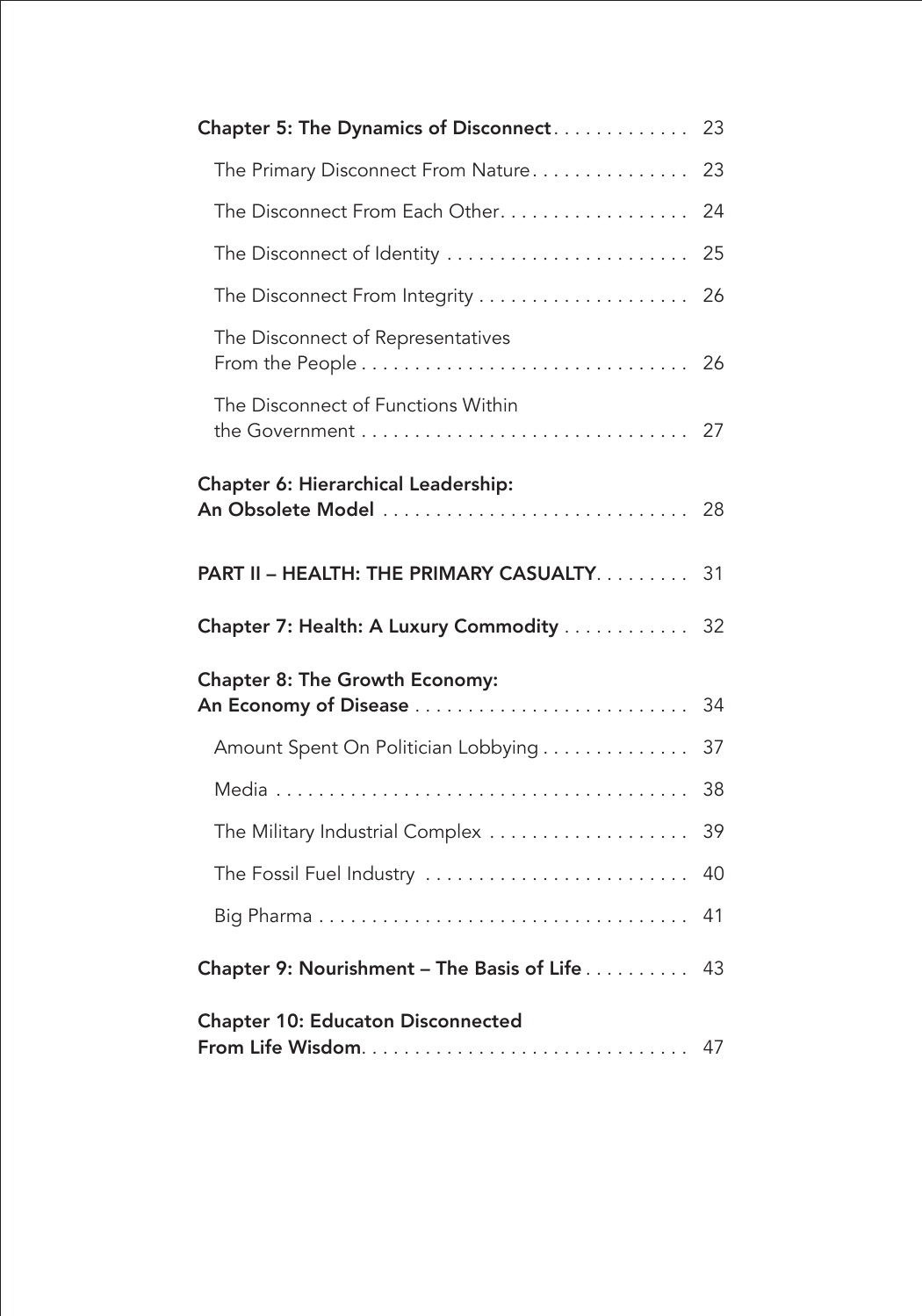**Chapter 5: The Dynamics of Disconnect** . . . . . . . . . . . . . 23

- The Primary Disconnect From Nature . . . . . . . . . . . . . . . 23
- The Disconnect From Each Other . . . . . . . . . . . . . . . . . . 24
- The Disconnect of Identity . . . . . . . . . . . . . . . . . . . . . . . 25
- The Disconnect From Integrity . . . . . . . . . . . . . . . . . . . . 26
- The Disconnect of Representatives From the People . . . . . . . . . . . . . . . . . . . . . . . . . . . . . . 26
- The Disconnect of Functions Within the Government . . . . . . . . . . . . . . . . . . . . . . . . . . . . . . 27

**Chapter 6: Hierarchical Leadership: An Obsolete Model** . . . . . . . . . . . . . . . . . . . . . . . . . . . . 28

**PART II – HEALTH: THE PRIMARY CASUALTY** . . . . . . . . . 31

**Chapter 7: Health: A Luxury Commodity** . . . . . . . . . . . . 32

**Chapter 8: The Growth Economy: An Economy of Disease** . . . . . . . . . . . . . . . . . . . . . . . . . . 34

- Amount Spent On Politician Lobbying . . . . . . . . . . . . . . 37
- Media . . . . . . . . . . . . . . . . . . . . . . . . . . . . . . . . . . . . . . 38
- The Military Industrial Complex . . . . . . . . . . . . . . . . . . . 39
- The Fossil Fuel Industry . . . . . . . . . . . . . . . . . . . . . . . . . 40
- Big Pharma . . . . . . . . . . . . . . . . . . . . . . . . . . . . . . . . . . . 41

**Chapter 9: Nourishment – The Basis of Life** . . . . . . . . . . 43

**Chapter 10: Educaton Disconnected From Life Wisdom** . . . . . . . . . . . . . . . . . . . . . . . . . . . . . . 47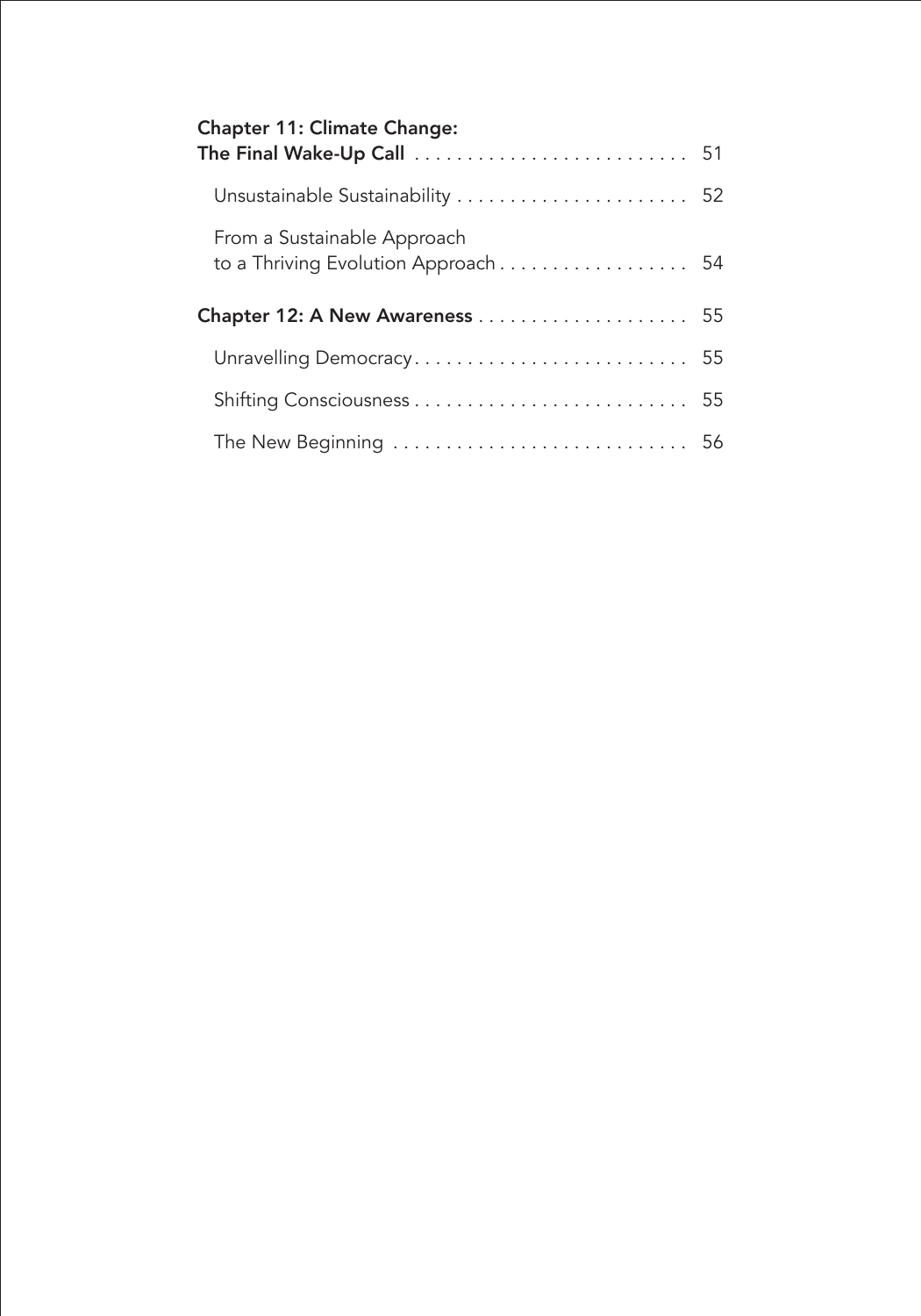**Chapter 11: Climate Change: The Final Wake-Up Call** . . . . . . . . . . . . . . . . . . . . . . . . . . 51

Unsustainable Sustainability . . . . . . . . . . . . . . . . . . . . . . 52

From a Sustainable Approach to a Thriving Evolution Approach . . . . . . . . . . . . . . . . . . 54

**Chapter 12: A New Awareness** . . . . . . . . . . . . . . . . . . . . 55

Unravelling Democracy . . . . . . . . . . . . . . . . . . . . . . . . . . 55

Shifting Consciousness . . . . . . . . . . . . . . . . . . . . . . . . . . 55

The New Beginning . . . . . . . . . . . . . . . . . . . . . . . . . . . . 56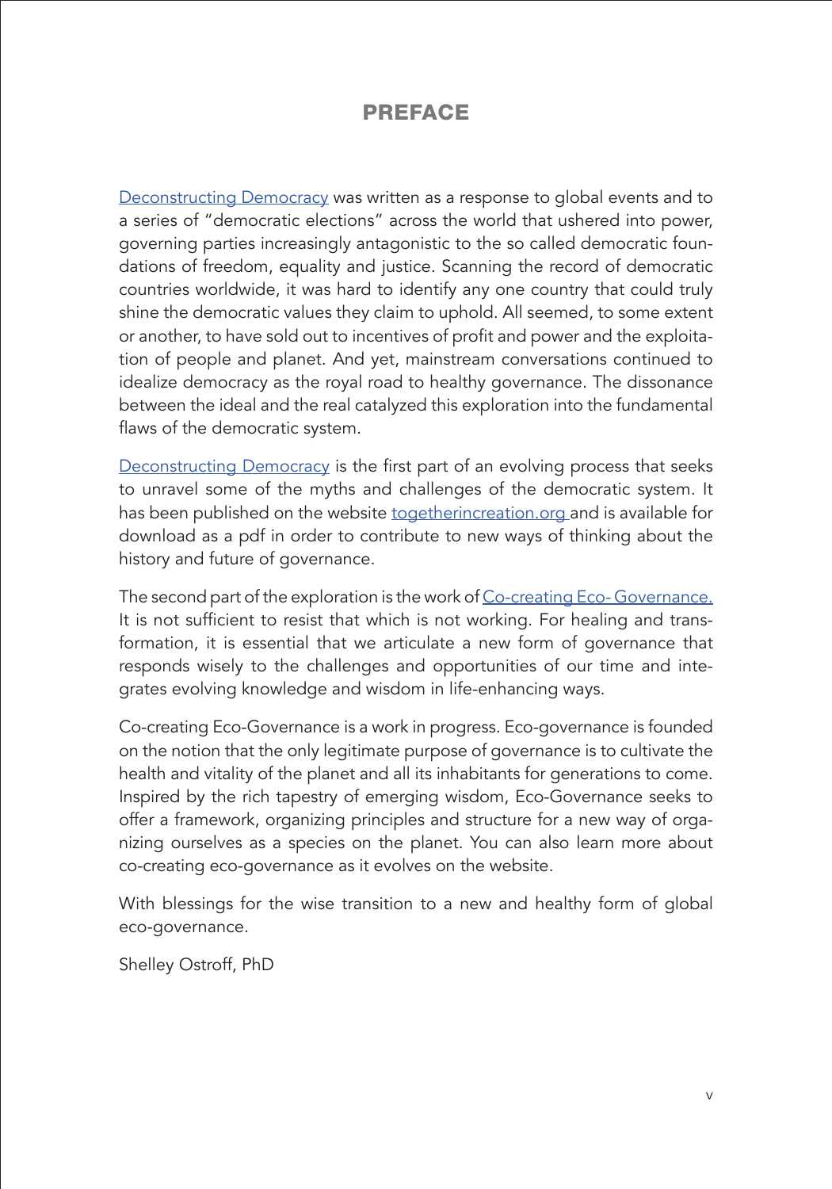# PREFACE

Deconstructing Democracy was written as a response to global events and to a series of "democratic elections" across the world that ushered into power, governing parties increasingly antagonistic to the so called democratic foundations of freedom, equality and justice. Scanning the record of democratic countries worldwide, it was hard to identify any one country that could truly shine the democratic values they claim to uphold. All seemed, to some extent or another, to have sold out to incentives of profit and power and the exploitation of people and planet. And yet, mainstream conversations continued to idealize democracy as the royal road to healthy governance. The dissonance between the ideal and the real catalyzed this exploration into the fundamental flaws of the democratic system.

Deconstructing Democracy is the first part of an evolving process that seeks to unravel some of the myths and challenges of the democratic system. It has been published on the website togetherincreation.org and is available for download as a pdf in order to contribute to new ways of thinking about the history and future of governance.

The second part of the exploration is the work of Co-creating Eco- Governance. It is not sufficient to resist that which is not working. For healing and transformation, it is essential that we articulate a new form of governance that responds wisely to the challenges and opportunities of our time and integrates evolving knowledge and wisdom in life-enhancing ways.

Co-creating Eco-Governance is a work in progress. Eco-governance is founded on the notion that the only legitimate purpose of governance is to cultivate the health and vitality of the planet and all its inhabitants for generations to come. Inspired by the rich tapestry of emerging wisdom, Eco-Governance seeks to offer a framework, organizing principles and structure for a new way of organizing ourselves as a species on the planet. You can also learn more about co-creating eco-governance as it evolves on the website.

With blessings for the wise transition to a new and healthy form of global eco-governance.

Shelley Ostroff, PhD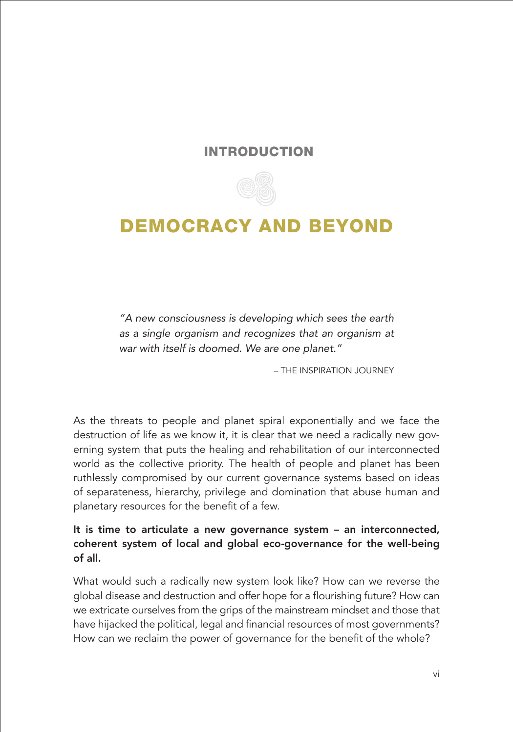## INTRODUCTION

# DEMOCRACY AND BEYOND

> *"A new consciousness is developing which sees the earth as a single organism and recognizes that an organism at war with itself is doomed. We are one planet."*
>
> – THE INSPIRATION JOURNEY

As the threats to people and planet spiral exponentially and we face the destruction of life as we know it, it is clear that we need a radically new governing system that puts the healing and rehabilitation of our interconnected world as the collective priority. The health of people and planet has been ruthlessly compromised by our current governance systems based on ideas of separateness, hierarchy, privilege and domination that abuse human and planetary resources for the benefit of a few.

**It is time to articulate a new governance system – an interconnected, coherent system of local and global eco-governance for the well-being of all.**

What would such a radically new system look like? How can we reverse the global disease and destruction and offer hope for a flourishing future? How can we extricate ourselves from the grips of the mainstream mindset and those that have hijacked the political, legal and financial resources of most governments? How can we reclaim the power of governance for the benefit of the whole?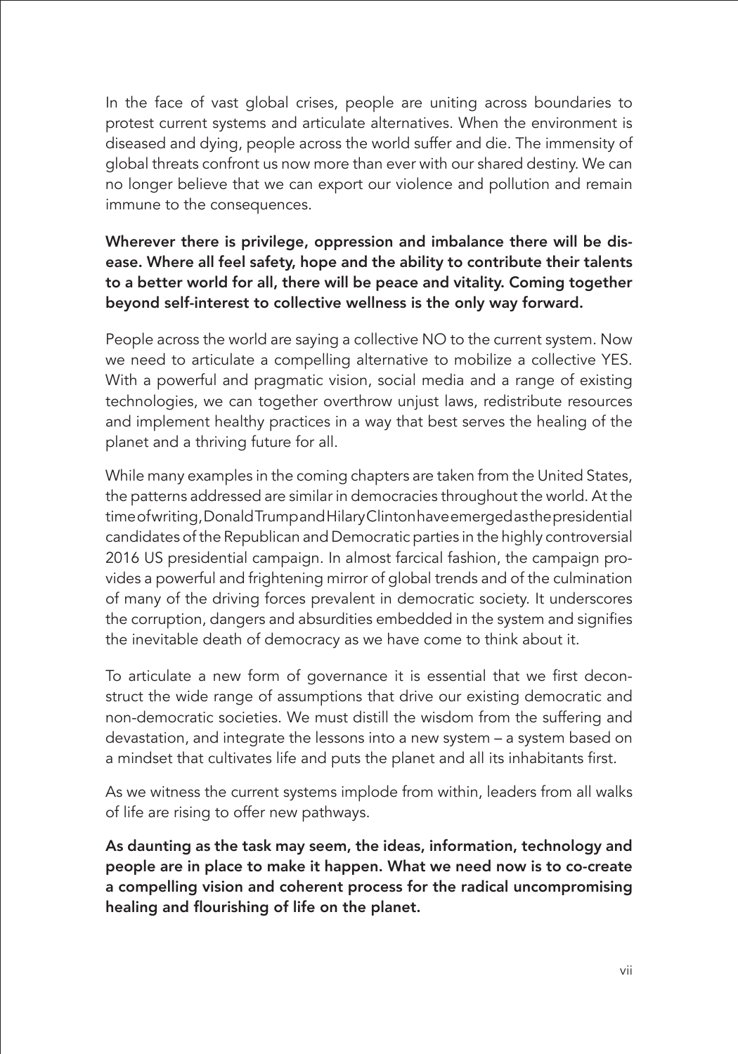In the face of vast global crises, people are uniting across boundaries to protest current systems and articulate alternatives. When the environment is diseased and dying, people across the world suffer and die. The immensity of global threats confront us now more than ever with our shared destiny. We can no longer believe that we can export our violence and pollution and remain immune to the consequences.

**Wherever there is privilege, oppression and imbalance there will be disease. Where all feel safety, hope and the ability to contribute their talents to a better world for all, there will be peace and vitality. Coming together beyond self-interest to collective wellness is the only way forward.**

People across the world are saying a collective NO to the current system. Now we need to articulate a compelling alternative to mobilize a collective YES. With a powerful and pragmatic vision, social media and a range of existing technologies, we can together overthrow unjust laws, redistribute resources and implement healthy practices in a way that best serves the healing of the planet and a thriving future for all.

While many examples in the coming chapters are taken from the United States, the patterns addressed are similar in democracies throughout the world. At the time of writing, Donald Trump and Hilary Clinton have emerged as the presidential candidates of the Republican and Democratic parties in the highly controversial 2016 US presidential campaign. In almost farcical fashion, the campaign provides a powerful and frightening mirror of global trends and of the culmination of many of the driving forces prevalent in democratic society. It underscores the corruption, dangers and absurdities embedded in the system and signifies the inevitable death of democracy as we have come to think about it.

To articulate a new form of governance it is essential that we first deconstruct the wide range of assumptions that drive our existing democratic and non-democratic societies. We must distill the wisdom from the suffering and devastation, and integrate the lessons into a new system – a system based on a mindset that cultivates life and puts the planet and all its inhabitants first.

As we witness the current systems implode from within, leaders from all walks of life are rising to offer new pathways.

**As daunting as the task may seem, the ideas, information, technology and people are in place to make it happen. What we need now is to co-create a compelling vision and coherent process for the radical uncompromising healing and flourishing of life on the planet.**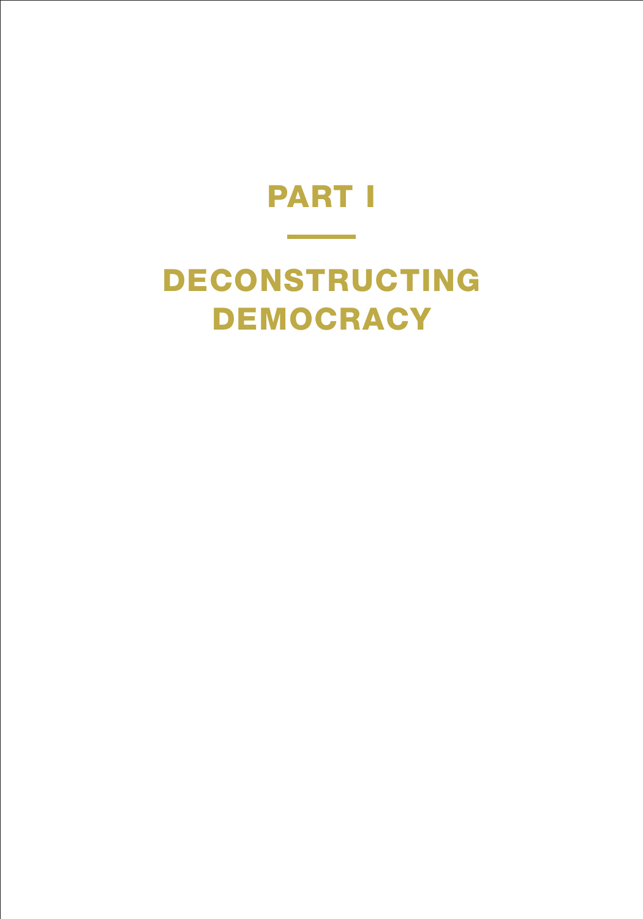# PART I

---

# DECONSTRUCTING DEMOCRACY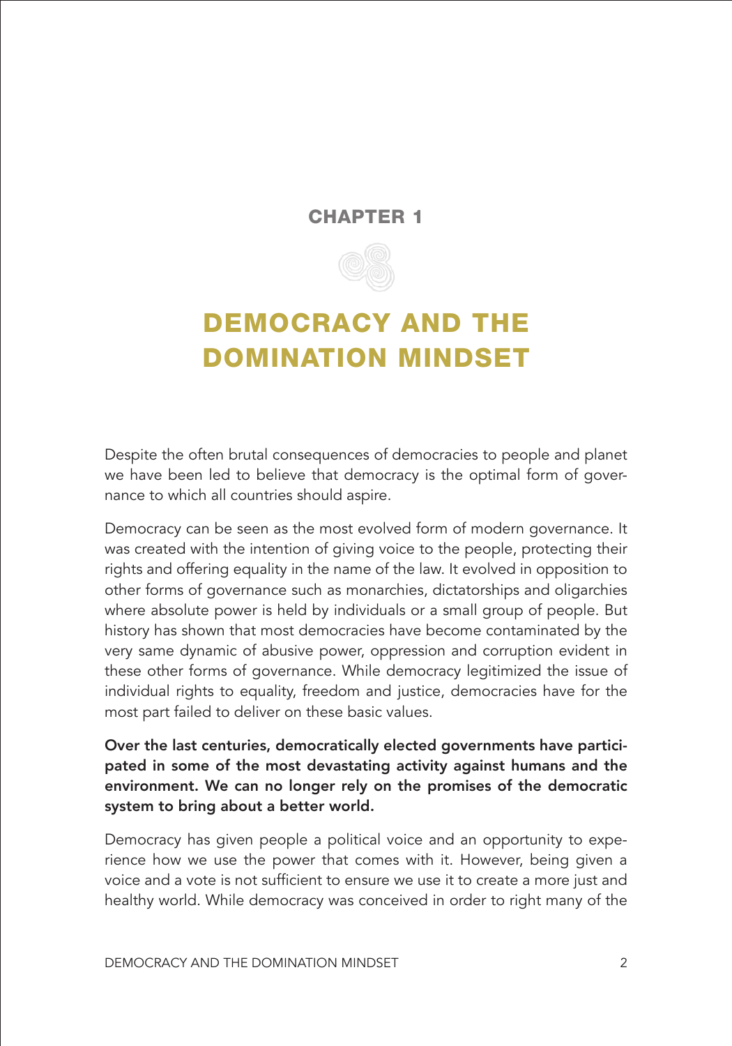## CHAPTER 1

# DEMOCRACY AND THE DOMINATION MINDSET

Despite the often brutal consequences of democracies to people and planet we have been led to believe that democracy is the optimal form of governance to which all countries should aspire.

Democracy can be seen as the most evolved form of modern governance. It was created with the intention of giving voice to the people, protecting their rights and offering equality in the name of the law. It evolved in opposition to other forms of governance such as monarchies, dictatorships and oligarchies where absolute power is held by individuals or a small group of people. But history has shown that most democracies have become contaminated by the very same dynamic of abusive power, oppression and corruption evident in these other forms of governance. While democracy legitimized the issue of individual rights to equality, freedom and justice, democracies have for the most part failed to deliver on these basic values.

**Over the last centuries, democratically elected governments have participated in some of the most devastating activity against humans and the environment. We can no longer rely on the promises of the democratic system to bring about a better world.**

Democracy has given people a political voice and an opportunity to experience how we use the power that comes with it. However, being given a voice and a vote is not sufficient to ensure we use it to create a more just and healthy world. While democracy was conceived in order to right many of the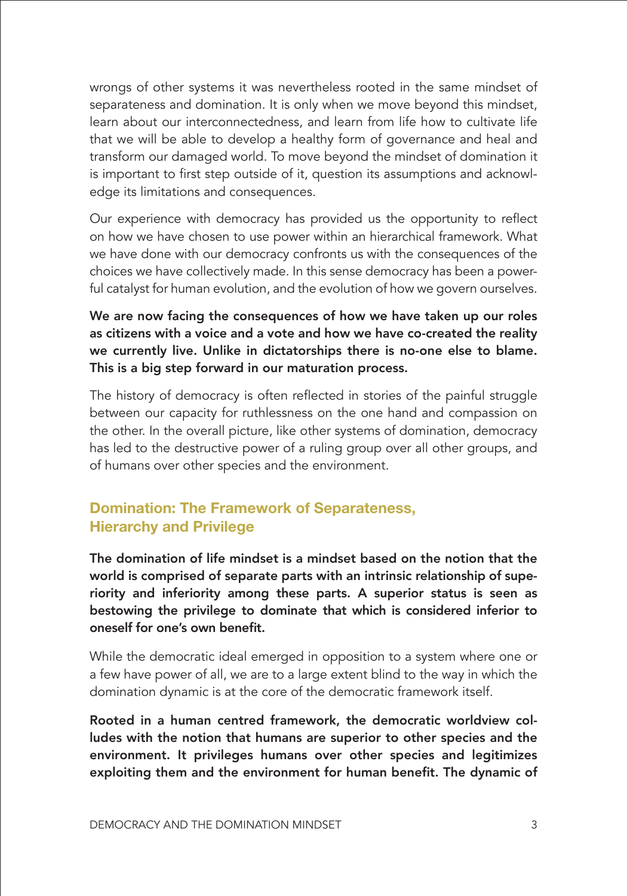wrongs of other systems it was nevertheless rooted in the same mindset of separateness and domination. It is only when we move beyond this mindset, learn about our interconnectedness, and learn from life how to cultivate life that we will be able to develop a healthy form of governance and heal and transform our damaged world. To move beyond the mindset of domination it is important to first step outside of it, question its assumptions and acknowledge its limitations and consequences.

Our experience with democracy has provided us the opportunity to reflect on how we have chosen to use power within an hierarchical framework. What we have done with our democracy confronts us with the consequences of the choices we have collectively made. In this sense democracy has been a powerful catalyst for human evolution, and the evolution of how we govern ourselves.

**We are now facing the consequences of how we have taken up our roles as citizens with a voice and a vote and how we have co-created the reality we currently live. Unlike in dictatorships there is no-one else to blame. This is a big step forward in our maturation process.**

The history of democracy is often reflected in stories of the painful struggle between our capacity for ruthlessness on the one hand and compassion on the other. In the overall picture, like other systems of domination, democracy has led to the destructive power of a ruling group over all other groups, and of humans over other species and the environment.

## Domination: The Framework of Separateness, Hierarchy and Privilege

**The domination of life mindset is a mindset based on the notion that the world is comprised of separate parts with an intrinsic relationship of superiority and inferiority among these parts. A superior status is seen as bestowing the privilege to dominate that which is considered inferior to oneself for one's own benefit.**

While the democratic ideal emerged in opposition to a system where one or a few have power of all, we are to a large extent blind to the way in which the domination dynamic is at the core of the democratic framework itself.

**Rooted in a human centred framework, the democratic worldview colludes with the notion that humans are superior to other species and the environment. It privileges humans over other species and legitimizes exploiting them and the environment for human benefit. The dynamic of**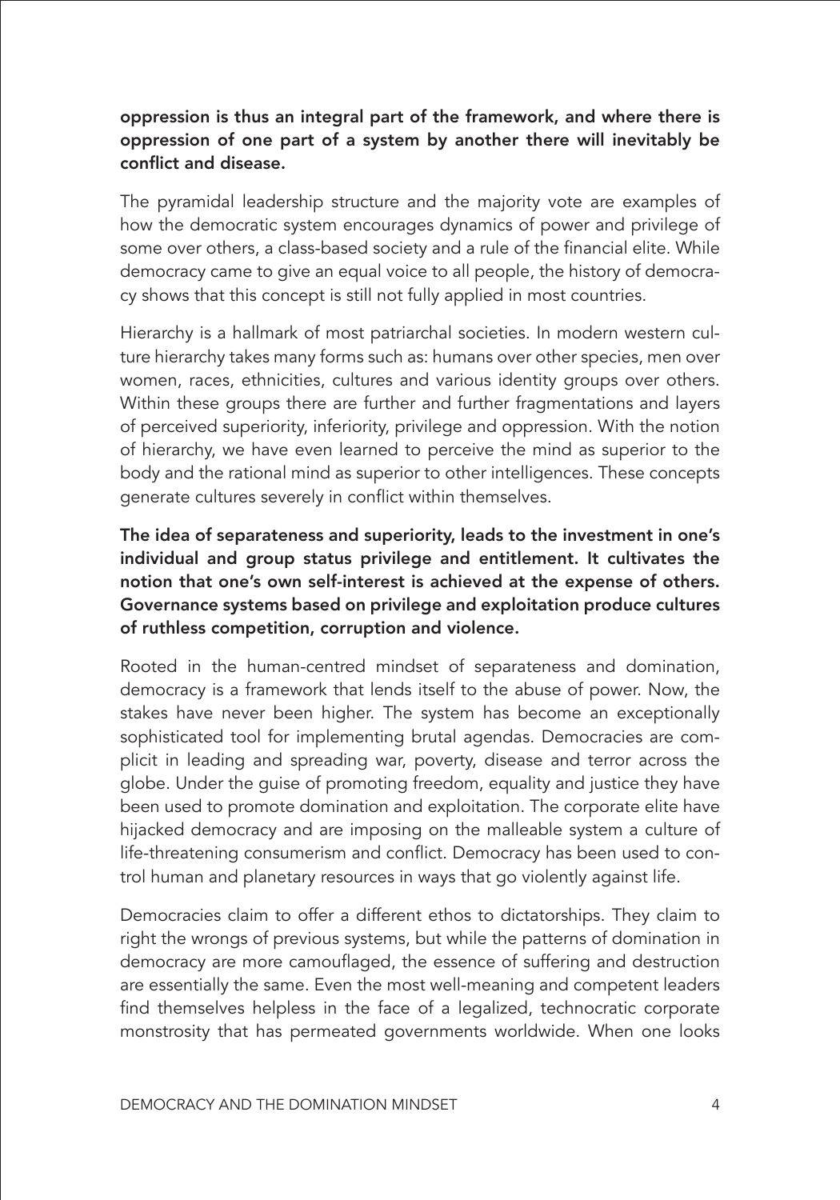**oppression is thus an integral part of the framework, and where there is oppression of one part of a system by another there will inevitably be conflict and disease.**

The pyramidal leadership structure and the majority vote are examples of how the democratic system encourages dynamics of power and privilege of some over others, a class-based society and a rule of the financial elite. While democracy came to give an equal voice to all people, the history of democracy shows that this concept is still not fully applied in most countries.

Hierarchy is a hallmark of most patriarchal societies. In modern western culture hierarchy takes many forms such as: humans over other species, men over women, races, ethnicities, cultures and various identity groups over others. Within these groups there are further and further fragmentations and layers of perceived superiority, inferiority, privilege and oppression. With the notion of hierarchy, we have even learned to perceive the mind as superior to the body and the rational mind as superior to other intelligences. These concepts generate cultures severely in conflict within themselves.

**The idea of separateness and superiority, leads to the investment in one's individual and group status privilege and entitlement. It cultivates the notion that one's own self-interest is achieved at the expense of others. Governance systems based on privilege and exploitation produce cultures of ruthless competition, corruption and violence.**

Rooted in the human-centred mindset of separateness and domination, democracy is a framework that lends itself to the abuse of power. Now, the stakes have never been higher. The system has become an exceptionally sophisticated tool for implementing brutal agendas. Democracies are complicit in leading and spreading war, poverty, disease and terror across the globe. Under the guise of promoting freedom, equality and justice they have been used to promote domination and exploitation. The corporate elite have hijacked democracy and are imposing on the malleable system a culture of life-threatening consumerism and conflict. Democracy has been used to control human and planetary resources in ways that go violently against life.

Democracies claim to offer a different ethos to dictatorships. They claim to right the wrongs of previous systems, but while the patterns of domination in democracy are more camouflaged, the essence of suffering and destruction are essentially the same. Even the most well-meaning and competent leaders find themselves helpless in the face of a legalized, technocratic corporate monstrosity that has permeated governments worldwide. When one looks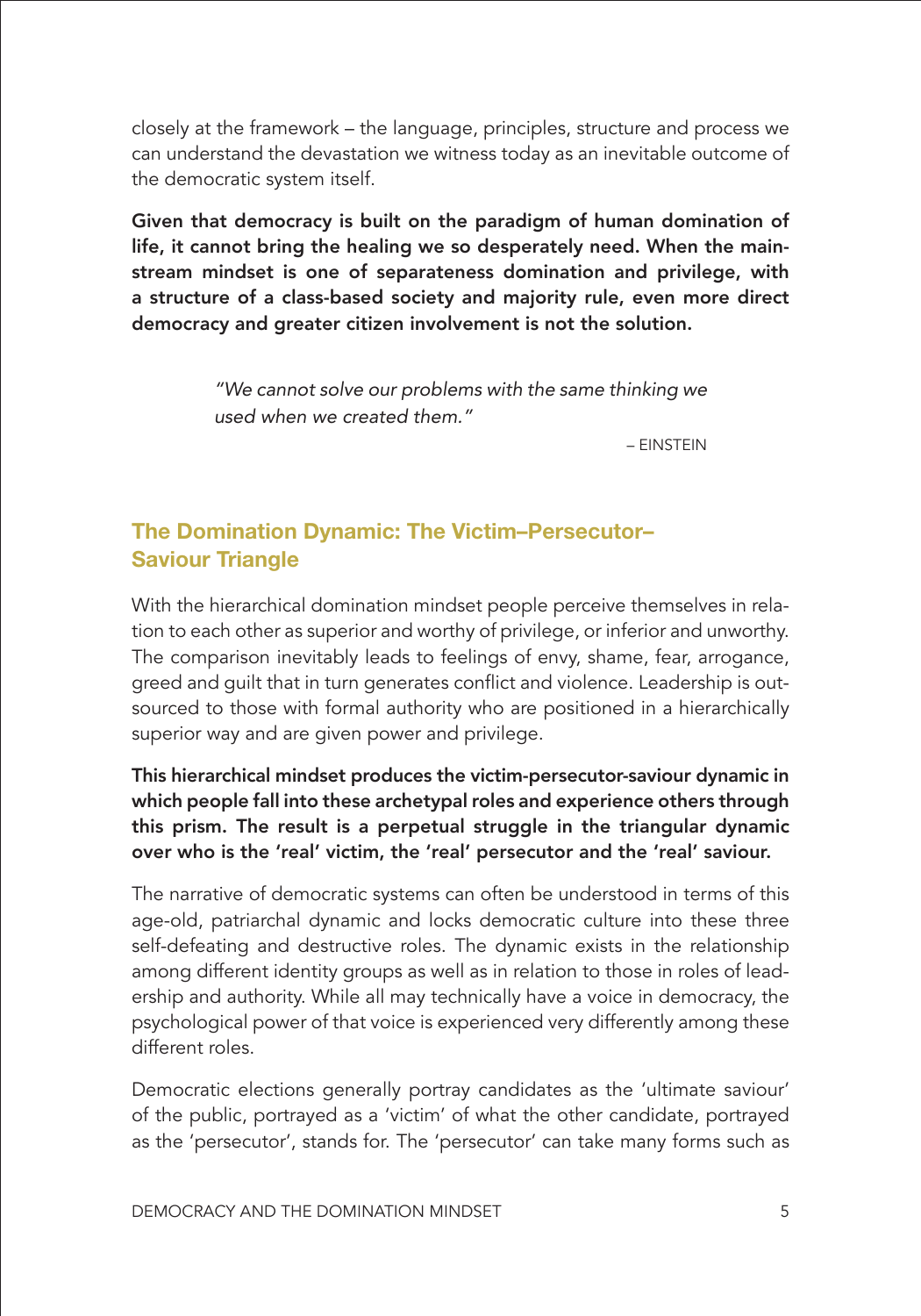closely at the framework – the language, principles, structure and process we can understand the devastation we witness today as an inevitable outcome of the democratic system itself.

**Given that democracy is built on the paradigm of human domination of life, it cannot bring the healing we so desperately need. When the mainstream mindset is one of separateness domination and privilege, with a structure of a class-based society and majority rule, even more direct democracy and greater citizen involvement is not the solution.**

> *"We cannot solve our problems with the same thinking we used when we created them."*
>
> – EINSTEIN

## The Domination Dynamic: The Victim–Persecutor–Saviour Triangle

With the hierarchical domination mindset people perceive themselves in relation to each other as superior and worthy of privilege, or inferior and unworthy. The comparison inevitably leads to feelings of envy, shame, fear, arrogance, greed and guilt that in turn generates conflict and violence. Leadership is outsourced to those with formal authority who are positioned in a hierarchically superior way and are given power and privilege.

**This hierarchical mindset produces the victim-persecutor-saviour dynamic in which people fall into these archetypal roles and experience others through this prism. The result is a perpetual struggle in the triangular dynamic over who is the 'real' victim, the 'real' persecutor and the 'real' saviour.**

The narrative of democratic systems can often be understood in terms of this age-old, patriarchal dynamic and locks democratic culture into these three self-defeating and destructive roles. The dynamic exists in the relationship among different identity groups as well as in relation to those in roles of leadership and authority. While all may technically have a voice in democracy, the psychological power of that voice is experienced very differently among these different roles.

Democratic elections generally portray candidates as the 'ultimate saviour' of the public, portrayed as a 'victim' of what the other candidate, portrayed as the 'persecutor', stands for. The 'persecutor' can take many forms such as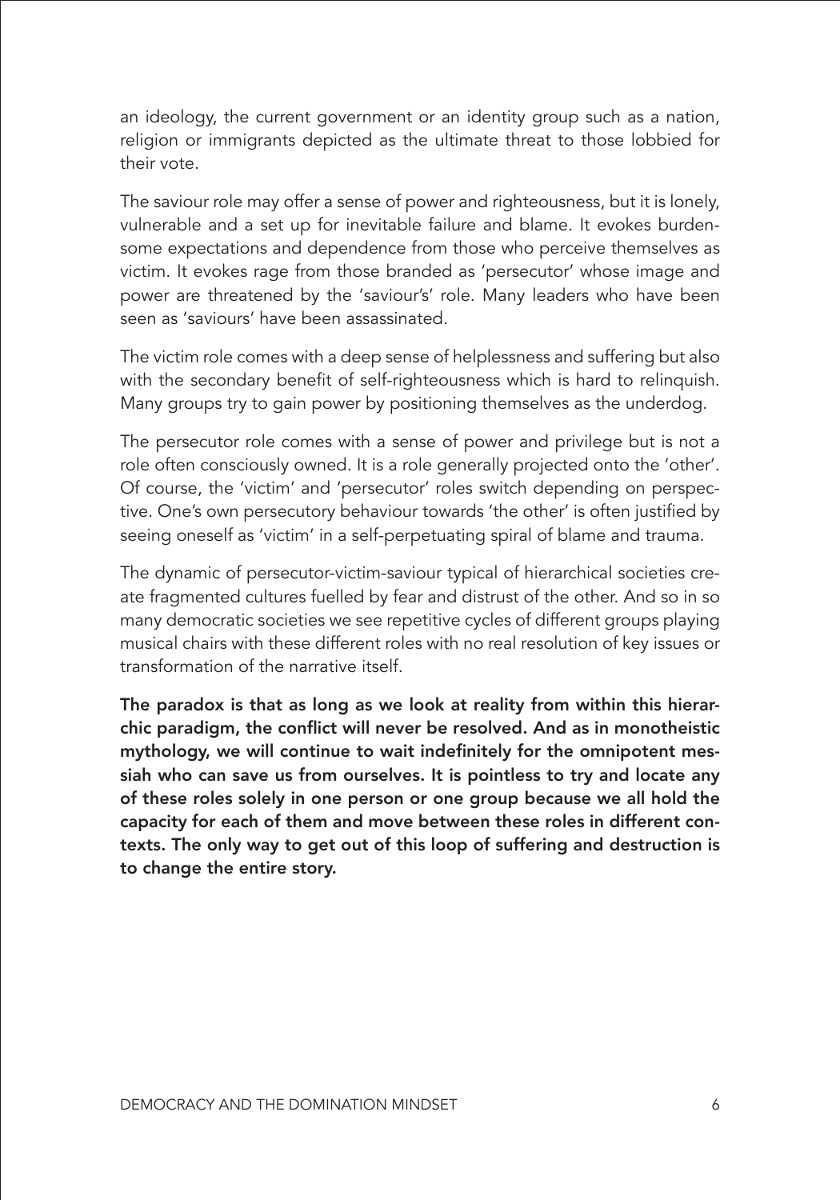an ideology, the current government or an identity group such as a nation, religion or immigrants depicted as the ultimate threat to those lobbied for their vote.

The saviour role may offer a sense of power and righteousness, but it is lonely, vulnerable and a set up for inevitable failure and blame. It evokes burdensome expectations and dependence from those who perceive themselves as victim. It evokes rage from those branded as 'persecutor' whose image and power are threatened by the 'saviour's' role. Many leaders who have been seen as 'saviours' have been assassinated.

The victim role comes with a deep sense of helplessness and suffering but also with the secondary benefit of self-righteousness which is hard to relinquish. Many groups try to gain power by positioning themselves as the underdog.

The persecutor role comes with a sense of power and privilege but is not a role often consciously owned. It is a role generally projected onto the 'other'. Of course, the 'victim' and 'persecutor' roles switch depending on perspective. One's own persecutory behaviour towards 'the other' is often justified by seeing oneself as 'victim' in a self-perpetuating spiral of blame and trauma.

The dynamic of persecutor-victim-saviour typical of hierarchical societies create fragmented cultures fuelled by fear and distrust of the other. And so in so many democratic societies we see repetitive cycles of different groups playing musical chairs with these different roles with no real resolution of key issues or transformation of the narrative itself.

**The paradox is that as long as we look at reality from within this hierarchic paradigm, the conflict will never be resolved. And as in monotheistic mythology, we will continue to wait indefinitely for the omnipotent messiah who can save us from ourselves. It is pointless to try and locate any of these roles solely in one person or one group because we all hold the capacity for each of them and move between these roles in different contexts. The only way to get out of this loop of suffering and destruction is to change the entire story.**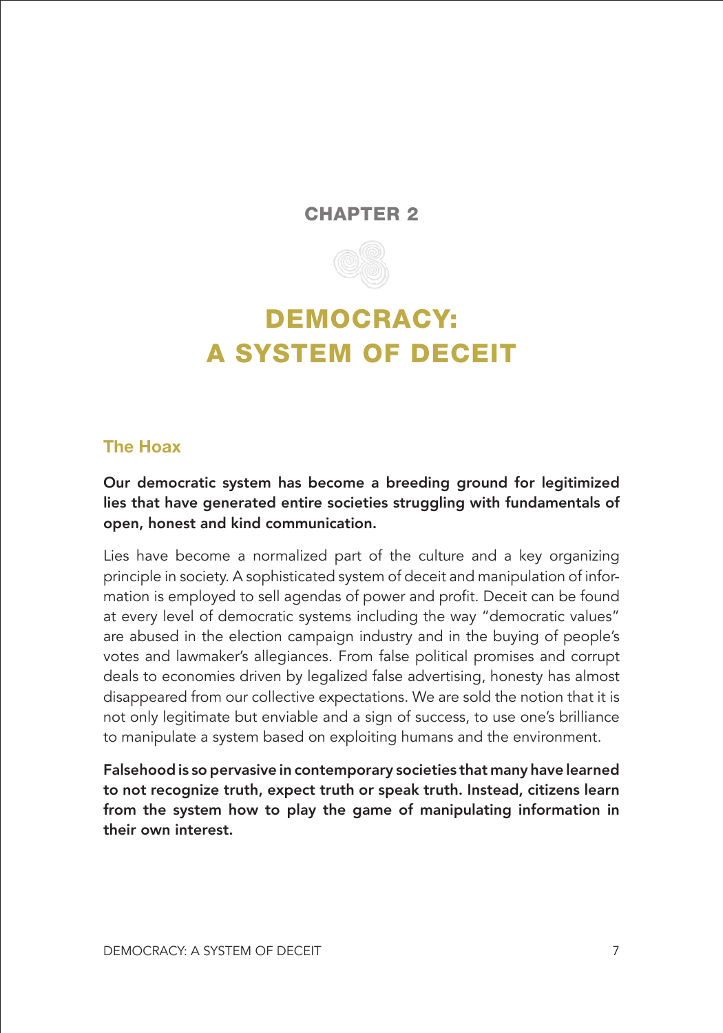## CHAPTER 2

# DEMOCRACY: A SYSTEM OF DECEIT

### The Hoax

**Our democratic system has become a breeding ground for legitimized lies that have generated entire societies struggling with fundamentals of open, honest and kind communication.**

Lies have become a normalized part of the culture and a key organizing principle in society. A sophisticated system of deceit and manipulation of information is employed to sell agendas of power and profit. Deceit can be found at every level of democratic systems including the way "democratic values" are abused in the election campaign industry and in the buying of people's votes and lawmaker's allegiances. From false political promises and corrupt deals to economies driven by legalized false advertising, honesty has almost disappeared from our collective expectations. We are sold the notion that it is not only legitimate but enviable and a sign of success, to use one's brilliance to manipulate a system based on exploiting humans and the environment.

**Falsehood is so pervasive in contemporary societies that many have learned to not recognize truth, expect truth or speak truth. Instead, citizens learn from the system how to play the game of manipulating information in their own interest.**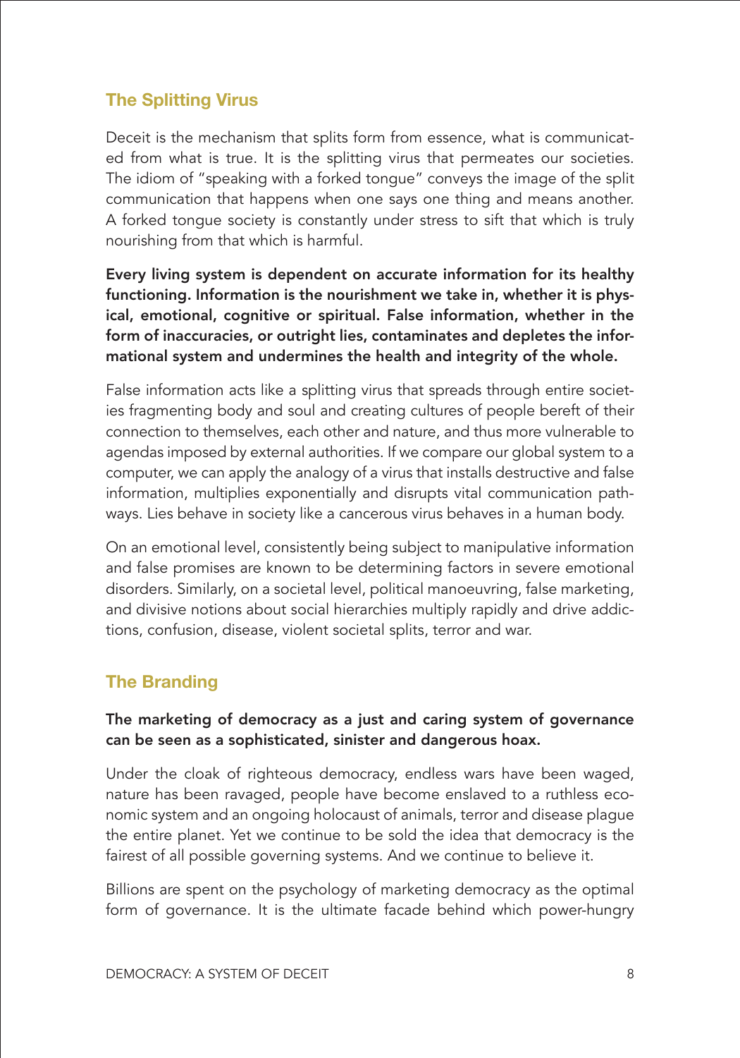## The Splitting Virus

Deceit is the mechanism that splits form from essence, what is communicated from what is true. It is the splitting virus that permeates our societies. The idiom of "speaking with a forked tongue" conveys the image of the split communication that happens when one says one thing and means another. A forked tongue society is constantly under stress to sift that which is truly nourishing from that which is harmful.

**Every living system is dependent on accurate information for its healthy functioning. Information is the nourishment we take in, whether it is physical, emotional, cognitive or spiritual. False information, whether in the form of inaccuracies, or outright lies, contaminates and depletes the informational system and undermines the health and integrity of the whole.**

False information acts like a splitting virus that spreads through entire societies fragmenting body and soul and creating cultures of people bereft of their connection to themselves, each other and nature, and thus more vulnerable to agendas imposed by external authorities. If we compare our global system to a computer, we can apply the analogy of a virus that installs destructive and false information, multiplies exponentially and disrupts vital communication pathways. Lies behave in society like a cancerous virus behaves in a human body.

On an emotional level, consistently being subject to manipulative information and false promises are known to be determining factors in severe emotional disorders. Similarly, on a societal level, political manoeuvring, false marketing, and divisive notions about social hierarchies multiply rapidly and drive addictions, confusion, disease, violent societal splits, terror and war.

## The Branding

**The marketing of democracy as a just and caring system of governance can be seen as a sophisticated, sinister and dangerous hoax.**

Under the cloak of righteous democracy, endless wars have been waged, nature has been ravaged, people have become enslaved to a ruthless economic system and an ongoing holocaust of animals, terror and disease plague the entire planet. Yet we continue to be sold the idea that democracy is the fairest of all possible governing systems. And we continue to believe it.

Billions are spent on the psychology of marketing democracy as the optimal form of governance. It is the ultimate facade behind which power-hungry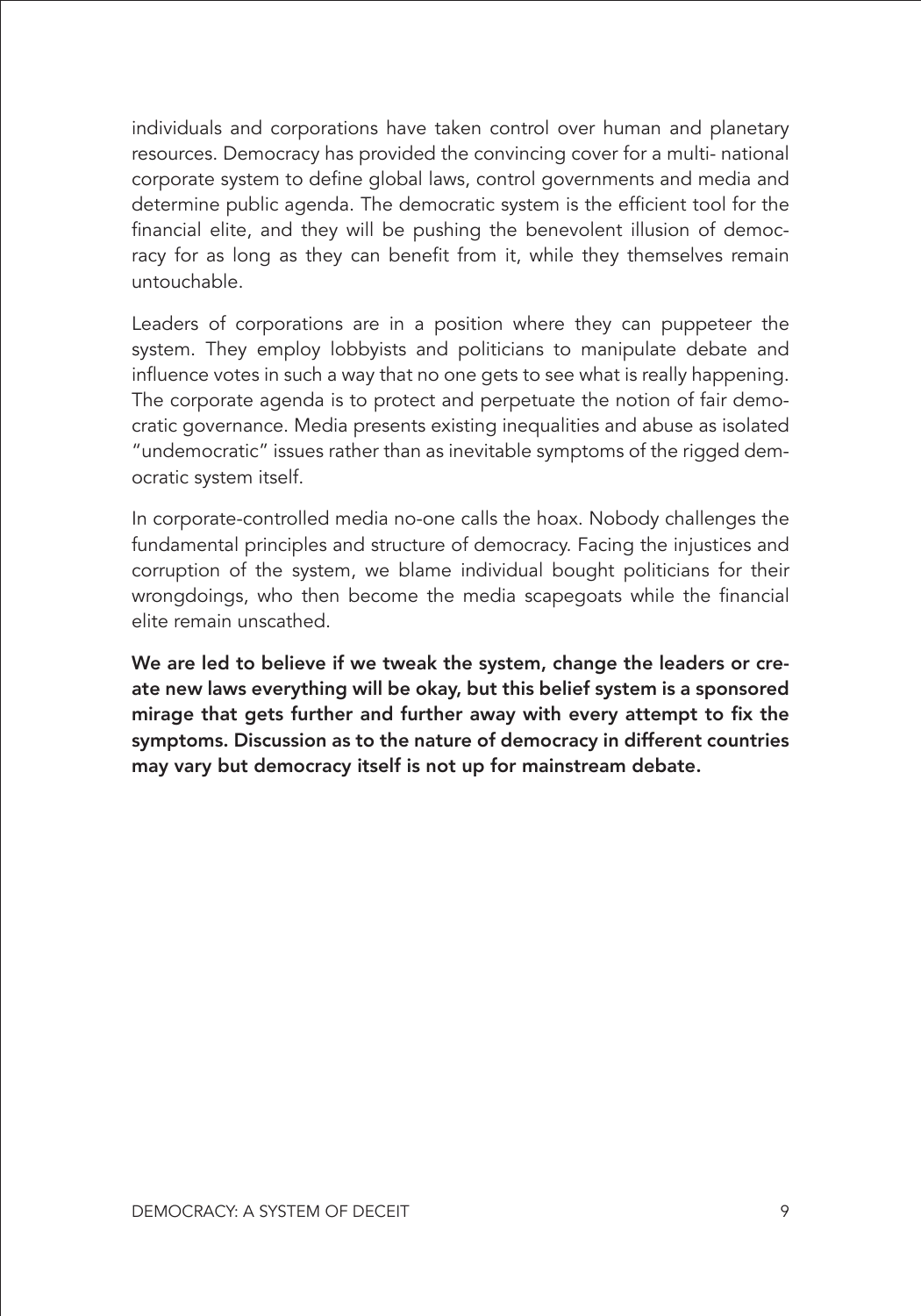individuals and corporations have taken control over human and planetary resources. Democracy has provided the convincing cover for a multi- national corporate system to define global laws, control governments and media and determine public agenda. The democratic system is the efficient tool for the financial elite, and they will be pushing the benevolent illusion of democracy for as long as they can benefit from it, while they themselves remain untouchable.

Leaders of corporations are in a position where they can puppeteer the system. They employ lobbyists and politicians to manipulate debate and influence votes in such a way that no one gets to see what is really happening. The corporate agenda is to protect and perpetuate the notion of fair democratic governance. Media presents existing inequalities and abuse as isolated "undemocratic" issues rather than as inevitable symptoms of the rigged democratic system itself.

In corporate-controlled media no-one calls the hoax. Nobody challenges the fundamental principles and structure of democracy. Facing the injustices and corruption of the system, we blame individual bought politicians for their wrongdoings, who then become the media scapegoats while the financial elite remain unscathed.

**We are led to believe if we tweak the system, change the leaders or create new laws everything will be okay, but this belief system is a sponsored mirage that gets further and further away with every attempt to fix the symptoms. Discussion as to the nature of democracy in different countries may vary but democracy itself is not up for mainstream debate.**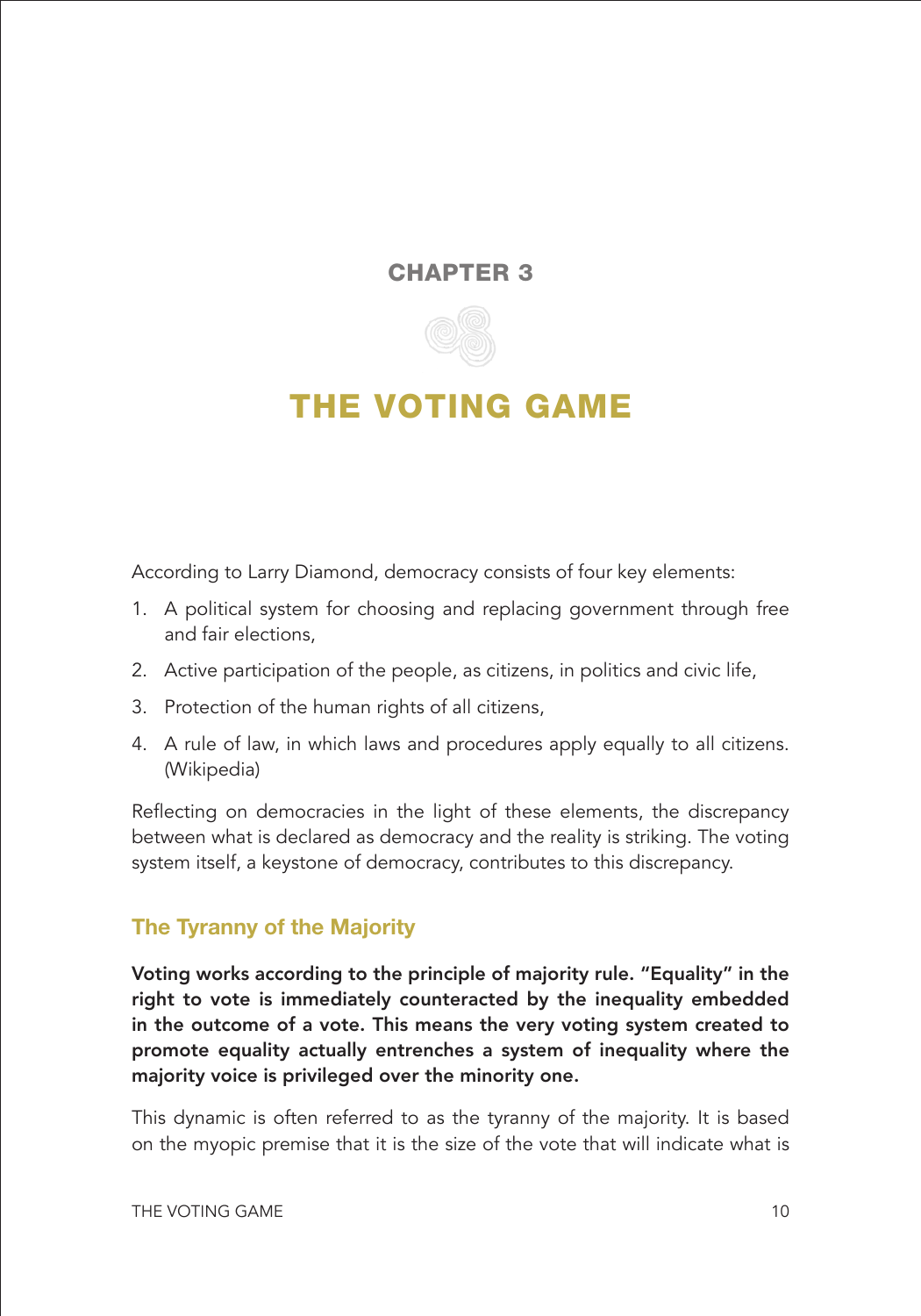## CHAPTER 3

# THE VOTING GAME

According to Larry Diamond, democracy consists of four key elements:

1. A political system for choosing and replacing government through free and fair elections,
2. Active participation of the people, as citizens, in politics and civic life,
3. Protection of the human rights of all citizens,
4. A rule of law, in which laws and procedures apply equally to all citizens. (Wikipedia)

Reflecting on democracies in the light of these elements, the discrepancy between what is declared as democracy and the reality is striking. The voting system itself, a keystone of democracy, contributes to this discrepancy.

### The Tyranny of the Majority

**Voting works according to the principle of majority rule. "Equality" in the right to vote is immediately counteracted by the inequality embedded in the outcome of a vote. This means the very voting system created to promote equality actually entrenches a system of inequality where the majority voice is privileged over the minority one.**

This dynamic is often referred to as the tyranny of the majority. It is based on the myopic premise that it is the size of the vote that will indicate what is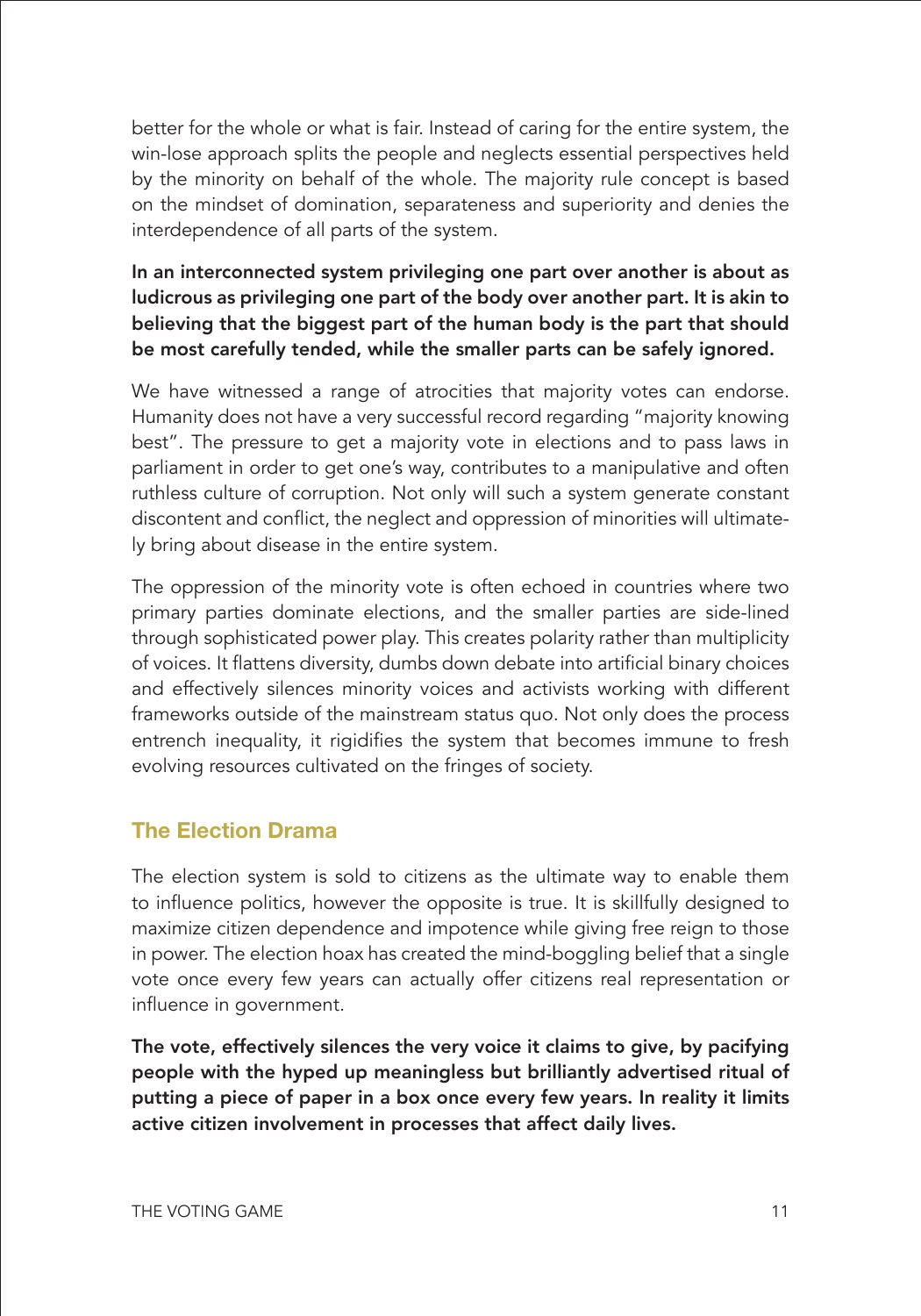better for the whole or what is fair. Instead of caring for the entire system, the win-lose approach splits the people and neglects essential perspectives held by the minority on behalf of the whole. The majority rule concept is based on the mindset of domination, separateness and superiority and denies the interdependence of all parts of the system.

**In an interconnected system privileging one part over another is about as ludicrous as privileging one part of the body over another part. It is akin to believing that the biggest part of the human body is the part that should be most carefully tended, while the smaller parts can be safely ignored.**

We have witnessed a range of atrocities that majority votes can endorse. Humanity does not have a very successful record regarding "majority knowing best". The pressure to get a majority vote in elections and to pass laws in parliament in order to get one's way, contributes to a manipulative and often ruthless culture of corruption. Not only will such a system generate constant discontent and conflict, the neglect and oppression of minorities will ultimately bring about disease in the entire system.

The oppression of the minority vote is often echoed in countries where two primary parties dominate elections, and the smaller parties are side-lined through sophisticated power play. This creates polarity rather than multiplicity of voices. It flattens diversity, dumbs down debate into artificial binary choices and effectively silences minority voices and activists working with different frameworks outside of the mainstream status quo. Not only does the process entrench inequality, it rigidifies the system that becomes immune to fresh evolving resources cultivated on the fringes of society.

## The Election Drama

The election system is sold to citizens as the ultimate way to enable them to influence politics, however the opposite is true. It is skillfully designed to maximize citizen dependence and impotence while giving free reign to those in power. The election hoax has created the mind-boggling belief that a single vote once every few years can actually offer citizens real representation or influence in government.

**The vote, effectively silences the very voice it claims to give, by pacifying people with the hyped up meaningless but brilliantly advertised ritual of putting a piece of paper in a box once every few years. In reality it limits active citizen involvement in processes that affect daily lives.**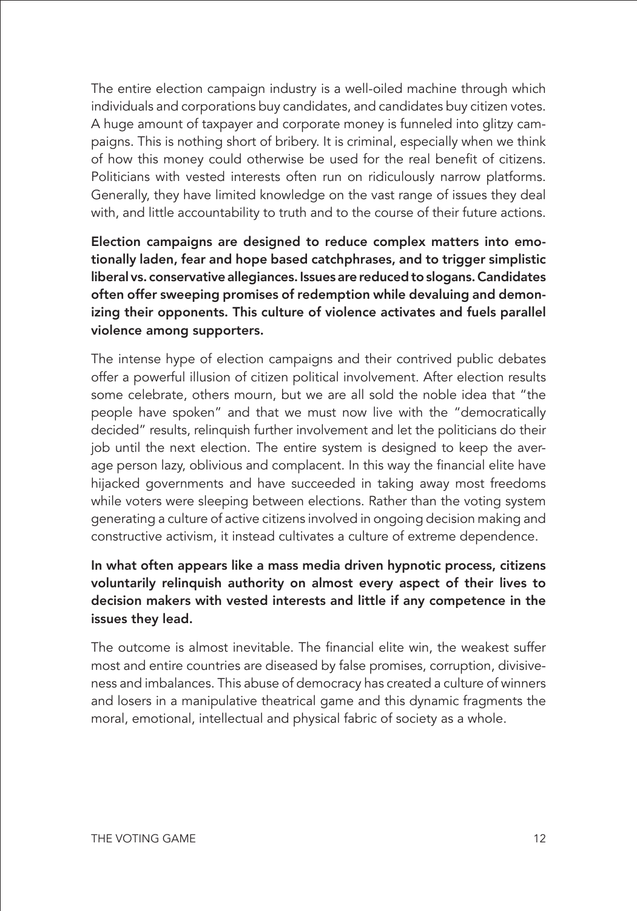The entire election campaign industry is a well-oiled machine through which individuals and corporations buy candidates, and candidates buy citizen votes. A huge amount of taxpayer and corporate money is funneled into glitzy campaigns. This is nothing short of bribery. It is criminal, especially when we think of how this money could otherwise be used for the real benefit of citizens. Politicians with vested interests often run on ridiculously narrow platforms. Generally, they have limited knowledge on the vast range of issues they deal with, and little accountability to truth and to the course of their future actions.

**Election campaigns are designed to reduce complex matters into emotionally laden, fear and hope based catchphrases, and to trigger simplistic liberal vs. conservative allegiances. Issues are reduced to slogans. Candidates often offer sweeping promises of redemption while devaluing and demonizing their opponents. This culture of violence activates and fuels parallel violence among supporters.**

The intense hype of election campaigns and their contrived public debates offer a powerful illusion of citizen political involvement. After election results some celebrate, others mourn, but we are all sold the noble idea that "the people have spoken" and that we must now live with the "democratically decided" results, relinquish further involvement and let the politicians do their job until the next election. The entire system is designed to keep the average person lazy, oblivious and complacent. In this way the financial elite have hijacked governments and have succeeded in taking away most freedoms while voters were sleeping between elections. Rather than the voting system generating a culture of active citizens involved in ongoing decision making and constructive activism, it instead cultivates a culture of extreme dependence.

**In what often appears like a mass media driven hypnotic process, citizens voluntarily relinquish authority on almost every aspect of their lives to decision makers with vested interests and little if any competence in the issues they lead.**

The outcome is almost inevitable. The financial elite win, the weakest suffer most and entire countries are diseased by false promises, corruption, divisiveness and imbalances. This abuse of democracy has created a culture of winners and losers in a manipulative theatrical game and this dynamic fragments the moral, emotional, intellectual and physical fabric of society as a whole.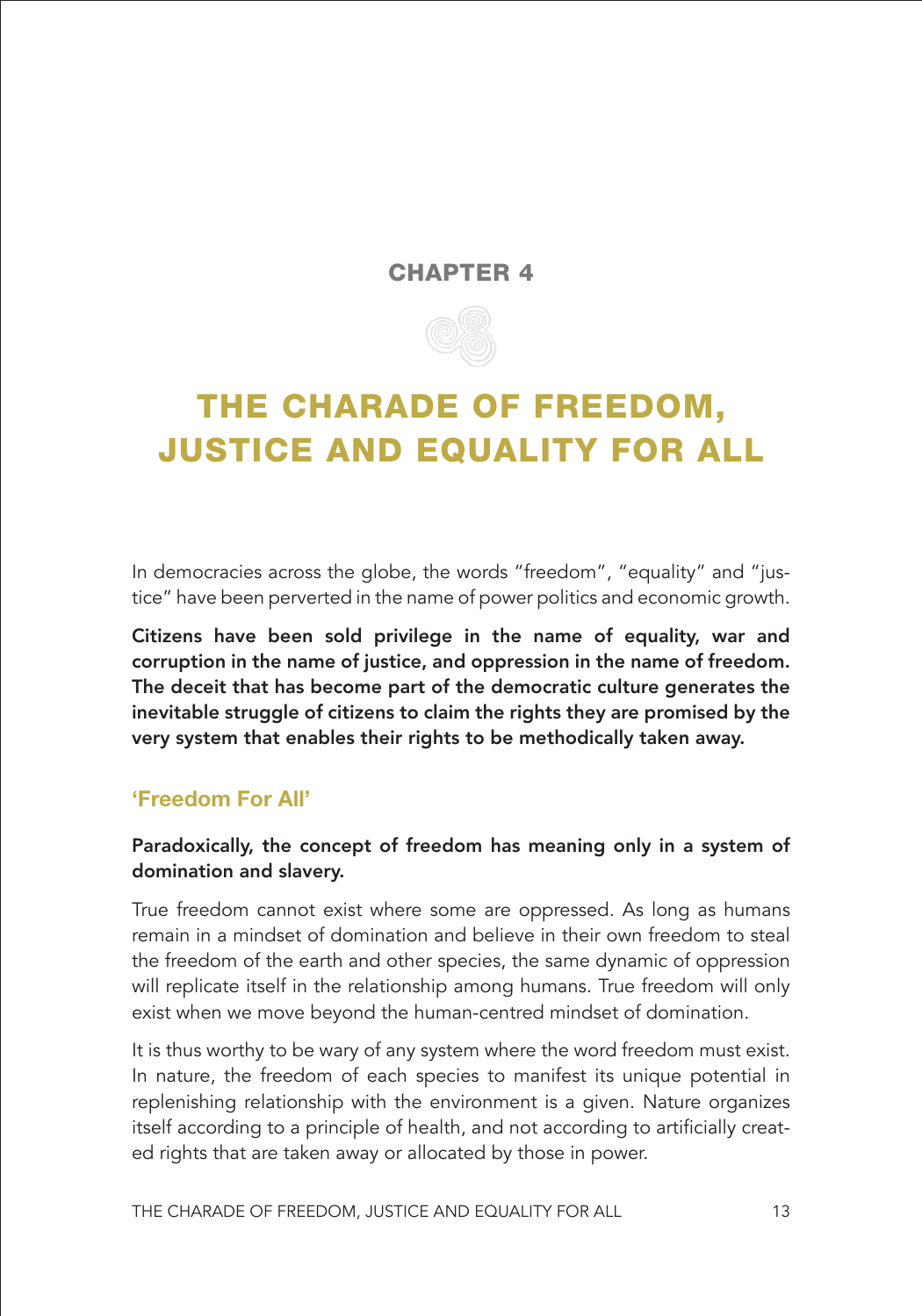## CHAPTER 4

# THE CHARADE OF FREEDOM, JUSTICE AND EQUALITY FOR ALL

In democracies across the globe, the words "freedom", "equality" and "justice" have been perverted in the name of power politics and economic growth.

**Citizens have been sold privilege in the name of equality, war and corruption in the name of justice, and oppression in the name of freedom. The deceit that has become part of the democratic culture generates the inevitable struggle of citizens to claim the rights they are promised by the very system that enables their rights to be methodically taken away.**

### 'Freedom For All'

**Paradoxically, the concept of freedom has meaning only in a system of domination and slavery.**

True freedom cannot exist where some are oppressed. As long as humans remain in a mindset of domination and believe in their own freedom to steal the freedom of the earth and other species, the same dynamic of oppression will replicate itself in the relationship among humans. True freedom will only exist when we move beyond the human-centred mindset of domination.

It is thus worthy to be wary of any system where the word freedom must exist. In nature, the freedom of each species to manifest its unique potential in replenishing relationship with the environment is a given. Nature organizes itself according to a principle of health, and not according to artificially created rights that are taken away or allocated by those in power.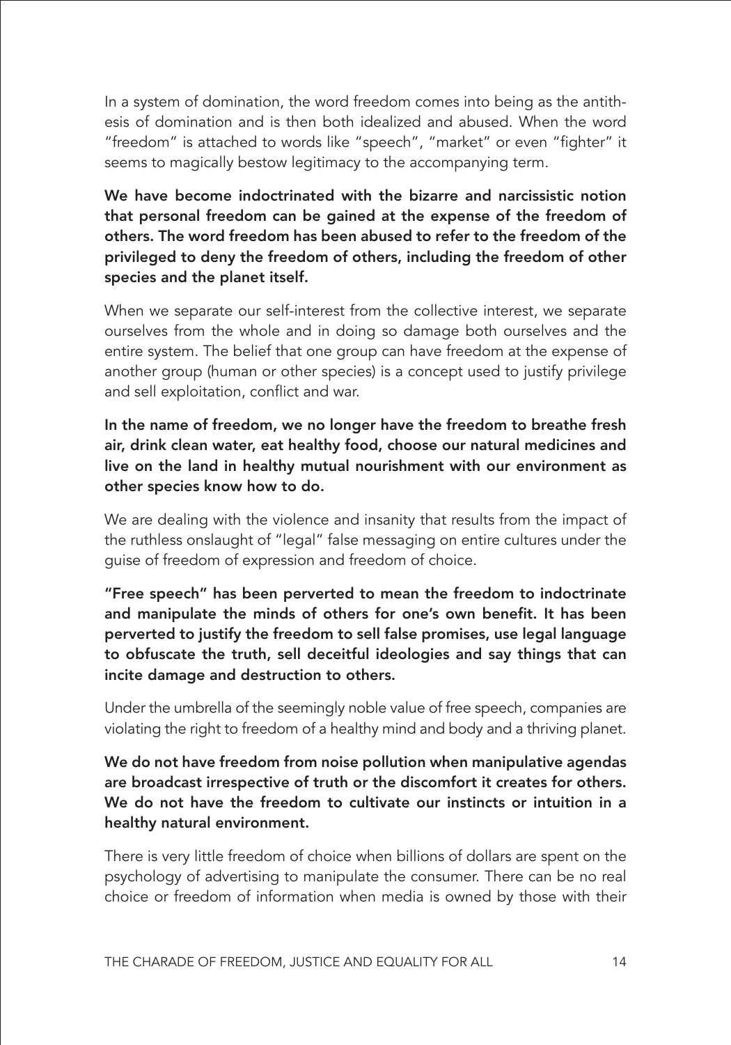In a system of domination, the word freedom comes into being as the antithesis of domination and is then both idealized and abused. When the word "freedom" is attached to words like "speech", "market" or even "fighter" it seems to magically bestow legitimacy to the accompanying term.

**We have become indoctrinated with the bizarre and narcissistic notion that personal freedom can be gained at the expense of the freedom of others. The word freedom has been abused to refer to the freedom of the privileged to deny the freedom of others, including the freedom of other species and the planet itself.**

When we separate our self-interest from the collective interest, we separate ourselves from the whole and in doing so damage both ourselves and the entire system. The belief that one group can have freedom at the expense of another group (human or other species) is a concept used to justify privilege and sell exploitation, conflict and war.

**In the name of freedom, we no longer have the freedom to breathe fresh air, drink clean water, eat healthy food, choose our natural medicines and live on the land in healthy mutual nourishment with our environment as other species know how to do.**

We are dealing with the violence and insanity that results from the impact of the ruthless onslaught of "legal" false messaging on entire cultures under the guise of freedom of expression and freedom of choice.

**"Free speech" has been perverted to mean the freedom to indoctrinate and manipulate the minds of others for one's own benefit. It has been perverted to justify the freedom to sell false promises, use legal language to obfuscate the truth, sell deceitful ideologies and say things that can incite damage and destruction to others.**

Under the umbrella of the seemingly noble value of free speech, companies are violating the right to freedom of a healthy mind and body and a thriving planet.

**We do not have freedom from noise pollution when manipulative agendas are broadcast irrespective of truth or the discomfort it creates for others. We do not have the freedom to cultivate our instincts or intuition in a healthy natural environment.**

There is very little freedom of choice when billions of dollars are spent on the psychology of advertising to manipulate the consumer. There can be no real choice or freedom of information when media is owned by those with their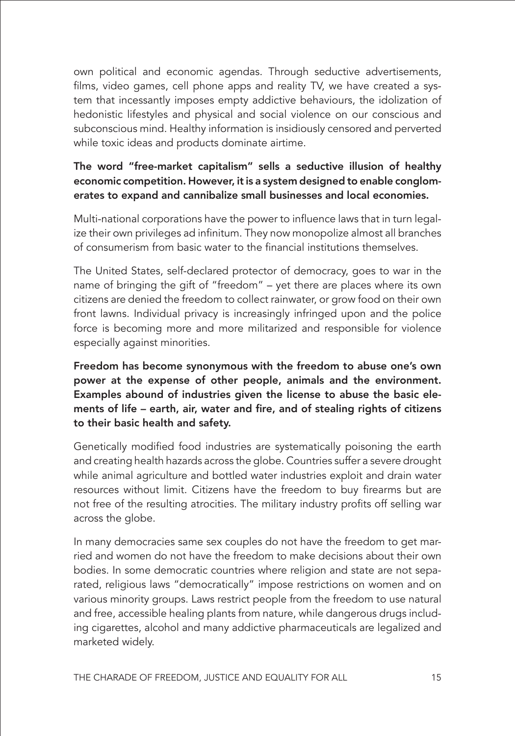own political and economic agendas. Through seductive advertisements, films, video games, cell phone apps and reality TV, we have created a system that incessantly imposes empty addictive behaviours, the idolization of hedonistic lifestyles and physical and social violence on our conscious and subconscious mind. Healthy information is insidiously censored and perverted while toxic ideas and products dominate airtime.

**The word "free-market capitalism" sells a seductive illusion of healthy economic competition. However, it is a system designed to enable conglomerates to expand and cannibalize small businesses and local economies.**

Multi-national corporations have the power to influence laws that in turn legalize their own privileges ad infinitum. They now monopolize almost all branches of consumerism from basic water to the financial institutions themselves.

The United States, self-declared protector of democracy, goes to war in the name of bringing the gift of "freedom" – yet there are places where its own citizens are denied the freedom to collect rainwater, or grow food on their own front lawns. Individual privacy is increasingly infringed upon and the police force is becoming more and more militarized and responsible for violence especially against minorities.

**Freedom has become synonymous with the freedom to abuse one's own power at the expense of other people, animals and the environment. Examples abound of industries given the license to abuse the basic elements of life – earth, air, water and fire, and of stealing rights of citizens to their basic health and safety.**

Genetically modified food industries are systematically poisoning the earth and creating health hazards across the globe. Countries suffer a severe drought while animal agriculture and bottled water industries exploit and drain water resources without limit. Citizens have the freedom to buy firearms but are not free of the resulting atrocities. The military industry profits off selling war across the globe.

In many democracies same sex couples do not have the freedom to get married and women do not have the freedom to make decisions about their own bodies. In some democratic countries where religion and state are not separated, religious laws "democratically" impose restrictions on women and on various minority groups. Laws restrict people from the freedom to use natural and free, accessible healing plants from nature, while dangerous drugs including cigarettes, alcohol and many addictive pharmaceuticals are legalized and marketed widely.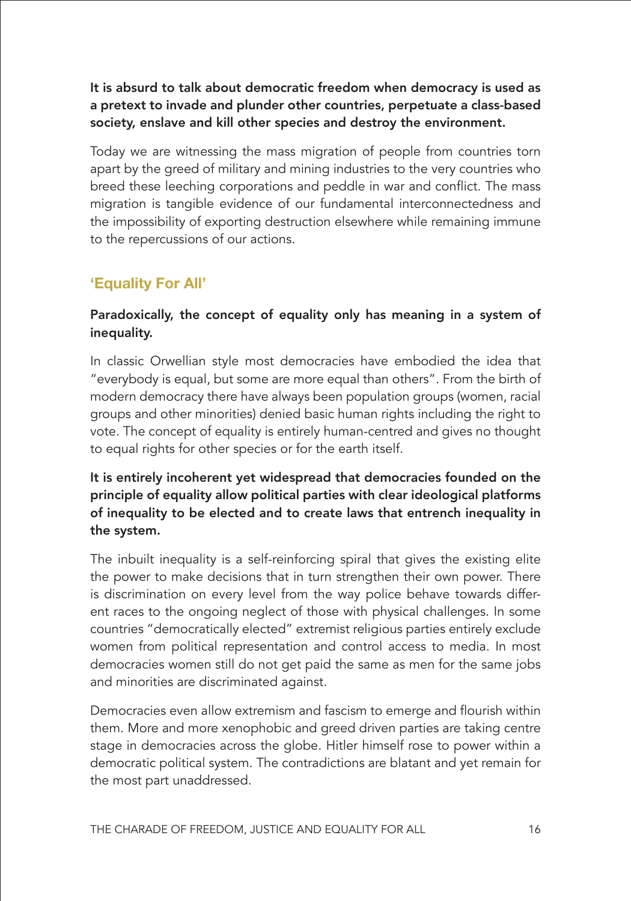**It is absurd to talk about democratic freedom when democracy is used as a pretext to invade and plunder other countries, perpetuate a class-based society, enslave and kill other species and destroy the environment.**

Today we are witnessing the mass migration of people from countries torn apart by the greed of military and mining industries to the very countries who breed these leeching corporations and peddle in war and conflict. The mass migration is tangible evidence of our fundamental interconnectedness and the impossibility of exporting destruction elsewhere while remaining immune to the repercussions of our actions.

## 'Equality For All'

**Paradoxically, the concept of equality only has meaning in a system of inequality.**

In classic Orwellian style most democracies have embodied the idea that "everybody is equal, but some are more equal than others". From the birth of modern democracy there have always been population groups (women, racial groups and other minorities) denied basic human rights including the right to vote. The concept of equality is entirely human-centred and gives no thought to equal rights for other species or for the earth itself.

**It is entirely incoherent yet widespread that democracies founded on the principle of equality allow political parties with clear ideological platforms of inequality to be elected and to create laws that entrench inequality in the system.**

The inbuilt inequality is a self-reinforcing spiral that gives the existing elite the power to make decisions that in turn strengthen their own power. There is discrimination on every level from the way police behave towards different races to the ongoing neglect of those with physical challenges. In some countries "democratically elected" extremist religious parties entirely exclude women from political representation and control access to media. In most democracies women still do not get paid the same as men for the same jobs and minorities are discriminated against.

Democracies even allow extremism and fascism to emerge and flourish within them. More and more xenophobic and greed driven parties are taking centre stage in democracies across the globe. Hitler himself rose to power within a democratic political system. The contradictions are blatant and yet remain for the most part unaddressed.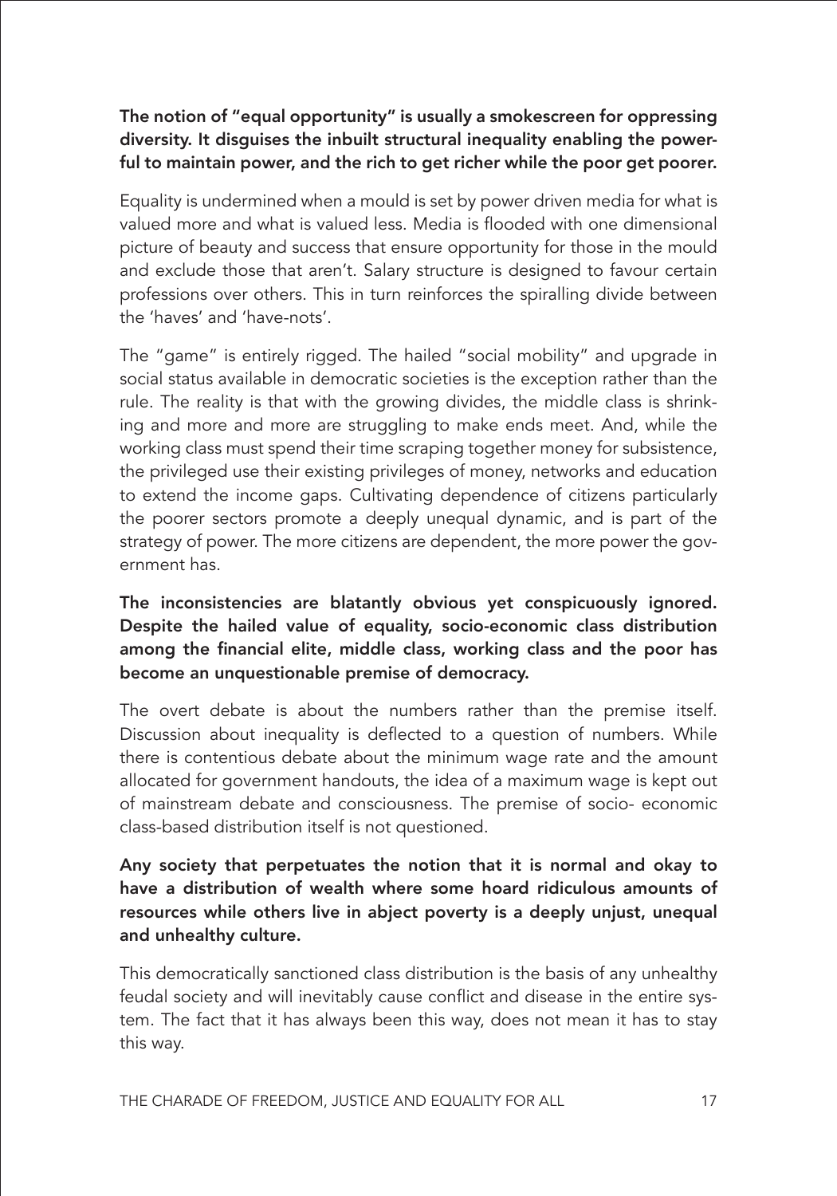**The notion of "equal opportunity" is usually a smokescreen for oppressing diversity. It disguises the inbuilt structural inequality enabling the powerful to maintain power, and the rich to get richer while the poor get poorer.**

Equality is undermined when a mould is set by power driven media for what is valued more and what is valued less. Media is flooded with one dimensional picture of beauty and success that ensure opportunity for those in the mould and exclude those that aren't. Salary structure is designed to favour certain professions over others. This in turn reinforces the spiralling divide between the 'haves' and 'have-nots'.

The "game" is entirely rigged. The hailed "social mobility" and upgrade in social status available in democratic societies is the exception rather than the rule. The reality is that with the growing divides, the middle class is shrinking and more and more are struggling to make ends meet. And, while the working class must spend their time scraping together money for subsistence, the privileged use their existing privileges of money, networks and education to extend the income gaps. Cultivating dependence of citizens particularly the poorer sectors promote a deeply unequal dynamic, and is part of the strategy of power. The more citizens are dependent, the more power the government has.

**The inconsistencies are blatantly obvious yet conspicuously ignored. Despite the hailed value of equality, socio-economic class distribution among the financial elite, middle class, working class and the poor has become an unquestionable premise of democracy.**

The overt debate is about the numbers rather than the premise itself. Discussion about inequality is deflected to a question of numbers. While there is contentious debate about the minimum wage rate and the amount allocated for government handouts, the idea of a maximum wage is kept out of mainstream debate and consciousness. The premise of socio- economic class-based distribution itself is not questioned.

**Any society that perpetuates the notion that it is normal and okay to have a distribution of wealth where some hoard ridiculous amounts of resources while others live in abject poverty is a deeply unjust, unequal and unhealthy culture.**

This democratically sanctioned class distribution is the basis of any unhealthy feudal society and will inevitably cause conflict and disease in the entire system. The fact that it has always been this way, does not mean it has to stay this way.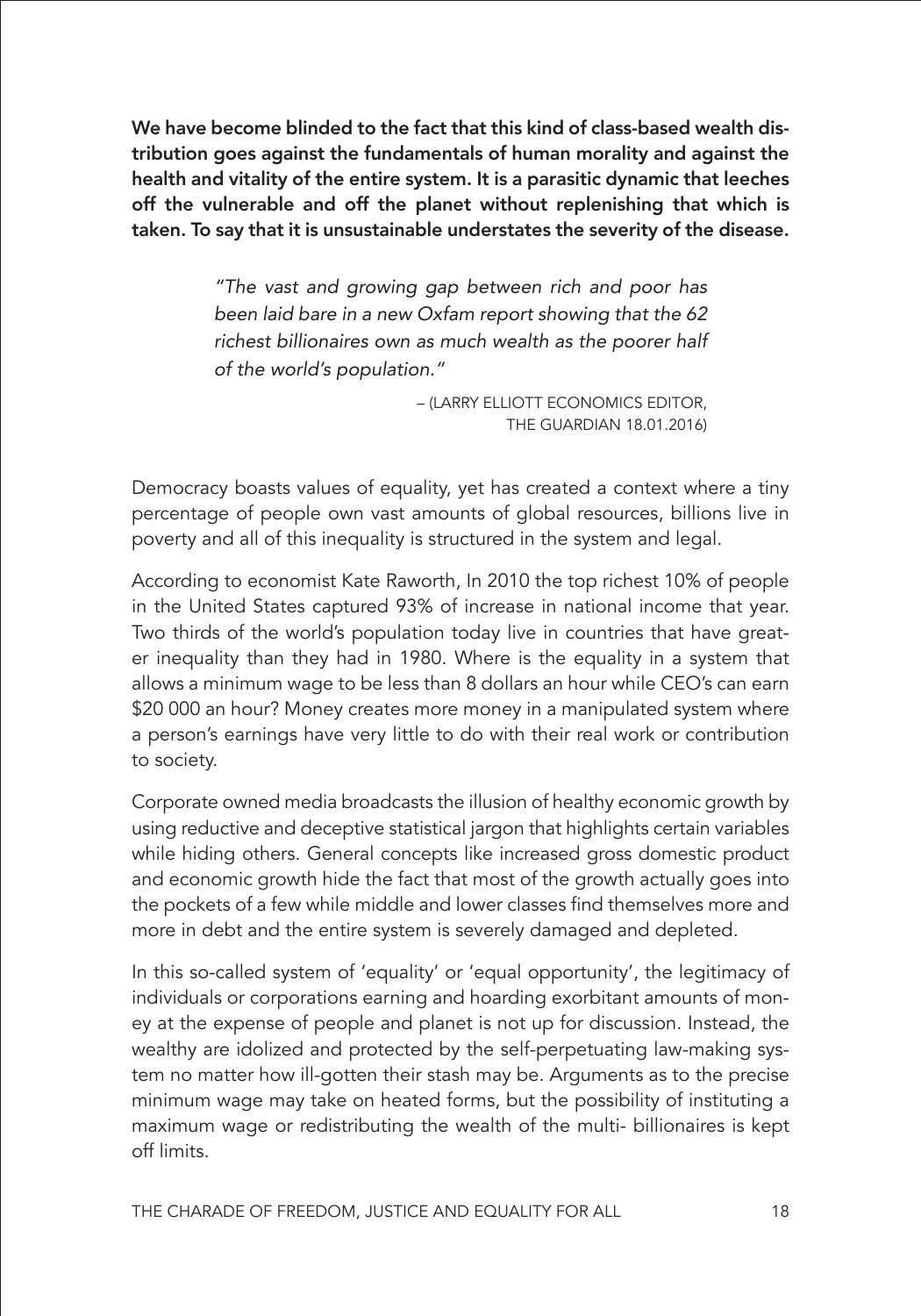**We have become blinded to the fact that this kind of class-based wealth distribution goes against the fundamentals of human morality and against the health and vitality of the entire system. It is a parasitic dynamic that leeches off the vulnerable and off the planet without replenishing that which is taken. To say that it is unsustainable understates the severity of the disease.**

> *"The vast and growing gap between rich and poor has been laid bare in a new Oxfam report showing that the 62 richest billionaires own as much wealth as the poorer half of the world's population."*
>
> – (LARRY ELLIOTT ECONOMICS EDITOR, THE GUARDIAN 18.01.2016)

Democracy boasts values of equality, yet has created a context where a tiny percentage of people own vast amounts of global resources, billions live in poverty and all of this inequality is structured in the system and legal.

According to economist Kate Raworth, In 2010 the top richest 10% of people in the United States captured 93% of increase in national income that year. Two thirds of the world's population today live in countries that have greater inequality than they had in 1980. Where is the equality in a system that allows a minimum wage to be less than 8 dollars an hour while CEO's can earn $20 000 an hour? Money creates more money in a manipulated system where a person's earnings have very little to do with their real work or contribution to society.

Corporate owned media broadcasts the illusion of healthy economic growth by using reductive and deceptive statistical jargon that highlights certain variables while hiding others. General concepts like increased gross domestic product and economic growth hide the fact that most of the growth actually goes into the pockets of a few while middle and lower classes find themselves more and more in debt and the entire system is severely damaged and depleted.

In this so-called system of 'equality' or 'equal opportunity', the legitimacy of individuals or corporations earning and hoarding exorbitant amounts of money at the expense of people and planet is not up for discussion. Instead, the wealthy are idolized and protected by the self-perpetuating law-making system no matter how ill-gotten their stash may be. Arguments as to the precise minimum wage may take on heated forms, but the possibility of instituting a maximum wage or redistributing the wealth of the multi- billionaires is kept off limits.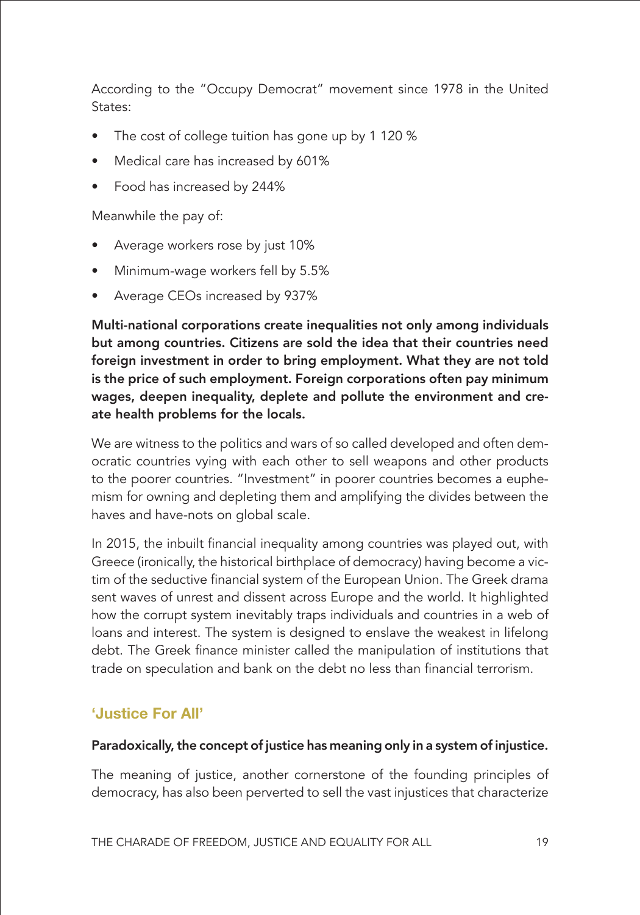According to the "Occupy Democrat" movement since 1978 in the United States:

- The cost of college tuition has gone up by 1 120 %
- Medical care has increased by 601%
- Food has increased by 244%

Meanwhile the pay of:

- Average workers rose by just 10%
- Minimum-wage workers fell by 5.5%
- Average CEOs increased by 937%

**Multi-national corporations create inequalities not only among individuals but among countries. Citizens are sold the idea that their countries need foreign investment in order to bring employment. What they are not told is the price of such employment. Foreign corporations often pay minimum wages, deepen inequality, deplete and pollute the environment and create health problems for the locals.**

We are witness to the politics and wars of so called developed and often democratic countries vying with each other to sell weapons and other products to the poorer countries. "Investment" in poorer countries becomes a euphemism for owning and depleting them and amplifying the divides between the haves and have-nots on global scale.

In 2015, the inbuilt financial inequality among countries was played out, with Greece (ironically, the historical birthplace of democracy) having become a victim of the seductive financial system of the European Union. The Greek drama sent waves of unrest and dissent across Europe and the world. It highlighted how the corrupt system inevitably traps individuals and countries in a web of loans and interest. The system is designed to enslave the weakest in lifelong debt. The Greek finance minister called the manipulation of institutions that trade on speculation and bank on the debt no less than financial terrorism.

## 'Justice For All'

**Paradoxically, the concept of justice has meaning only in a system of injustice.**

The meaning of justice, another cornerstone of the founding principles of democracy, has also been perverted to sell the vast injustices that characterize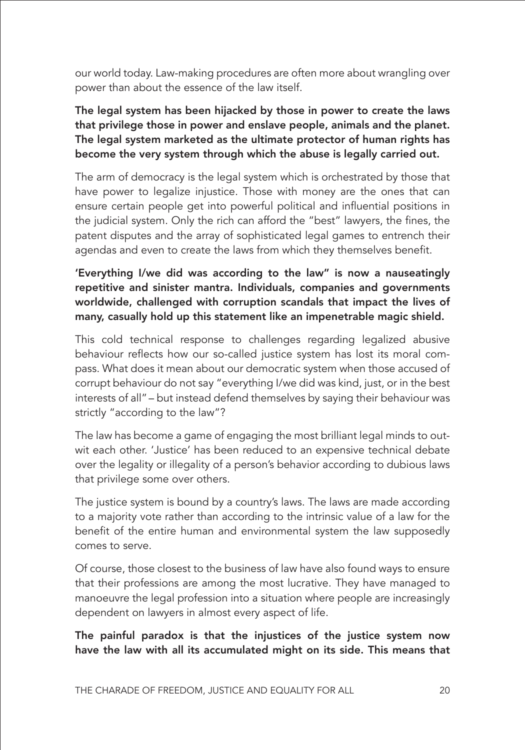our world today. Law-making procedures are often more about wrangling over power than about the essence of the law itself.

**The legal system has been hijacked by those in power to create the laws that privilege those in power and enslave people, animals and the planet. The legal system marketed as the ultimate protector of human rights has become the very system through which the abuse is legally carried out.**

The arm of democracy is the legal system which is orchestrated by those that have power to legalize injustice. Those with money are the ones that can ensure certain people get into powerful political and influential positions in the judicial system. Only the rich can afford the "best" lawyers, the fines, the patent disputes and the array of sophisticated legal games to entrench their agendas and even to create the laws from which they themselves benefit.

**'Everything I/we did was according to the law" is now a nauseatingly repetitive and sinister mantra. Individuals, companies and governments worldwide, challenged with corruption scandals that impact the lives of many, casually hold up this statement like an impenetrable magic shield.**

This cold technical response to challenges regarding legalized abusive behaviour reflects how our so-called justice system has lost its moral compass. What does it mean about our democratic system when those accused of corrupt behaviour do not say "everything I/we did was kind, just, or in the best interests of all" – but instead defend themselves by saying their behaviour was strictly "according to the law"?

The law has become a game of engaging the most brilliant legal minds to outwit each other. 'Justice' has been reduced to an expensive technical debate over the legality or illegality of a person's behavior according to dubious laws that privilege some over others.

The justice system is bound by a country's laws. The laws are made according to a majority vote rather than according to the intrinsic value of a law for the benefit of the entire human and environmental system the law supposedly comes to serve.

Of course, those closest to the business of law have also found ways to ensure that their professions are among the most lucrative. They have managed to manoeuvre the legal profession into a situation where people are increasingly dependent on lawyers in almost every aspect of life.

**The painful paradox is that the injustices of the justice system now have the law with all its accumulated might on its side. This means that**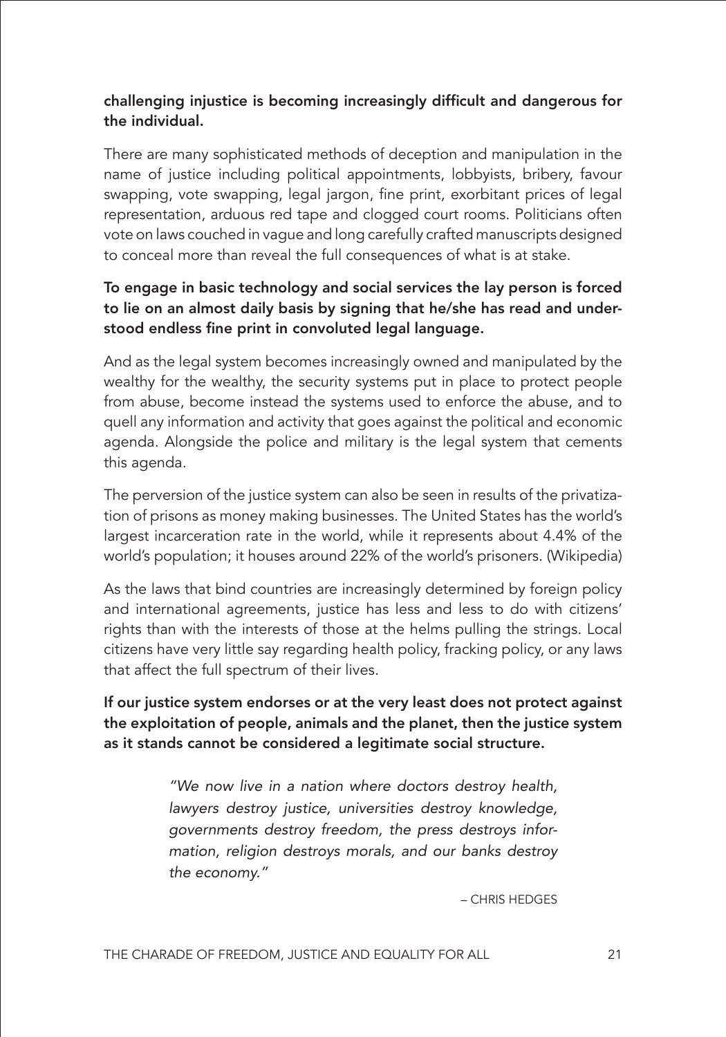**challenging injustice is becoming increasingly difficult and dangerous for the individual.**

There are many sophisticated methods of deception and manipulation in the name of justice including political appointments, lobbyists, bribery, favour swapping, vote swapping, legal jargon, fine print, exorbitant prices of legal representation, arduous red tape and clogged court rooms. Politicians often vote on laws couched in vague and long carefully crafted manuscripts designed to conceal more than reveal the full consequences of what is at stake.

**To engage in basic technology and social services the lay person is forced to lie on an almost daily basis by signing that he/she has read and understood endless fine print in convoluted legal language.**

And as the legal system becomes increasingly owned and manipulated by the wealthy for the wealthy, the security systems put in place to protect people from abuse, become instead the systems used to enforce the abuse, and to quell any information and activity that goes against the political and economic agenda. Alongside the police and military is the legal system that cements this agenda.

The perversion of the justice system can also be seen in results of the privatization of prisons as money making businesses. The United States has the world's largest incarceration rate in the world, while it represents about 4.4% of the world's population; it houses around 22% of the world's prisoners. (Wikipedia)

As the laws that bind countries are increasingly determined by foreign policy and international agreements, justice has less and less to do with citizens' rights than with the interests of those at the helms pulling the strings. Local citizens have very little say regarding health policy, fracking policy, or any laws that affect the full spectrum of their lives.

**If our justice system endorses or at the very least does not protect against the exploitation of people, animals and the planet, then the justice system as it stands cannot be considered a legitimate social structure.**

> *"We now live in a nation where doctors destroy health, lawyers destroy justice, universities destroy knowledge, governments destroy freedom, the press destroys information, religion destroys morals, and our banks destroy the economy."*
>
> – CHRIS HEDGES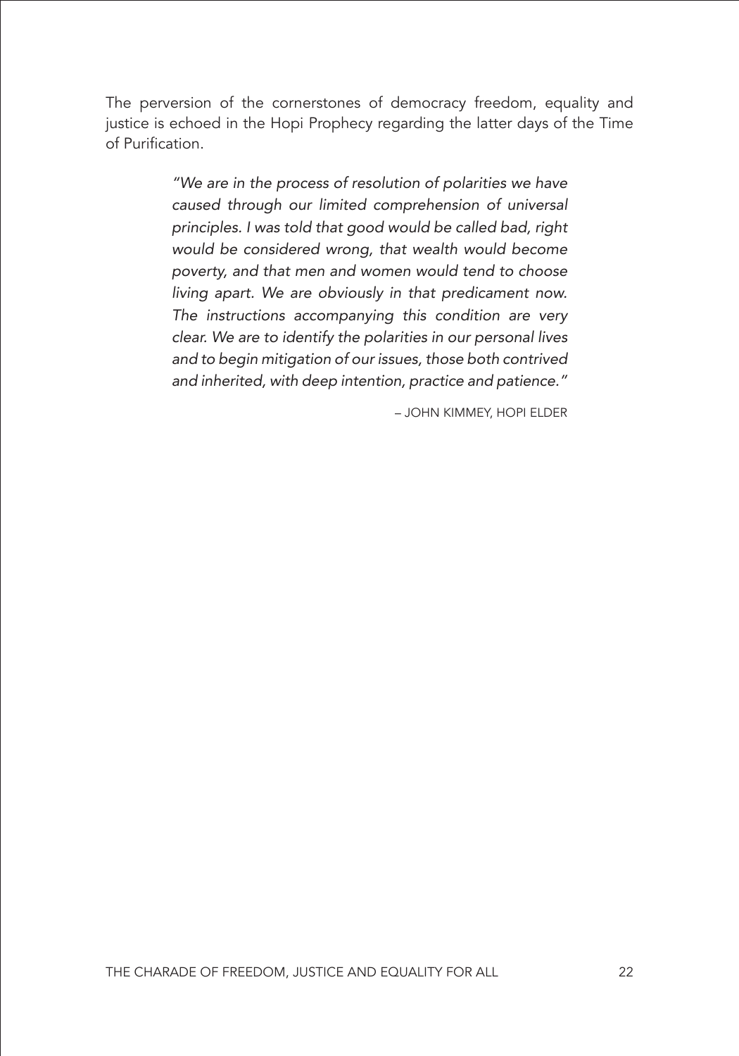The perversion of the cornerstones of democracy freedom, equality and justice is echoed in the Hopi Prophecy regarding the latter days of the Time of Purification.

> *"We are in the process of resolution of polarities we have caused through our limited comprehension of universal principles. I was told that good would be called bad, right would be considered wrong, that wealth would become poverty, and that men and women would tend to choose living apart. We are obviously in that predicament now. The instructions accompanying this condition are very clear. We are to identify the polarities in our personal lives and to begin mitigation of our issues, those both contrived and inherited, with deep intention, practice and patience."*
>
> – JOHN KIMMEY, HOPI ELDER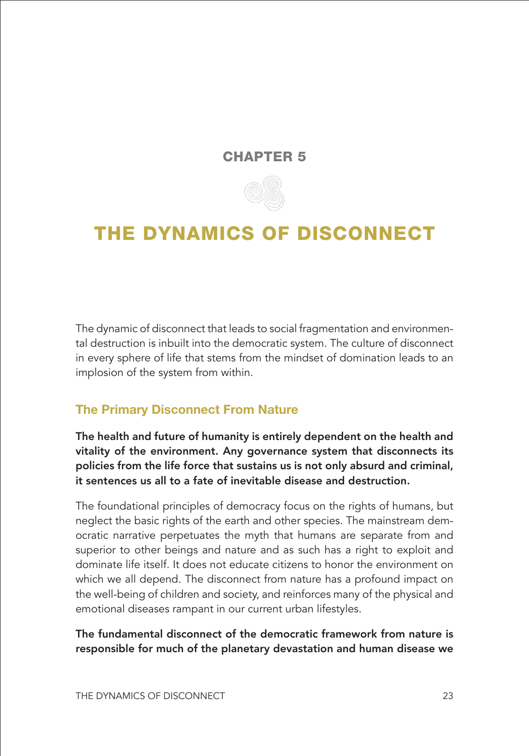# CHAPTER 5

# THE DYNAMICS OF DISCONNECT

The dynamic of disconnect that leads to social fragmentation and environmental destruction is inbuilt into the democratic system. The culture of disconnect in every sphere of life that stems from the mindset of domination leads to an implosion of the system from within.

## The Primary Disconnect From Nature

**The health and future of humanity is entirely dependent on the health and vitality of the environment. Any governance system that disconnects its policies from the life force that sustains us is not only absurd and criminal, it sentences us all to a fate of inevitable disease and destruction.**

The foundational principles of democracy focus on the rights of humans, but neglect the basic rights of the earth and other species. The mainstream democratic narrative perpetuates the myth that humans are separate from and superior to other beings and nature and as such has a right to exploit and dominate life itself. It does not educate citizens to honor the environment on which we all depend. The disconnect from nature has a profound impact on the well-being of children and society, and reinforces many of the physical and emotional diseases rampant in our current urban lifestyles.

**The fundamental disconnect of the democratic framework from nature is responsible for much of the planetary devastation and human disease we**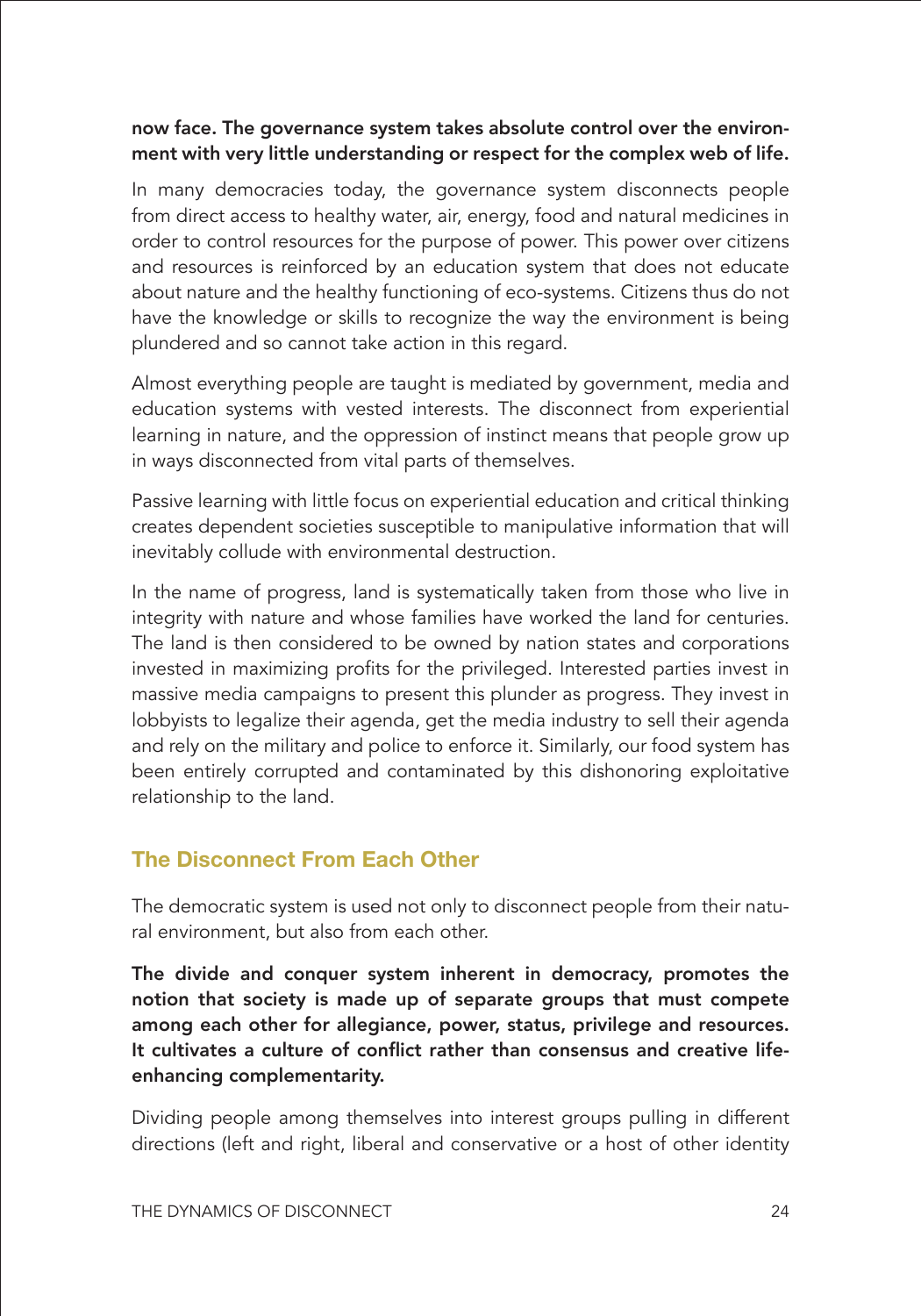**now face. The governance system takes absolute control over the environment with very little understanding or respect for the complex web of life.**

In many democracies today, the governance system disconnects people from direct access to healthy water, air, energy, food and natural medicines in order to control resources for the purpose of power. This power over citizens and resources is reinforced by an education system that does not educate about nature and the healthy functioning of eco-systems. Citizens thus do not have the knowledge or skills to recognize the way the environment is being plundered and so cannot take action in this regard.

Almost everything people are taught is mediated by government, media and education systems with vested interests. The disconnect from experiential learning in nature, and the oppression of instinct means that people grow up in ways disconnected from vital parts of themselves.

Passive learning with little focus on experiential education and critical thinking creates dependent societies susceptible to manipulative information that will inevitably collude with environmental destruction.

In the name of progress, land is systematically taken from those who live in integrity with nature and whose families have worked the land for centuries. The land is then considered to be owned by nation states and corporations invested in maximizing profits for the privileged. Interested parties invest in massive media campaigns to present this plunder as progress. They invest in lobbyists to legalize their agenda, get the media industry to sell their agenda and rely on the military and police to enforce it. Similarly, our food system has been entirely corrupted and contaminated by this dishonoring exploitative relationship to the land.

## The Disconnect From Each Other

The democratic system is used not only to disconnect people from their natural environment, but also from each other.

**The divide and conquer system inherent in democracy, promotes the notion that society is made up of separate groups that must compete among each other for allegiance, power, status, privilege and resources. It cultivates a culture of conflict rather than consensus and creative life-enhancing complementarity.**

Dividing people among themselves into interest groups pulling in different directions (left and right, liberal and conservative or a host of other identity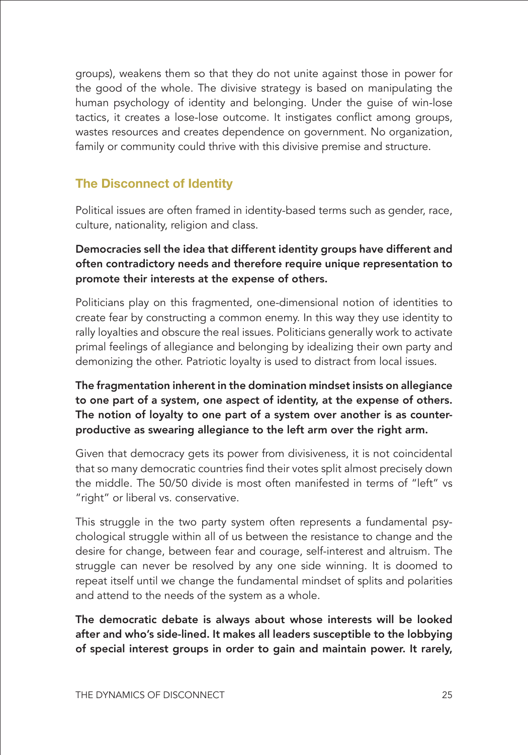groups), weakens them so that they do not unite against those in power for the good of the whole. The divisive strategy is based on manipulating the human psychology of identity and belonging. Under the guise of win-lose tactics, it creates a lose-lose outcome. It instigates conflict among groups, wastes resources and creates dependence on government. No organization, family or community could thrive with this divisive premise and structure.

## The Disconnect of Identity

Political issues are often framed in identity-based terms such as gender, race, culture, nationality, religion and class.

**Democracies sell the idea that different identity groups have different and often contradictory needs and therefore require unique representation to promote their interests at the expense of others.**

Politicians play on this fragmented, one-dimensional notion of identities to create fear by constructing a common enemy. In this way they use identity to rally loyalties and obscure the real issues. Politicians generally work to activate primal feelings of allegiance and belonging by idealizing their own party and demonizing the other. Patriotic loyalty is used to distract from local issues.

**The fragmentation inherent in the domination mindset insists on allegiance to one part of a system, one aspect of identity, at the expense of others. The notion of loyalty to one part of a system over another is as counter-productive as swearing allegiance to the left arm over the right arm.**

Given that democracy gets its power from divisiveness, it is not coincidental that so many democratic countries find their votes split almost precisely down the middle. The 50/50 divide is most often manifested in terms of "left" vs "right" or liberal vs. conservative.

This struggle in the two party system often represents a fundamental psychological struggle within all of us between the resistance to change and the desire for change, between fear and courage, self-interest and altruism. The struggle can never be resolved by any one side winning. It is doomed to repeat itself until we change the fundamental mindset of splits and polarities and attend to the needs of the system as a whole.

**The democratic debate is always about whose interests will be looked after and who's side-lined. It makes all leaders susceptible to the lobbying of special interest groups in order to gain and maintain power. It rarely,**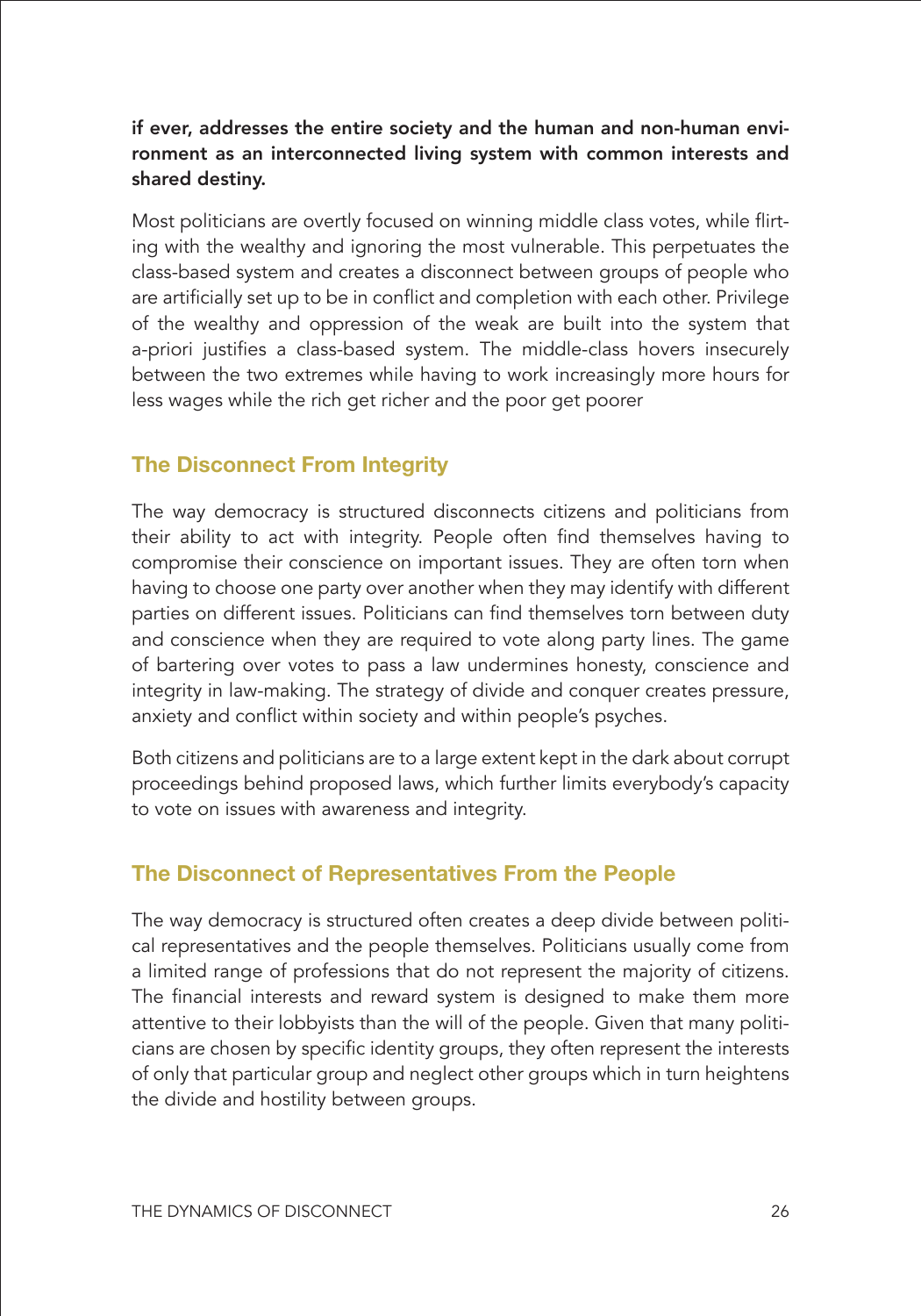**if ever, addresses the entire society and the human and non-human environment as an interconnected living system with common interests and shared destiny.**

Most politicians are overtly focused on winning middle class votes, while flirting with the wealthy and ignoring the most vulnerable. This perpetuates the class-based system and creates a disconnect between groups of people who are artificially set up to be in conflict and completion with each other. Privilege of the wealthy and oppression of the weak are built into the system that a-priori justifies a class-based system. The middle-class hovers insecurely between the two extremes while having to work increasingly more hours for less wages while the rich get richer and the poor get poorer

## The Disconnect From Integrity

The way democracy is structured disconnects citizens and politicians from their ability to act with integrity. People often find themselves having to compromise their conscience on important issues. They are often torn when having to choose one party over another when they may identify with different parties on different issues. Politicians can find themselves torn between duty and conscience when they are required to vote along party lines. The game of bartering over votes to pass a law undermines honesty, conscience and integrity in law-making. The strategy of divide and conquer creates pressure, anxiety and conflict within society and within people's psyches.

Both citizens and politicians are to a large extent kept in the dark about corrupt proceedings behind proposed laws, which further limits everybody's capacity to vote on issues with awareness and integrity.

## The Disconnect of Representatives From the People

The way democracy is structured often creates a deep divide between political representatives and the people themselves. Politicians usually come from a limited range of professions that do not represent the majority of citizens. The financial interests and reward system is designed to make them more attentive to their lobbyists than the will of the people. Given that many politicians are chosen by specific identity groups, they often represent the interests of only that particular group and neglect other groups which in turn heightens the divide and hostility between groups.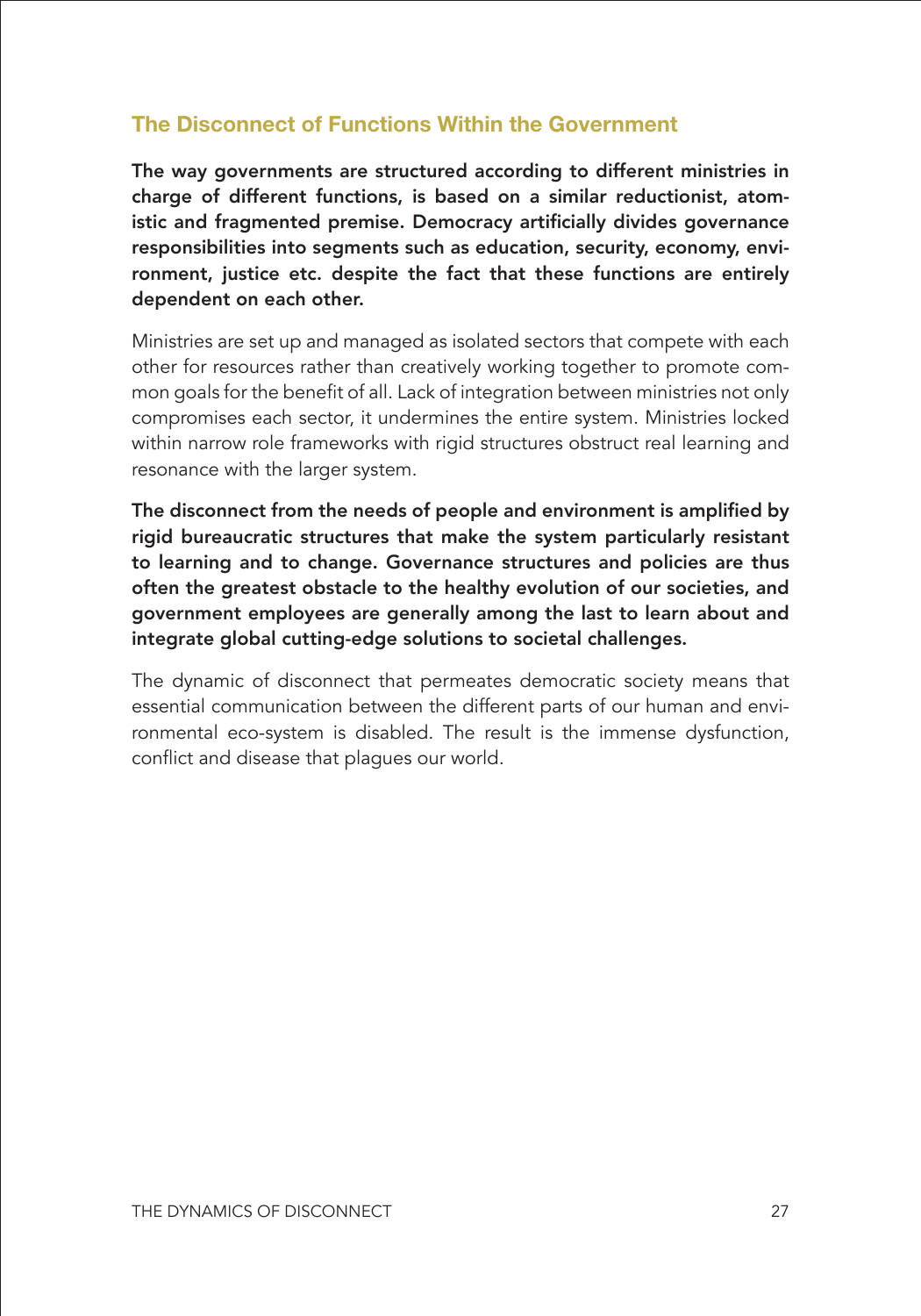## The Disconnect of Functions Within the Government

**The way governments are structured according to different ministries in charge of different functions, is based on a similar reductionist, atomistic and fragmented premise. Democracy artificially divides governance responsibilities into segments such as education, security, economy, environment, justice etc. despite the fact that these functions are entirely dependent on each other.**

Ministries are set up and managed as isolated sectors that compete with each other for resources rather than creatively working together to promote common goals for the benefit of all. Lack of integration between ministries not only compromises each sector, it undermines the entire system. Ministries locked within narrow role frameworks with rigid structures obstruct real learning and resonance with the larger system.

**The disconnect from the needs of people and environment is amplified by rigid bureaucratic structures that make the system particularly resistant to learning and to change. Governance structures and policies are thus often the greatest obstacle to the healthy evolution of our societies, and government employees are generally among the last to learn about and integrate global cutting-edge solutions to societal challenges.**

The dynamic of disconnect that permeates democratic society means that essential communication between the different parts of our human and environmental eco-system is disabled. The result is the immense dysfunction, conflict and disease that plagues our world.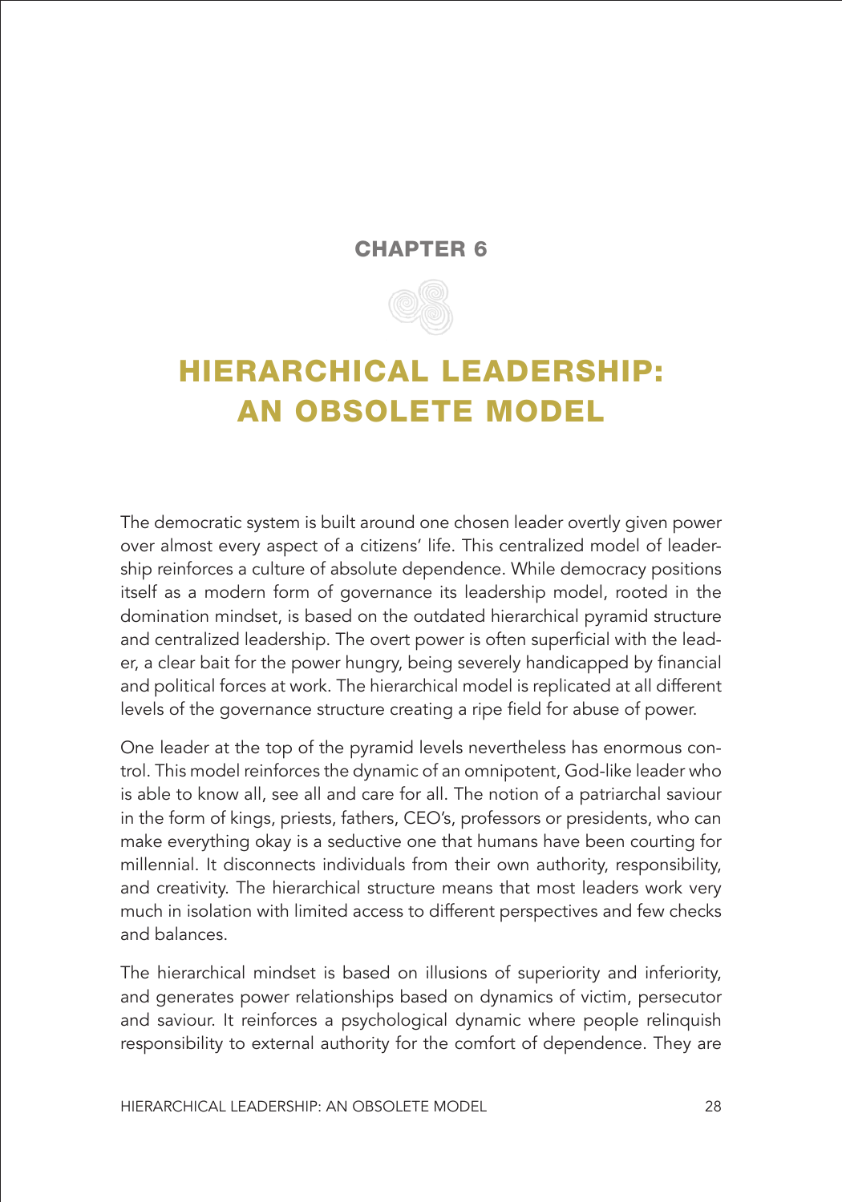## CHAPTER 6

# HIERARCHICAL LEADERSHIP: AN OBSOLETE MODEL

The democratic system is built around one chosen leader overtly given power over almost every aspect of a citizens' life. This centralized model of leadership reinforces a culture of absolute dependence. While democracy positions itself as a modern form of governance its leadership model, rooted in the domination mindset, is based on the outdated hierarchical pyramid structure and centralized leadership. The overt power is often superficial with the leader, a clear bait for the power hungry, being severely handicapped by financial and political forces at work. The hierarchical model is replicated at all different levels of the governance structure creating a ripe field for abuse of power.

One leader at the top of the pyramid levels nevertheless has enormous control. This model reinforces the dynamic of an omnipotent, God-like leader who is able to know all, see all and care for all. The notion of a patriarchal saviour in the form of kings, priests, fathers, CEO's, professors or presidents, who can make everything okay is a seductive one that humans have been courting for millennial. It disconnects individuals from their own authority, responsibility, and creativity. The hierarchical structure means that most leaders work very much in isolation with limited access to different perspectives and few checks and balances.

The hierarchical mindset is based on illusions of superiority and inferiority, and generates power relationships based on dynamics of victim, persecutor and saviour. It reinforces a psychological dynamic where people relinquish responsibility to external authority for the comfort of dependence. They are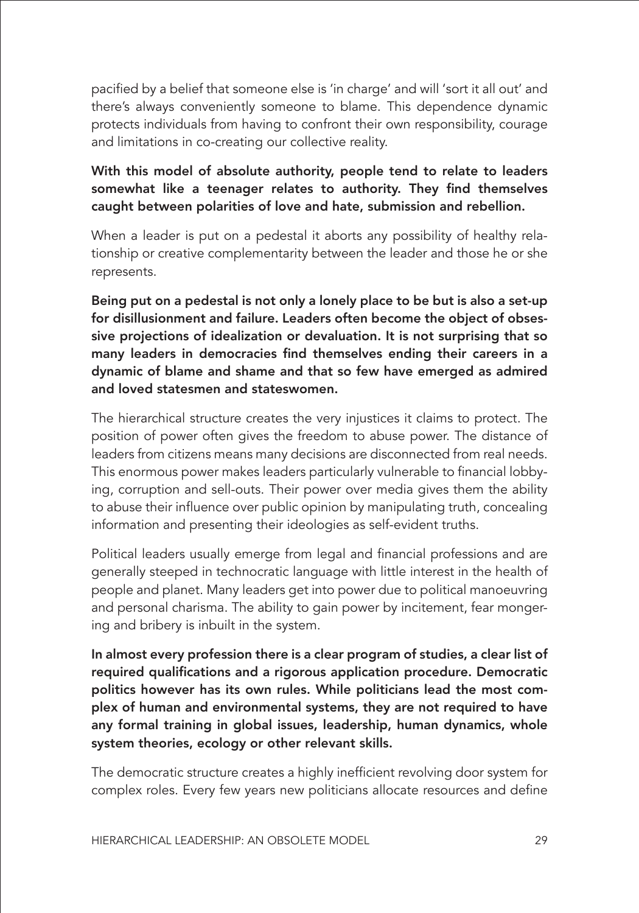pacified by a belief that someone else is 'in charge' and will 'sort it all out' and there's always conveniently someone to blame. This dependence dynamic protects individuals from having to confront their own responsibility, courage and limitations in co-creating our collective reality.

**With this model of absolute authority, people tend to relate to leaders somewhat like a teenager relates to authority. They find themselves caught between polarities of love and hate, submission and rebellion.**

When a leader is put on a pedestal it aborts any possibility of healthy relationship or creative complementarity between the leader and those he or she represents.

**Being put on a pedestal is not only a lonely place to be but is also a set-up for disillusionment and failure. Leaders often become the object of obsessive projections of idealization or devaluation. It is not surprising that so many leaders in democracies find themselves ending their careers in a dynamic of blame and shame and that so few have emerged as admired and loved statesmen and stateswomen.**

The hierarchical structure creates the very injustices it claims to protect. The position of power often gives the freedom to abuse power. The distance of leaders from citizens means many decisions are disconnected from real needs. This enormous power makes leaders particularly vulnerable to financial lobbying, corruption and sell-outs. Their power over media gives them the ability to abuse their influence over public opinion by manipulating truth, concealing information and presenting their ideologies as self-evident truths.

Political leaders usually emerge from legal and financial professions and are generally steeped in technocratic language with little interest in the health of people and planet. Many leaders get into power due to political manoeuvring and personal charisma. The ability to gain power by incitement, fear mongering and bribery is inbuilt in the system.

**In almost every profession there is a clear program of studies, a clear list of required qualifications and a rigorous application procedure. Democratic politics however has its own rules. While politicians lead the most complex of human and environmental systems, they are not required to have any formal training in global issues, leadership, human dynamics, whole system theories, ecology or other relevant skills.**

The democratic structure creates a highly inefficient revolving door system for complex roles. Every few years new politicians allocate resources and define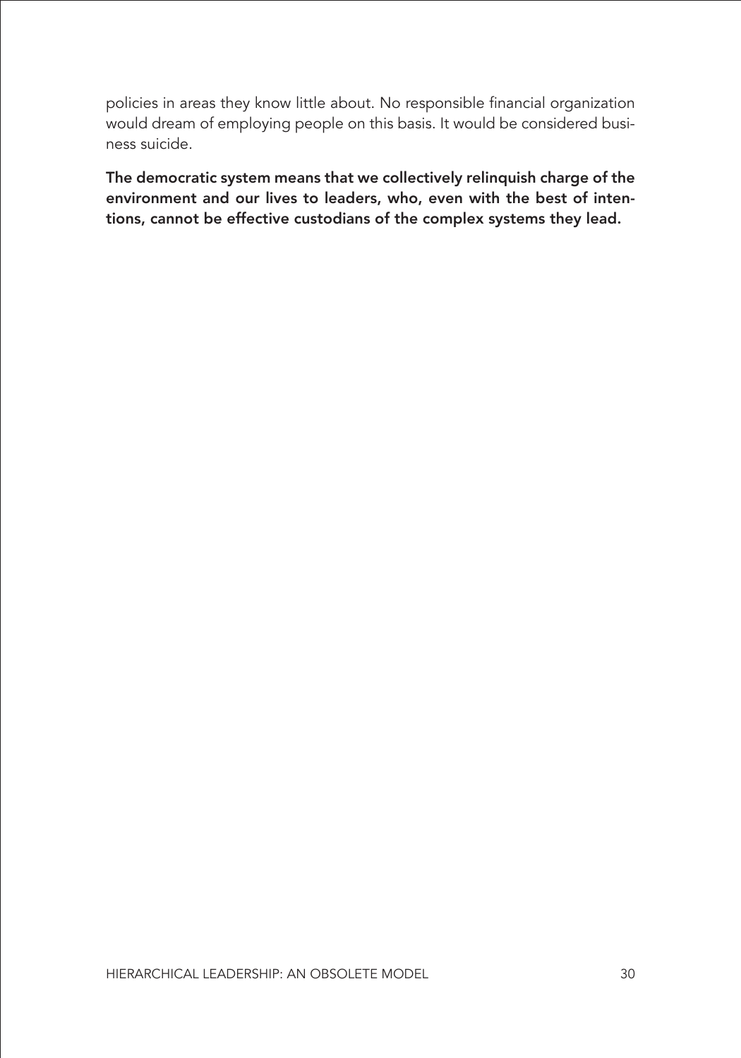policies in areas they know little about. No responsible financial organization would dream of employing people on this basis. It would be considered business suicide.

**The democratic system means that we collectively relinquish charge of the environment and our lives to leaders, who, even with the best of intentions, cannot be effective custodians of the complex systems they lead.**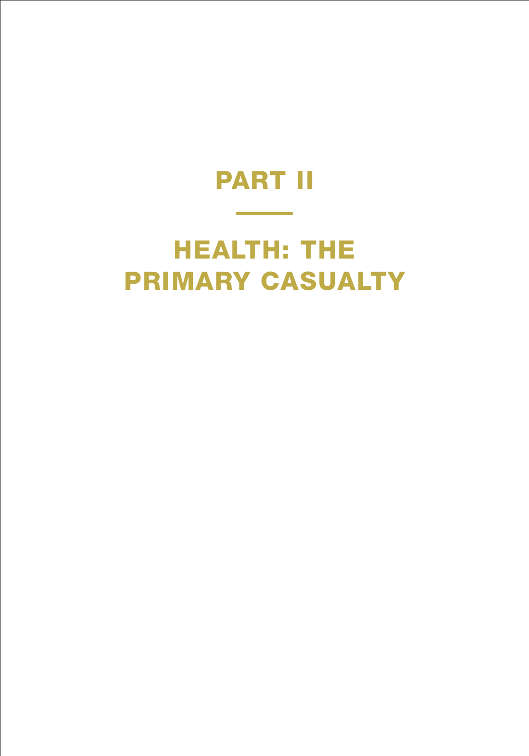# PART II

# HEALTH: THE PRIMARY CASUALTY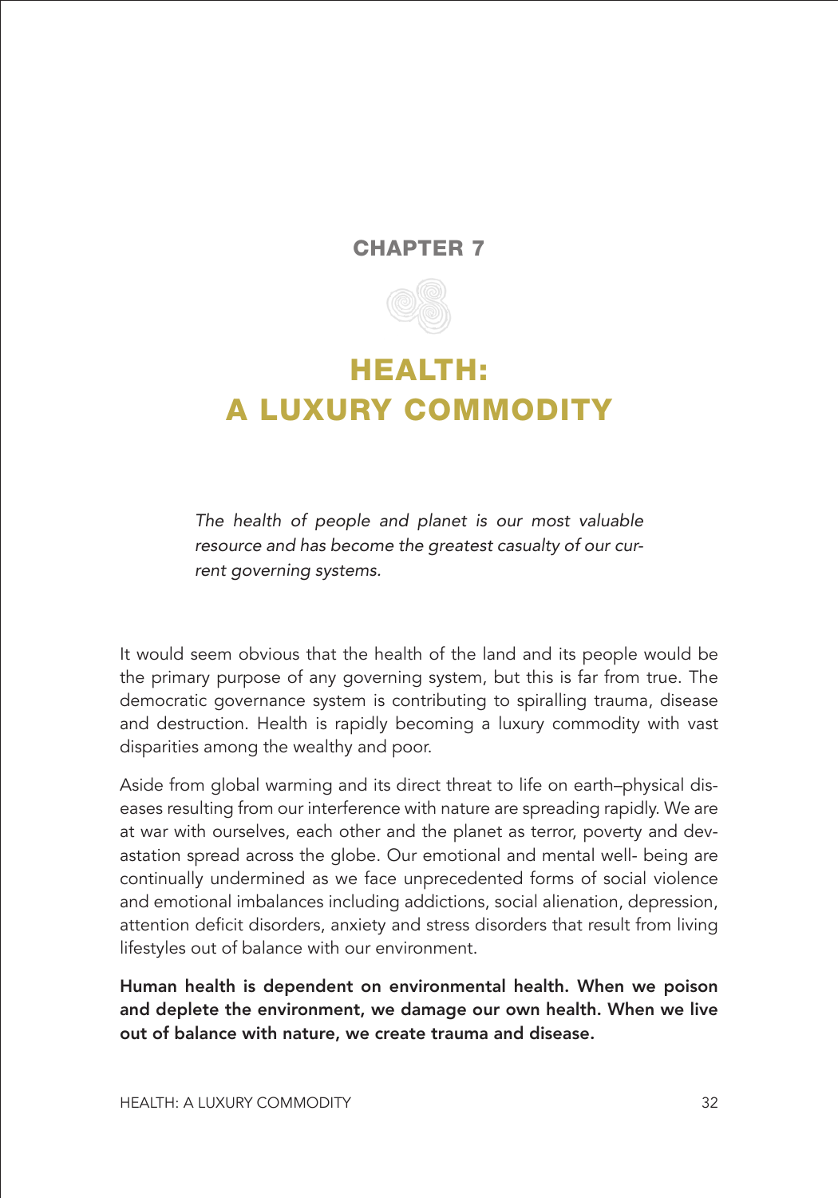## CHAPTER 7

# HEALTH: A LUXURY COMMODITY

*The health of people and planet is our most valuable resource and has become the greatest casualty of our current governing systems.*

It would seem obvious that the health of the land and its people would be the primary purpose of any governing system, but this is far from true. The democratic governance system is contributing to spiralling trauma, disease and destruction. Health is rapidly becoming a luxury commodity with vast disparities among the wealthy and poor.

Aside from global warming and its direct threat to life on earth–physical diseases resulting from our interference with nature are spreading rapidly. We are at war with ourselves, each other and the planet as terror, poverty and devastation spread across the globe. Our emotional and mental well- being are continually undermined as we face unprecedented forms of social violence and emotional imbalances including addictions, social alienation, depression, attention deficit disorders, anxiety and stress disorders that result from living lifestyles out of balance with our environment.

**Human health is dependent on environmental health. When we poison and deplete the environment, we damage our own health. When we live out of balance with nature, we create trauma and disease.**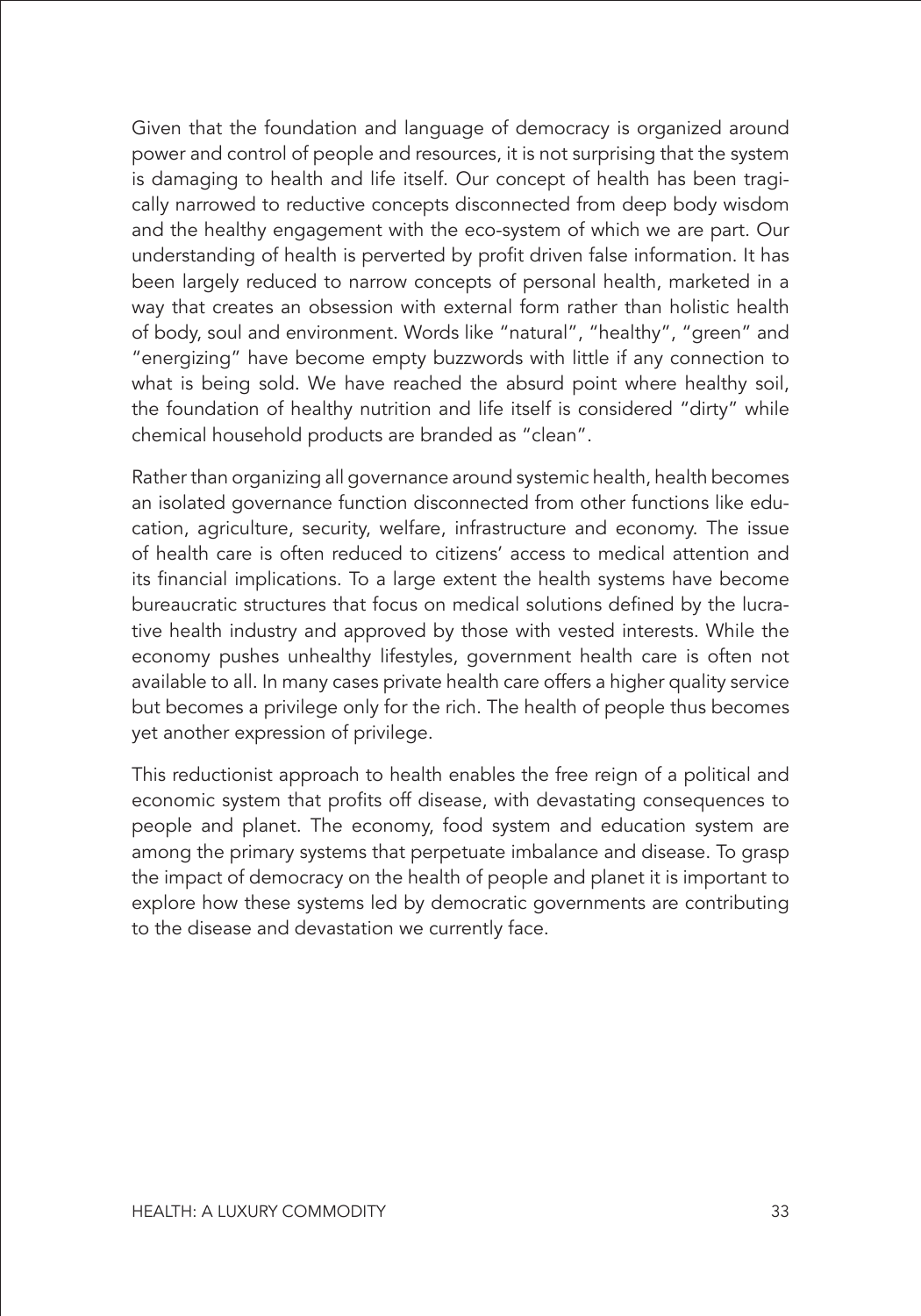Given that the foundation and language of democracy is organized around power and control of people and resources, it is not surprising that the system is damaging to health and life itself. Our concept of health has been tragically narrowed to reductive concepts disconnected from deep body wisdom and the healthy engagement with the eco-system of which we are part. Our understanding of health is perverted by profit driven false information. It has been largely reduced to narrow concepts of personal health, marketed in a way that creates an obsession with external form rather than holistic health of body, soul and environment. Words like "natural", "healthy", "green" and "energizing" have become empty buzzwords with little if any connection to what is being sold. We have reached the absurd point where healthy soil, the foundation of healthy nutrition and life itself is considered "dirty" while chemical household products are branded as "clean".

Rather than organizing all governance around systemic health, health becomes an isolated governance function disconnected from other functions like education, agriculture, security, welfare, infrastructure and economy. The issue of health care is often reduced to citizens' access to medical attention and its financial implications. To a large extent the health systems have become bureaucratic structures that focus on medical solutions defined by the lucrative health industry and approved by those with vested interests. While the economy pushes unhealthy lifestyles, government health care is often not available to all. In many cases private health care offers a higher quality service but becomes a privilege only for the rich. The health of people thus becomes yet another expression of privilege.

This reductionist approach to health enables the free reign of a political and economic system that profits off disease, with devastating consequences to people and planet. The economy, food system and education system are among the primary systems that perpetuate imbalance and disease. To grasp the impact of democracy on the health of people and planet it is important to explore how these systems led by democratic governments are contributing to the disease and devastation we currently face.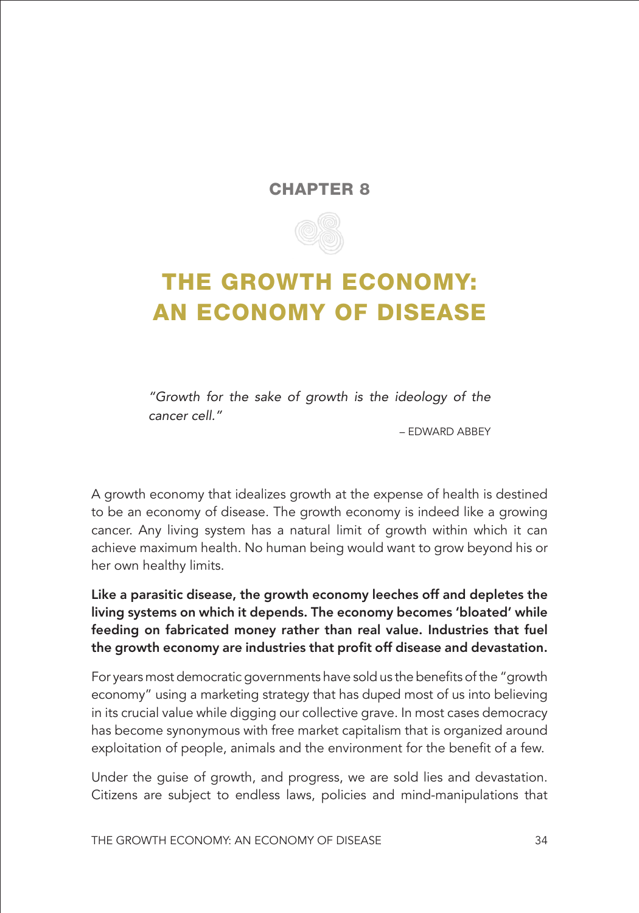## CHAPTER 8

# THE GROWTH ECONOMY: AN ECONOMY OF DISEASE

> *"Growth for the sake of growth is the ideology of the cancer cell."*
>
> – EDWARD ABBEY

A growth economy that idealizes growth at the expense of health is destined to be an economy of disease. The growth economy is indeed like a growing cancer. Any living system has a natural limit of growth within which it can achieve maximum health. No human being would want to grow beyond his or her own healthy limits.

**Like a parasitic disease, the growth economy leeches off and depletes the living systems on which it depends. The economy becomes 'bloated' while feeding on fabricated money rather than real value. Industries that fuel the growth economy are industries that profit off disease and devastation.**

For years most democratic governments have sold us the benefits of the "growth economy" using a marketing strategy that has duped most of us into believing in its crucial value while digging our collective grave. In most cases democracy has become synonymous with free market capitalism that is organized around exploitation of people, animals and the environment for the benefit of a few.

Under the guise of growth, and progress, we are sold lies and devastation. Citizens are subject to endless laws, policies and mind-manipulations that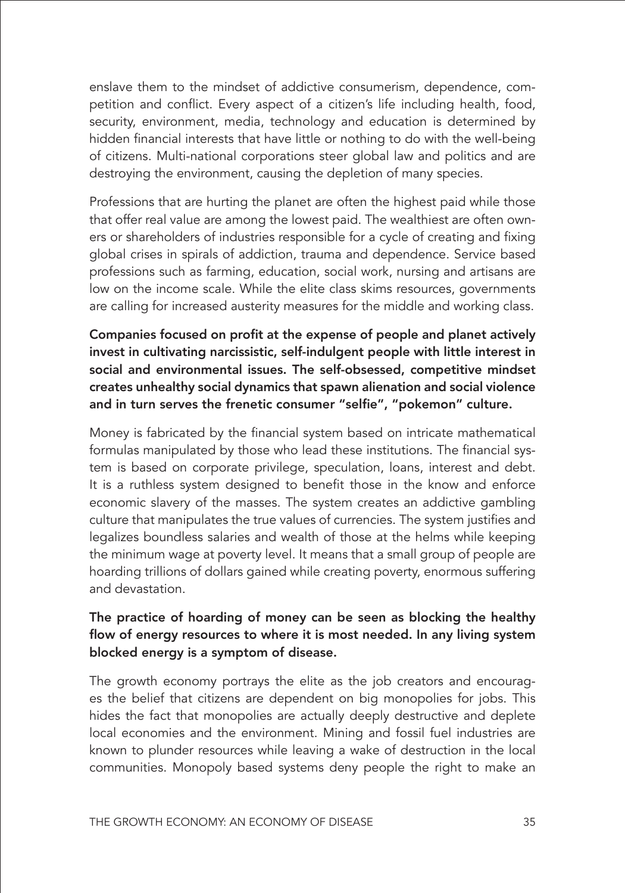enslave them to the mindset of addictive consumerism, dependence, competition and conflict. Every aspect of a citizen's life including health, food, security, environment, media, technology and education is determined by hidden financial interests that have little or nothing to do with the well-being of citizens. Multi-national corporations steer global law and politics and are destroying the environment, causing the depletion of many species.

Professions that are hurting the planet are often the highest paid while those that offer real value are among the lowest paid. The wealthiest are often owners or shareholders of industries responsible for a cycle of creating and fixing global crises in spirals of addiction, trauma and dependence. Service based professions such as farming, education, social work, nursing and artisans are low on the income scale. While the elite class skims resources, governments are calling for increased austerity measures for the middle and working class.

**Companies focused on profit at the expense of people and planet actively invest in cultivating narcissistic, self-indulgent people with little interest in social and environmental issues. The self-obsessed, competitive mindset creates unhealthy social dynamics that spawn alienation and social violence and in turn serves the frenetic consumer "selfie", "pokemon" culture.**

Money is fabricated by the financial system based on intricate mathematical formulas manipulated by those who lead these institutions. The financial system is based on corporate privilege, speculation, loans, interest and debt. It is a ruthless system designed to benefit those in the know and enforce economic slavery of the masses. The system creates an addictive gambling culture that manipulates the true values of currencies. The system justifies and legalizes boundless salaries and wealth of those at the helms while keeping the minimum wage at poverty level. It means that a small group of people are hoarding trillions of dollars gained while creating poverty, enormous suffering and devastation.

**The practice of hoarding of money can be seen as blocking the healthy flow of energy resources to where it is most needed. In any living system blocked energy is a symptom of disease.**

The growth economy portrays the elite as the job creators and encourages the belief that citizens are dependent on big monopolies for jobs. This hides the fact that monopolies are actually deeply destructive and deplete local economies and the environment. Mining and fossil fuel industries are known to plunder resources while leaving a wake of destruction in the local communities. Monopoly based systems deny people the right to make an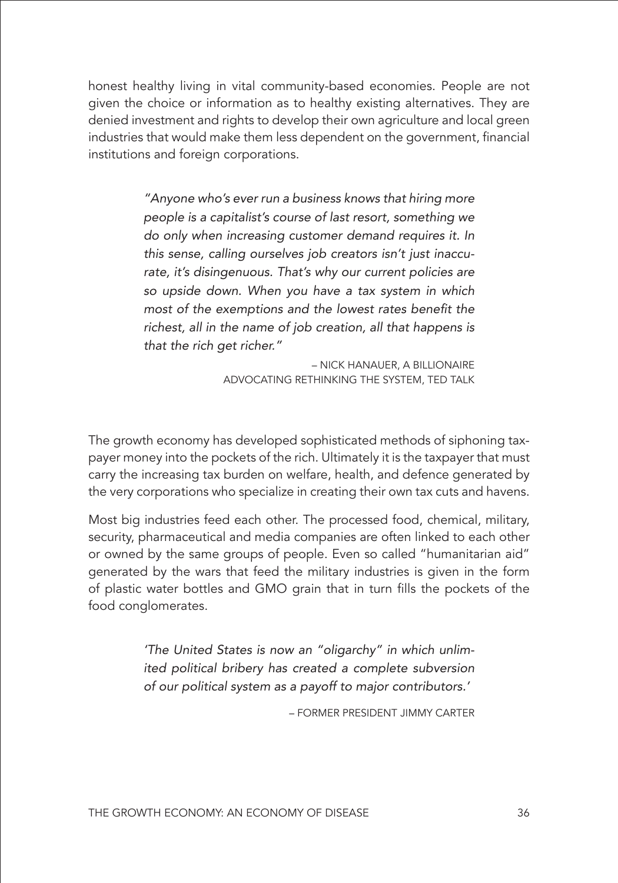honest healthy living in vital community-based economies. People are not given the choice or information as to healthy existing alternatives. They are denied investment and rights to develop their own agriculture and local green industries that would make them less dependent on the government, financial institutions and foreign corporations.

> *"Anyone who's ever run a business knows that hiring more people is a capitalist's course of last resort, something we do only when increasing customer demand requires it. In this sense, calling ourselves job creators isn't just inaccurate, it's disingenuous. That's why our current policies are so upside down. When you have a tax system in which most of the exemptions and the lowest rates benefit the richest, all in the name of job creation, all that happens is that the rich get richer."*
>
> – NICK HANAUER, A BILLIONAIRE ADVOCATING RETHINKING THE SYSTEM, TED TALK

The growth economy has developed sophisticated methods of siphoning taxpayer money into the pockets of the rich. Ultimately it is the taxpayer that must carry the increasing tax burden on welfare, health, and defence generated by the very corporations who specialize in creating their own tax cuts and havens.

Most big industries feed each other. The processed food, chemical, military, security, pharmaceutical and media companies are often linked to each other or owned by the same groups of people. Even so called "humanitarian aid" generated by the wars that feed the military industries is given in the form of plastic water bottles and GMO grain that in turn fills the pockets of the food conglomerates.

> *'The United States is now an "oligarchy" in which unlimited political bribery has created a complete subversion of our political system as a payoff to major contributors.'*
>
> – FORMER PRESIDENT JIMMY CARTER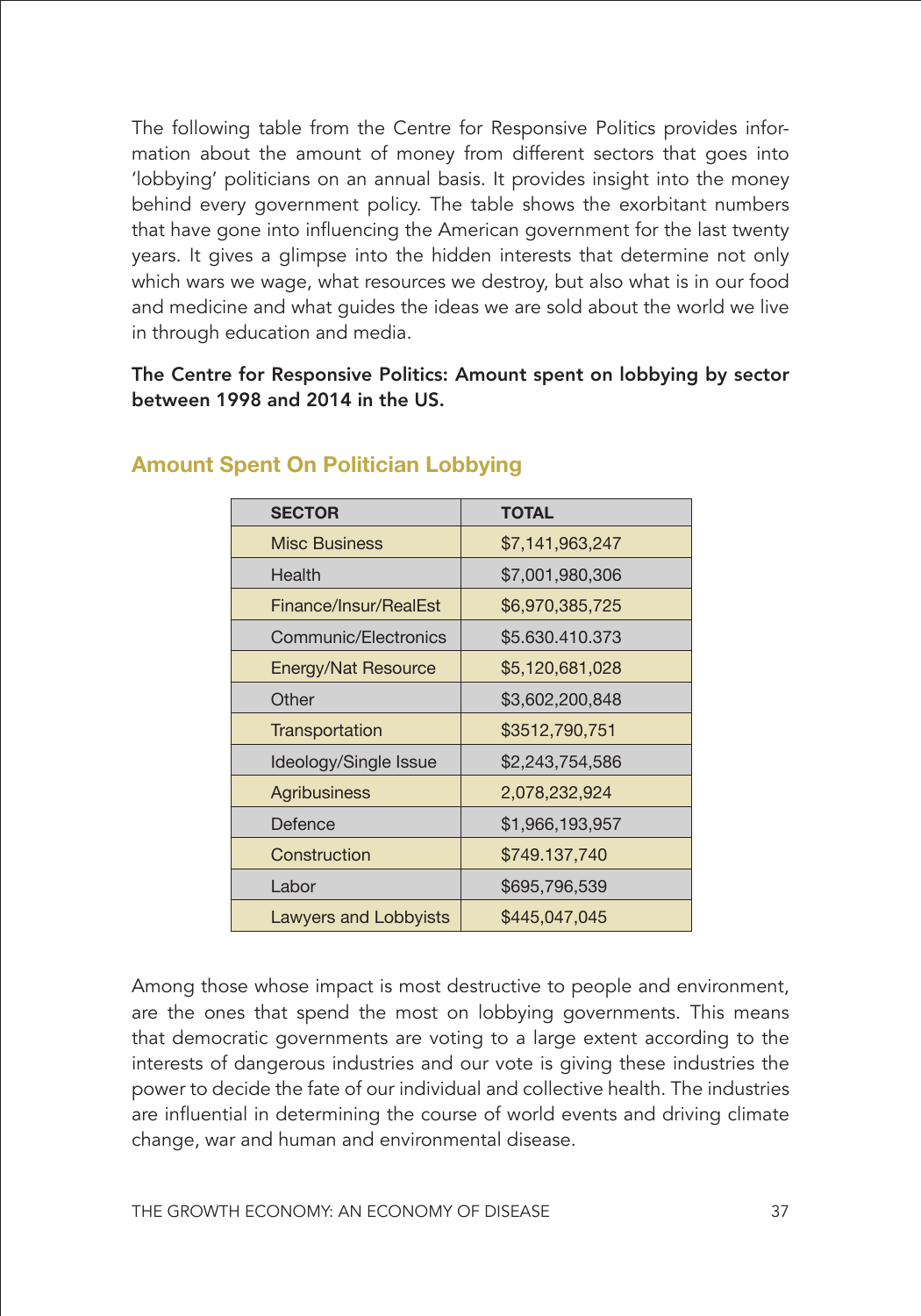The following table from the Centre for Responsive Politics provides information about the amount of money from different sectors that goes into 'lobbying' politicians on an annual basis. It provides insight into the money behind every government policy. The table shows the exorbitant numbers that have gone into influencing the American government for the last twenty years. It gives a glimpse into the hidden interests that determine not only which wars we wage, what resources we destroy, but also what is in our food and medicine and what guides the ideas we are sold about the world we live in through education and media.

**The Centre for Responsive Politics: Amount spent on lobbying by sector between 1998 and 2014 in the US.**

### Amount Spent On Politician Lobbying

| SECTOR | TOTAL |
|---|---|
| Misc Business | $7,141,963,247 |
| Health | $7,001,980,306 |
| Finance/Insur/RealEst | $6,970,385,725 |
| Communic/Electronics | $5.630.410.373 |
| Energy/Nat Resource | $5,120,681,028 |
| Other | $3,602,200,848 |
| Transportation | $3512,790,751 |
| Ideology/Single Issue | $2,243,754,586 |
| Agribusiness | 2,078,232,924 |
| Defence | $1,966,193,957 |
| Construction | $749.137,740 |
| Labor | $695,796,539 |
| Lawyers and Lobbyists | $445,047,045 |

Among those whose impact is most destructive to people and environment, are the ones that spend the most on lobbying governments. This means that democratic governments are voting to a large extent according to the interests of dangerous industries and our vote is giving these industries the power to decide the fate of our individual and collective health. The industries are influential in determining the course of world events and driving climate change, war and human and environmental disease.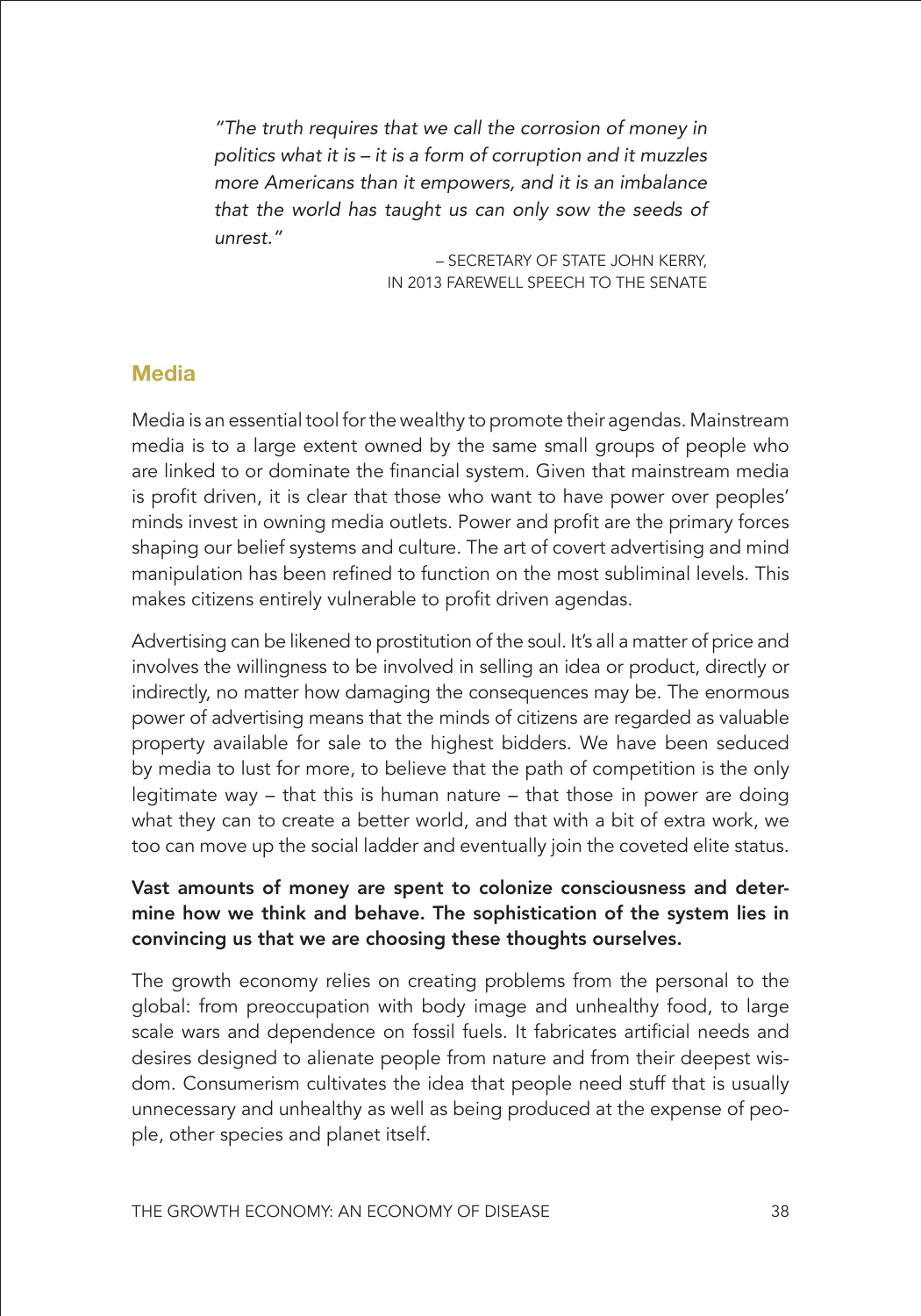*"The truth requires that we call the corrosion of money in politics what it is – it is a form of corruption and it muzzles more Americans than it empowers, and it is an imbalance that the world has taught us can only sow the seeds of unrest."*

– SECRETARY OF STATE JOHN KERRY, IN 2013 FAREWELL SPEECH TO THE SENATE

## Media

Media is an essential tool for the wealthy to promote their agendas. Mainstream media is to a large extent owned by the same small groups of people who are linked to or dominate the financial system. Given that mainstream media is profit driven, it is clear that those who want to have power over peoples' minds invest in owning media outlets. Power and profit are the primary forces shaping our belief systems and culture. The art of covert advertising and mind manipulation has been refined to function on the most subliminal levels. This makes citizens entirely vulnerable to profit driven agendas.

Advertising can be likened to prostitution of the soul. It's all a matter of price and involves the willingness to be involved in selling an idea or product, directly or indirectly, no matter how damaging the consequences may be. The enormous power of advertising means that the minds of citizens are regarded as valuable property available for sale to the highest bidders. We have been seduced by media to lust for more, to believe that the path of competition is the only legitimate way – that this is human nature – that those in power are doing what they can to create a better world, and that with a bit of extra work, we too can move up the social ladder and eventually join the coveted elite status.

**Vast amounts of money are spent to colonize consciousness and determine how we think and behave. The sophistication of the system lies in convincing us that we are choosing these thoughts ourselves.**

The growth economy relies on creating problems from the personal to the global: from preoccupation with body image and unhealthy food, to large scale wars and dependence on fossil fuels. It fabricates artificial needs and desires designed to alienate people from nature and from their deepest wisdom. Consumerism cultivates the idea that people need stuff that is usually unnecessary and unhealthy as well as being produced at the expense of people, other species and planet itself.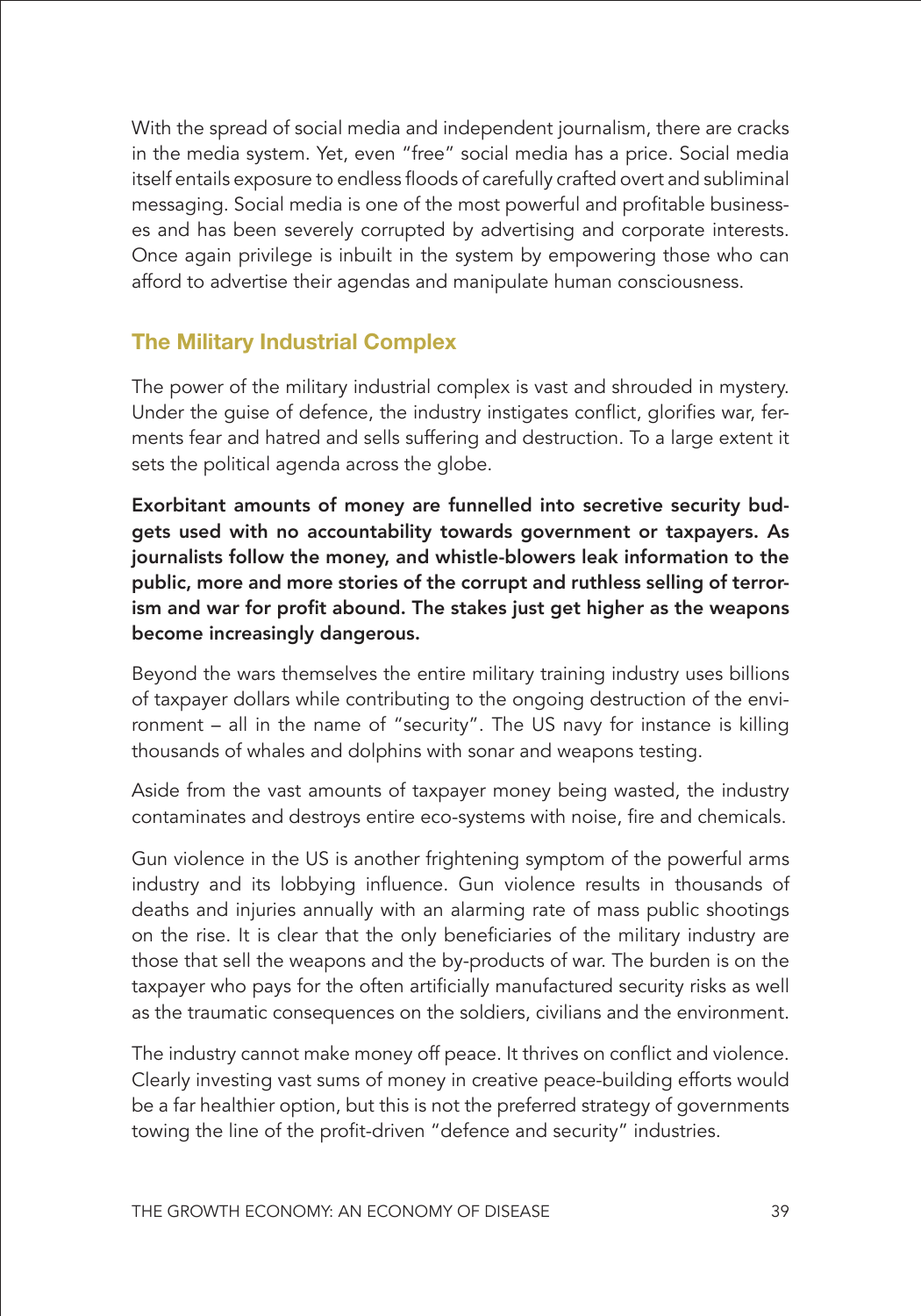With the spread of social media and independent journalism, there are cracks in the media system. Yet, even "free" social media has a price. Social media itself entails exposure to endless floods of carefully crafted overt and subliminal messaging. Social media is one of the most powerful and profitable businesses and has been severely corrupted by advertising and corporate interests. Once again privilege is inbuilt in the system by empowering those who can afford to advertise their agendas and manipulate human consciousness.

## The Military Industrial Complex

The power of the military industrial complex is vast and shrouded in mystery. Under the guise of defence, the industry instigates conflict, glorifies war, ferments fear and hatred and sells suffering and destruction. To a large extent it sets the political agenda across the globe.

**Exorbitant amounts of money are funnelled into secretive security budgets used with no accountability towards government or taxpayers. As journalists follow the money, and whistle-blowers leak information to the public, more and more stories of the corrupt and ruthless selling of terrorism and war for profit abound. The stakes just get higher as the weapons become increasingly dangerous.**

Beyond the wars themselves the entire military training industry uses billions of taxpayer dollars while contributing to the ongoing destruction of the environment – all in the name of "security". The US navy for instance is killing thousands of whales and dolphins with sonar and weapons testing.

Aside from the vast amounts of taxpayer money being wasted, the industry contaminates and destroys entire eco-systems with noise, fire and chemicals.

Gun violence in the US is another frightening symptom of the powerful arms industry and its lobbying influence. Gun violence results in thousands of deaths and injuries annually with an alarming rate of mass public shootings on the rise. It is clear that the only beneficiaries of the military industry are those that sell the weapons and the by-products of war. The burden is on the taxpayer who pays for the often artificially manufactured security risks as well as the traumatic consequences on the soldiers, civilians and the environment.

The industry cannot make money off peace. It thrives on conflict and violence. Clearly investing vast sums of money in creative peace-building efforts would be a far healthier option, but this is not the preferred strategy of governments towing the line of the profit-driven "defence and security" industries.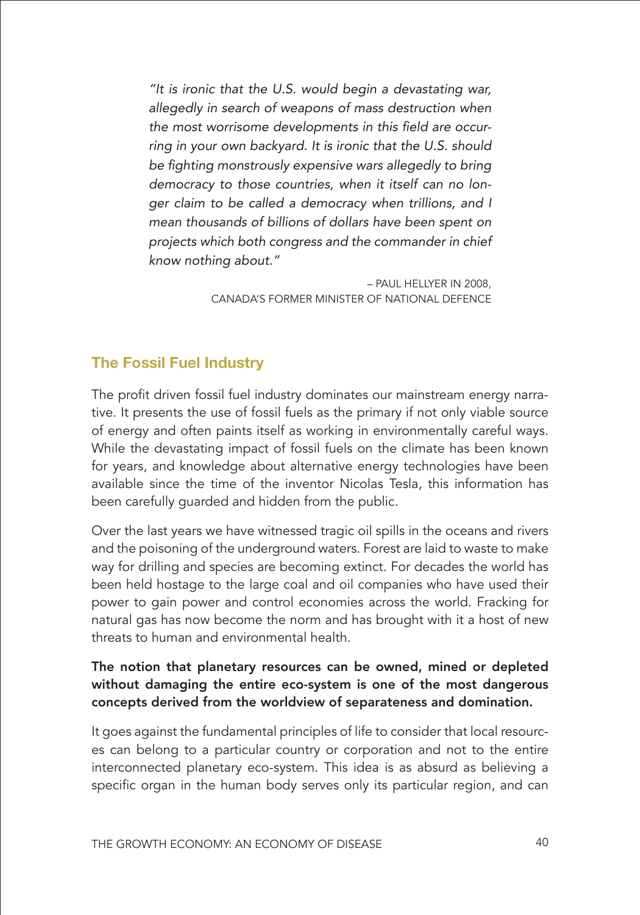*"It is ironic that the U.S. would begin a devastating war, allegedly in search of weapons of mass destruction when the most worrisome developments in this field are occurring in your own backyard. It is ironic that the U.S. should be fighting monstrously expensive wars allegedly to bring democracy to those countries, when it itself can no longer claim to be called a democracy when trillions, and I mean thousands of billions of dollars have been spent on projects which both congress and the commander in chief know nothing about."*

– PAUL HELLYER IN 2008,
CANADA'S FORMER MINISTER OF NATIONAL DEFENCE

### The Fossil Fuel Industry

The profit driven fossil fuel industry dominates our mainstream energy narrative. It presents the use of fossil fuels as the primary if not only viable source of energy and often paints itself as working in environmentally careful ways. While the devastating impact of fossil fuels on the climate has been known for years, and knowledge about alternative energy technologies have been available since the time of the inventor Nicolas Tesla, this information has been carefully guarded and hidden from the public.

Over the last years we have witnessed tragic oil spills in the oceans and rivers and the poisoning of the underground waters. Forest are laid to waste to make way for drilling and species are becoming extinct. For decades the world has been held hostage to the large coal and oil companies who have used their power to gain power and control economies across the world. Fracking for natural gas has now become the norm and has brought with it a host of new threats to human and environmental health.

**The notion that planetary resources can be owned, mined or depleted without damaging the entire eco-system is one of the most dangerous concepts derived from the worldview of separateness and domination.**

It goes against the fundamental principles of life to consider that local resources can belong to a particular country or corporation and not to the entire interconnected planetary eco-system. This idea is as absurd as believing a specific organ in the human body serves only its particular region, and can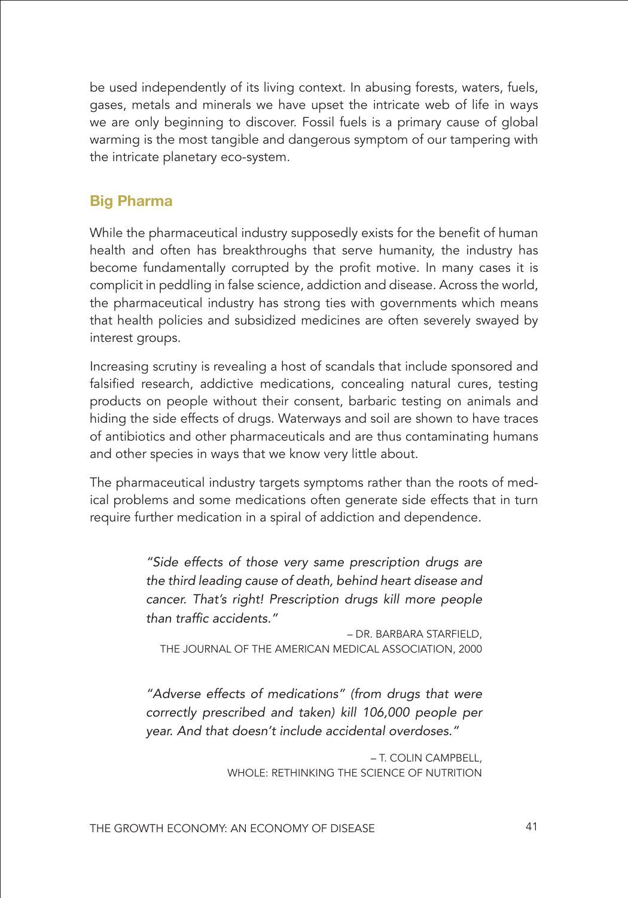be used independently of its living context. In abusing forests, waters, fuels, gases, metals and minerals we have upset the intricate web of life in ways we are only beginning to discover. Fossil fuels is a primary cause of global warming is the most tangible and dangerous symptom of our tampering with the intricate planetary eco-system.

## Big Pharma

While the pharmaceutical industry supposedly exists for the benefit of human health and often has breakthroughs that serve humanity, the industry has become fundamentally corrupted by the profit motive. In many cases it is complicit in peddling in false science, addiction and disease. Across the world, the pharmaceutical industry has strong ties with governments which means that health policies and subsidized medicines are often severely swayed by interest groups.

Increasing scrutiny is revealing a host of scandals that include sponsored and falsified research, addictive medications, concealing natural cures, testing products on people without their consent, barbaric testing on animals and hiding the side effects of drugs. Waterways and soil are shown to have traces of antibiotics and other pharmaceuticals and are thus contaminating humans and other species in ways that we know very little about.

The pharmaceutical industry targets symptoms rather than the roots of medical problems and some medications often generate side effects that in turn require further medication in a spiral of addiction and dependence.

> *"Side effects of those very same prescription drugs are the third leading cause of death, behind heart disease and cancer. That's right! Prescription drugs kill more people than traffic accidents."*
>
> – DR. BARBARA STARFIELD, THE JOURNAL OF THE AMERICAN MEDICAL ASSOCIATION, 2000

> *"Adverse effects of medications" (from drugs that were correctly prescribed and taken) kill 106,000 people per year. And that doesn't include accidental overdoses."*
>
> – T. COLIN CAMPBELL, WHOLE: RETHINKING THE SCIENCE OF NUTRITION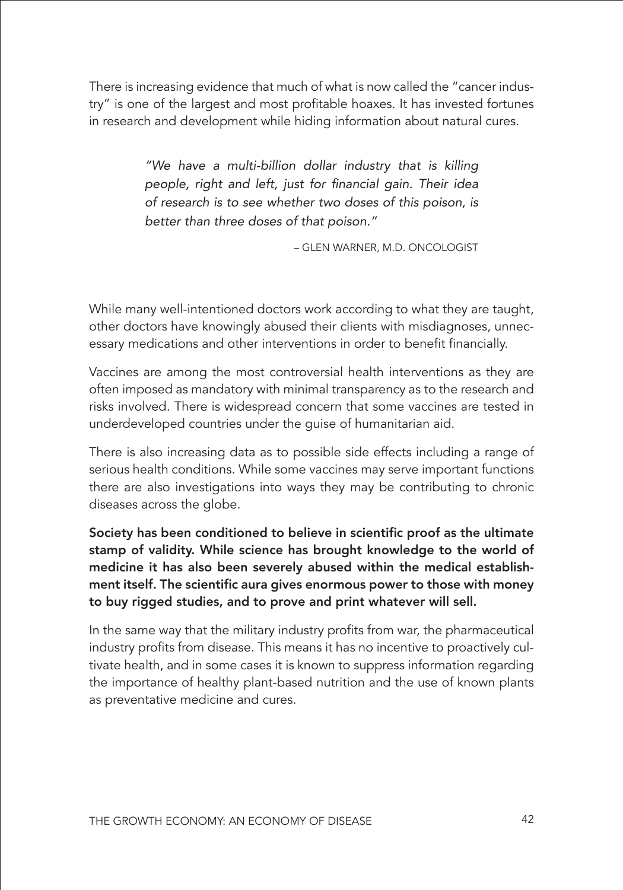There is increasing evidence that much of what is now called the "cancer industry" is one of the largest and most profitable hoaxes. It has invested fortunes in research and development while hiding information about natural cures.

> *"We have a multi-billion dollar industry that is killing people, right and left, just for financial gain. Their idea of research is to see whether two doses of this poison, is better than three doses of that poison."*
>
> – GLEN WARNER, M.D. ONCOLOGIST

While many well-intentioned doctors work according to what they are taught, other doctors have knowingly abused their clients with misdiagnoses, unnecessary medications and other interventions in order to benefit financially.

Vaccines are among the most controversial health interventions as they are often imposed as mandatory with minimal transparency as to the research and risks involved. There is widespread concern that some vaccines are tested in underdeveloped countries under the guise of humanitarian aid.

There is also increasing data as to possible side effects including a range of serious health conditions. While some vaccines may serve important functions there are also investigations into ways they may be contributing to chronic diseases across the globe.

**Society has been conditioned to believe in scientific proof as the ultimate stamp of validity. While science has brought knowledge to the world of medicine it has also been severely abused within the medical establishment itself. The scientific aura gives enormous power to those with money to buy rigged studies, and to prove and print whatever will sell.**

In the same way that the military industry profits from war, the pharmaceutical industry profits from disease. This means it has no incentive to proactively cultivate health, and in some cases it is known to suppress information regarding the importance of healthy plant-based nutrition and the use of known plants as preventative medicine and cures.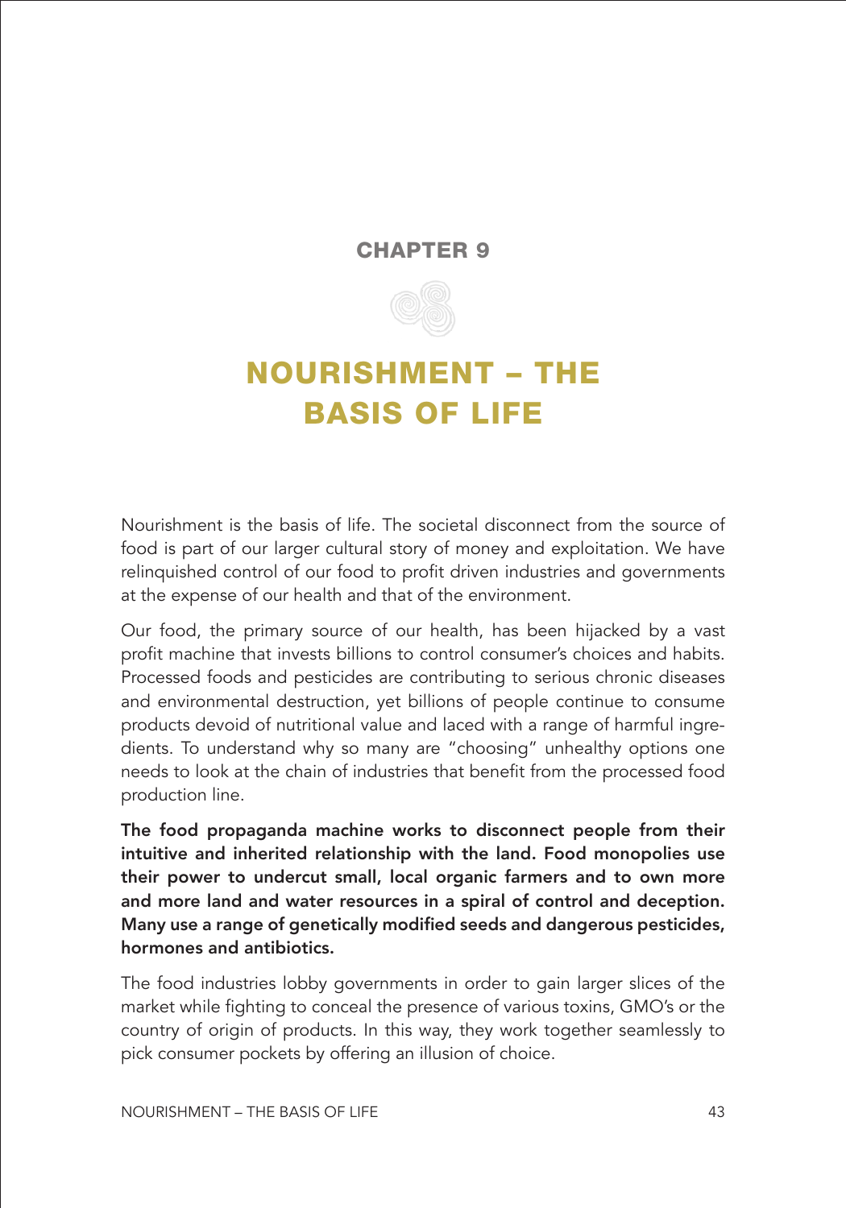## CHAPTER 9

# NOURISHMENT – THE BASIS OF LIFE

Nourishment is the basis of life. The societal disconnect from the source of food is part of our larger cultural story of money and exploitation. We have relinquished control of our food to profit driven industries and governments at the expense of our health and that of the environment.

Our food, the primary source of our health, has been hijacked by a vast profit machine that invests billions to control consumer's choices and habits. Processed foods and pesticides are contributing to serious chronic diseases and environmental destruction, yet billions of people continue to consume products devoid of nutritional value and laced with a range of harmful ingredients. To understand why so many are "choosing" unhealthy options one needs to look at the chain of industries that benefit from the processed food production line.

**The food propaganda machine works to disconnect people from their intuitive and inherited relationship with the land. Food monopolies use their power to undercut small, local organic farmers and to own more and more land and water resources in a spiral of control and deception. Many use a range of genetically modified seeds and dangerous pesticides, hormones and antibiotics.**

The food industries lobby governments in order to gain larger slices of the market while fighting to conceal the presence of various toxins, GMO's or the country of origin of products. In this way, they work together seamlessly to pick consumer pockets by offering an illusion of choice.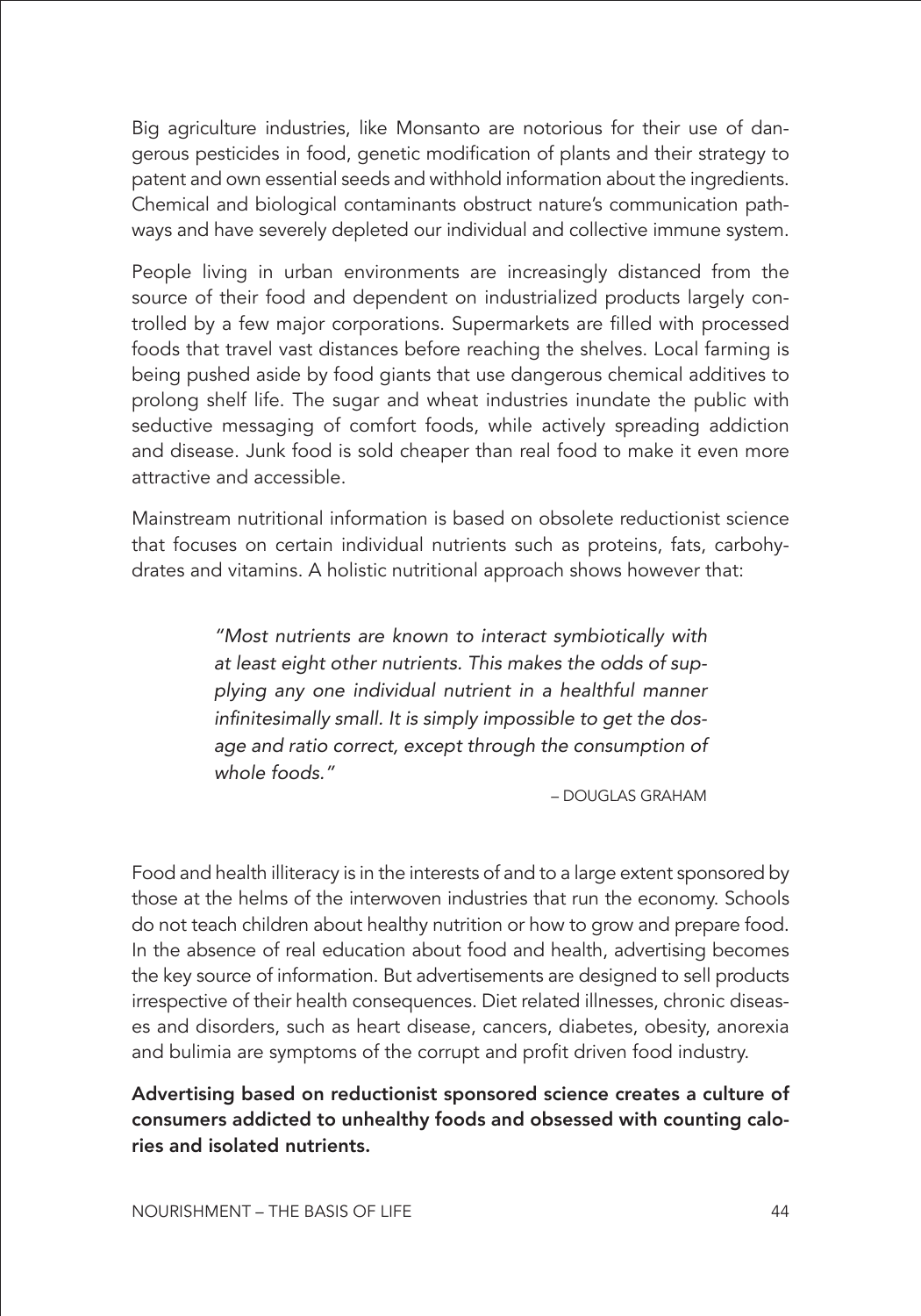Big agriculture industries, like Monsanto are notorious for their use of dangerous pesticides in food, genetic modification of plants and their strategy to patent and own essential seeds and withhold information about the ingredients. Chemical and biological contaminants obstruct nature's communication pathways and have severely depleted our individual and collective immune system.

People living in urban environments are increasingly distanced from the source of their food and dependent on industrialized products largely controlled by a few major corporations. Supermarkets are filled with processed foods that travel vast distances before reaching the shelves. Local farming is being pushed aside by food giants that use dangerous chemical additives to prolong shelf life. The sugar and wheat industries inundate the public with seductive messaging of comfort foods, while actively spreading addiction and disease. Junk food is sold cheaper than real food to make it even more attractive and accessible.

Mainstream nutritional information is based on obsolete reductionist science that focuses on certain individual nutrients such as proteins, fats, carbohydrates and vitamins. A holistic nutritional approach shows however that:

> *"Most nutrients are known to interact symbiotically with at least eight other nutrients. This makes the odds of supplying any one individual nutrient in a healthful manner infinitesimally small. It is simply impossible to get the dosage and ratio correct, except through the consumption of whole foods."*
>
> – DOUGLAS GRAHAM

Food and health illiteracy is in the interests of and to a large extent sponsored by those at the helms of the interwoven industries that run the economy. Schools do not teach children about healthy nutrition or how to grow and prepare food. In the absence of real education about food and health, advertising becomes the key source of information. But advertisements are designed to sell products irrespective of their health consequences. Diet related illnesses, chronic diseases and disorders, such as heart disease, cancers, diabetes, obesity, anorexia and bulimia are symptoms of the corrupt and profit driven food industry.

**Advertising based on reductionist sponsored science creates a culture of consumers addicted to unhealthy foods and obsessed with counting calories and isolated nutrients.**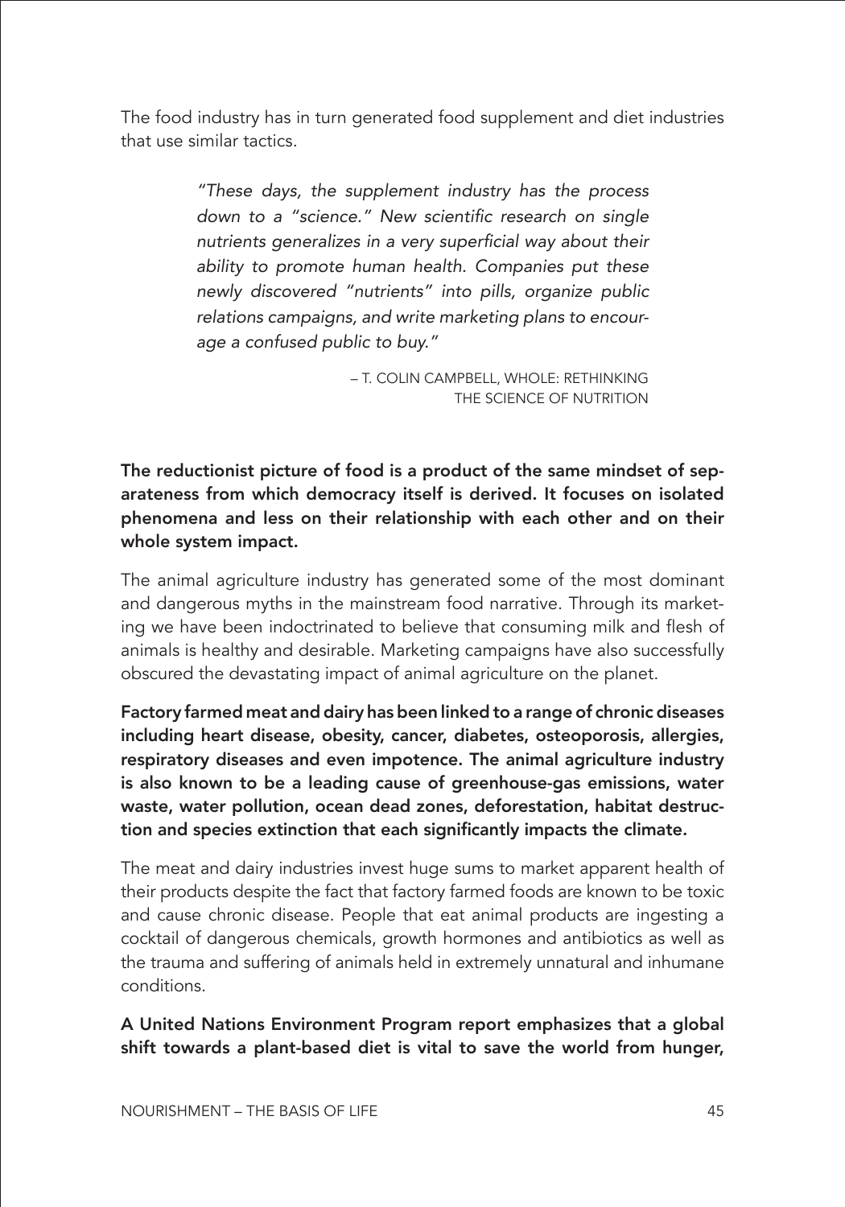The food industry has in turn generated food supplement and diet industries that use similar tactics.

> *"These days, the supplement industry has the process down to a "science." New scientific research on single nutrients generalizes in a very superficial way about their ability to promote human health. Companies put these newly discovered "nutrients" into pills, organize public relations campaigns, and write marketing plans to encourage a confused public to buy."*
>
> – T. COLIN CAMPBELL, WHOLE: RETHINKING THE SCIENCE OF NUTRITION

**The reductionist picture of food is a product of the same mindset of separateness from which democracy itself is derived. It focuses on isolated phenomena and less on their relationship with each other and on their whole system impact.**

The animal agriculture industry has generated some of the most dominant and dangerous myths in the mainstream food narrative. Through its marketing we have been indoctrinated to believe that consuming milk and flesh of animals is healthy and desirable. Marketing campaigns have also successfully obscured the devastating impact of animal agriculture on the planet.

**Factory farmed meat and dairy has been linked to a range of chronic diseases including heart disease, obesity, cancer, diabetes, osteoporosis, allergies, respiratory diseases and even impotence. The animal agriculture industry is also known to be a leading cause of greenhouse-gas emissions, water waste, water pollution, ocean dead zones, deforestation, habitat destruction and species extinction that each significantly impacts the climate.**

The meat and dairy industries invest huge sums to market apparent health of their products despite the fact that factory farmed foods are known to be toxic and cause chronic disease. People that eat animal products are ingesting a cocktail of dangerous chemicals, growth hormones and antibiotics as well as the trauma and suffering of animals held in extremely unnatural and inhumane conditions.

**A United Nations Environment Program report emphasizes that a global shift towards a plant-based diet is vital to save the world from hunger,**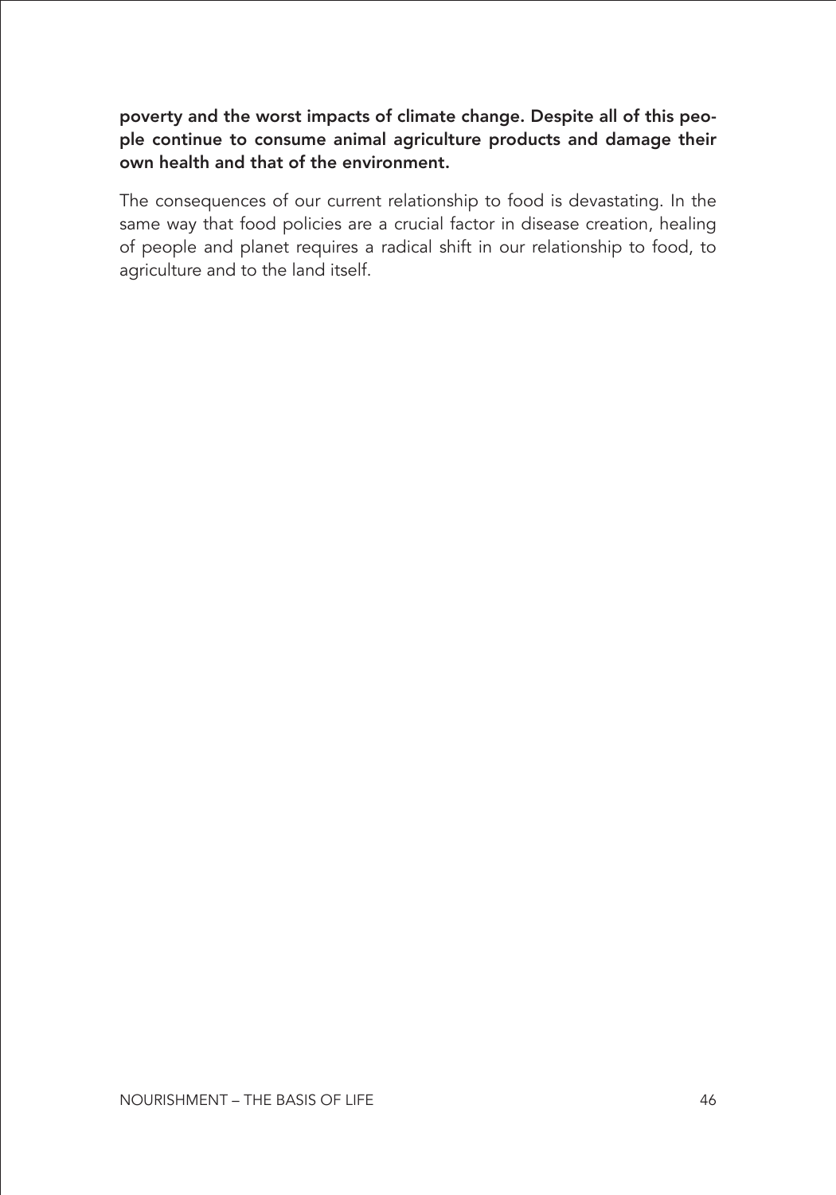**poverty and the worst impacts of climate change. Despite all of this people continue to consume animal agriculture products and damage their own health and that of the environment.**

The consequences of our current relationship to food is devastating. In the same way that food policies are a crucial factor in disease creation, healing of people and planet requires a radical shift in our relationship to food, to agriculture and to the land itself.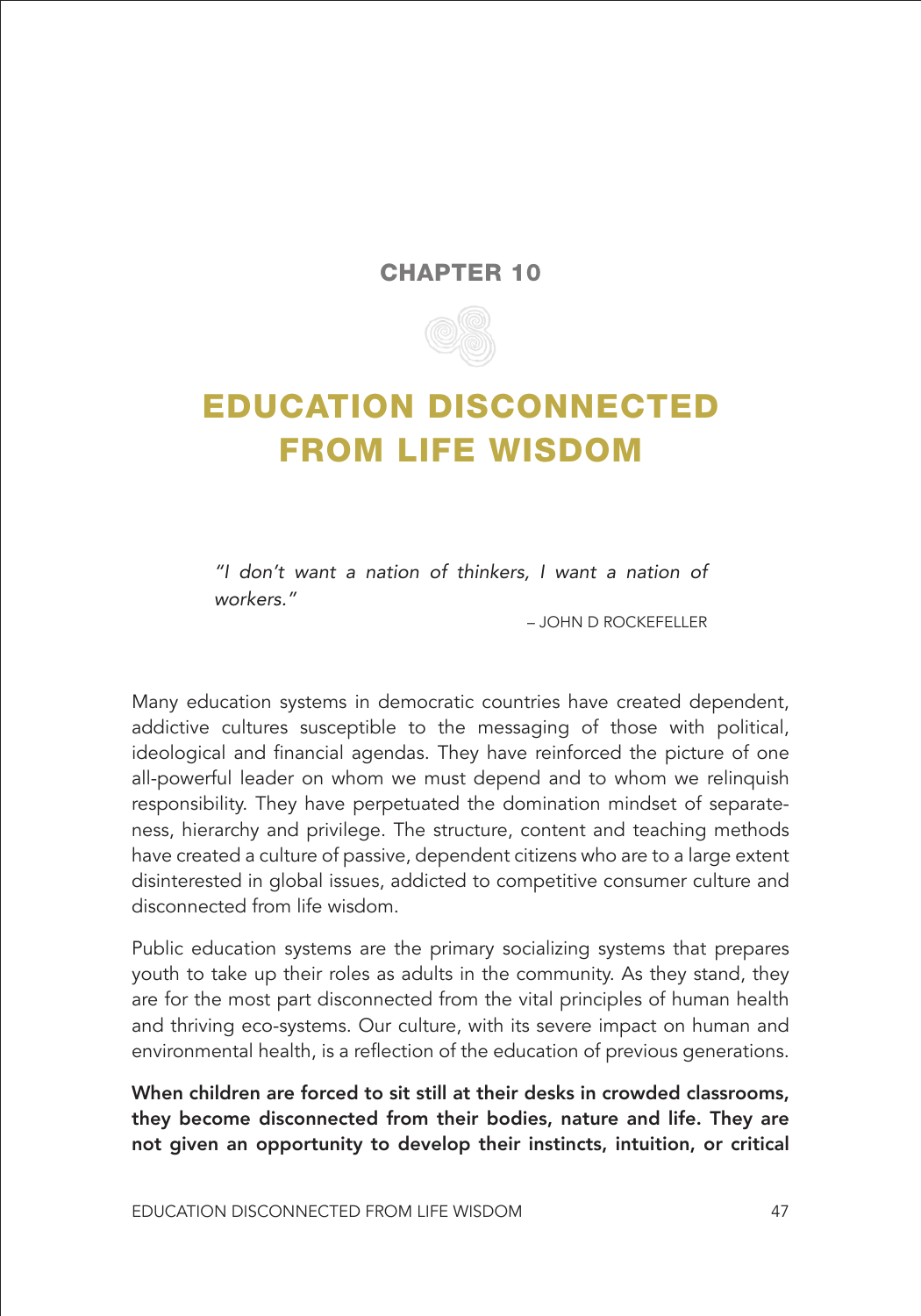**CHAPTER 10**

# EDUCATION DISCONNECTED FROM LIFE WISDOM

*"I don't want a nation of thinkers, I want a nation of workers."*

– JOHN D ROCKEFELLER

Many education systems in democratic countries have created dependent, addictive cultures susceptible to the messaging of those with political, ideological and financial agendas. They have reinforced the picture of one all-powerful leader on whom we must depend and to whom we relinquish responsibility. They have perpetuated the domination mindset of separateness, hierarchy and privilege. The structure, content and teaching methods have created a culture of passive, dependent citizens who are to a large extent disinterested in global issues, addicted to competitive consumer culture and disconnected from life wisdom.

Public education systems are the primary socializing systems that prepares youth to take up their roles as adults in the community. As they stand, they are for the most part disconnected from the vital principles of human health and thriving eco-systems. Our culture, with its severe impact on human and environmental health, is a reflection of the education of previous generations.

**When children are forced to sit still at their desks in crowded classrooms, they become disconnected from their bodies, nature and life. They are not given an opportunity to develop their instincts, intuition, or critical**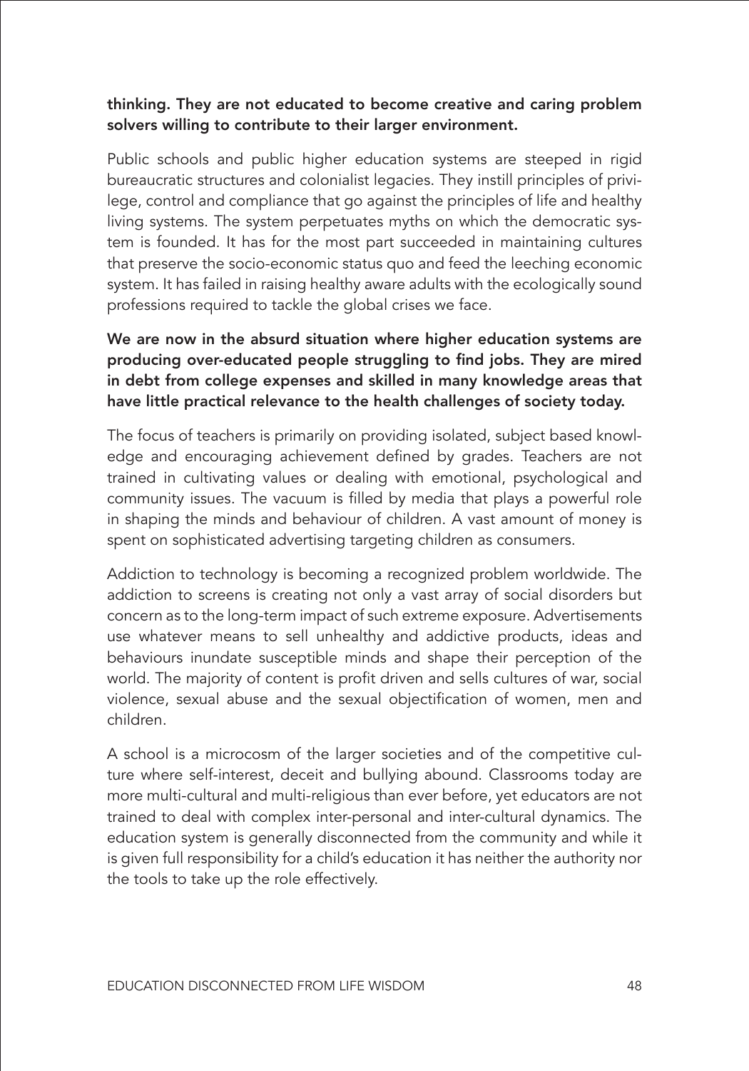**thinking. They are not educated to become creative and caring problem solvers willing to contribute to their larger environment.**

Public schools and public higher education systems are steeped in rigid bureaucratic structures and colonialist legacies. They instill principles of privilege, control and compliance that go against the principles of life and healthy living systems. The system perpetuates myths on which the democratic system is founded. It has for the most part succeeded in maintaining cultures that preserve the socio-economic status quo and feed the leeching economic system. It has failed in raising healthy aware adults with the ecologically sound professions required to tackle the global crises we face.

**We are now in the absurd situation where higher education systems are producing over-educated people struggling to find jobs. They are mired in debt from college expenses and skilled in many knowledge areas that have little practical relevance to the health challenges of society today.**

The focus of teachers is primarily on providing isolated, subject based knowledge and encouraging achievement defined by grades. Teachers are not trained in cultivating values or dealing with emotional, psychological and community issues. The vacuum is filled by media that plays a powerful role in shaping the minds and behaviour of children. A vast amount of money is spent on sophisticated advertising targeting children as consumers.

Addiction to technology is becoming a recognized problem worldwide. The addiction to screens is creating not only a vast array of social disorders but concern as to the long-term impact of such extreme exposure. Advertisements use whatever means to sell unhealthy and addictive products, ideas and behaviours inundate susceptible minds and shape their perception of the world. The majority of content is profit driven and sells cultures of war, social violence, sexual abuse and the sexual objectification of women, men and children.

A school is a microcosm of the larger societies and of the competitive culture where self-interest, deceit and bullying abound. Classrooms today are more multi-cultural and multi-religious than ever before, yet educators are not trained to deal with complex inter-personal and inter-cultural dynamics. The education system is generally disconnected from the community and while it is given full responsibility for a child's education it has neither the authority nor the tools to take up the role effectively.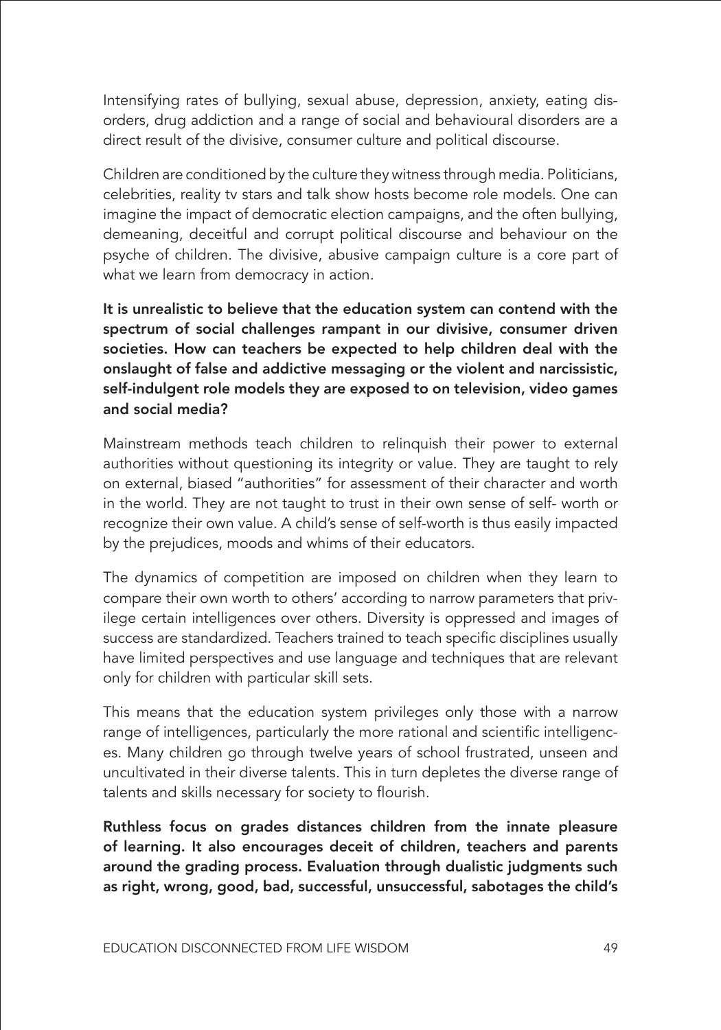Intensifying rates of bullying, sexual abuse, depression, anxiety, eating disorders, drug addiction and a range of social and behavioural disorders are a direct result of the divisive, consumer culture and political discourse.

Children are conditioned by the culture they witness through media. Politicians, celebrities, reality tv stars and talk show hosts become role models. One can imagine the impact of democratic election campaigns, and the often bullying, demeaning, deceitful and corrupt political discourse and behaviour on the psyche of children. The divisive, abusive campaign culture is a core part of what we learn from democracy in action.

**It is unrealistic to believe that the education system can contend with the spectrum of social challenges rampant in our divisive, consumer driven societies. How can teachers be expected to help children deal with the onslaught of false and addictive messaging or the violent and narcissistic, self-indulgent role models they are exposed to on television, video games and social media?**

Mainstream methods teach children to relinquish their power to external authorities without questioning its integrity or value. They are taught to rely on external, biased "authorities" for assessment of their character and worth in the world. They are not taught to trust in their own sense of self- worth or recognize their own value. A child's sense of self-worth is thus easily impacted by the prejudices, moods and whims of their educators.

The dynamics of competition are imposed on children when they learn to compare their own worth to others' according to narrow parameters that privilege certain intelligences over others. Diversity is oppressed and images of success are standardized. Teachers trained to teach specific disciplines usually have limited perspectives and use language and techniques that are relevant only for children with particular skill sets.

This means that the education system privileges only those with a narrow range of intelligences, particularly the more rational and scientific intelligences. Many children go through twelve years of school frustrated, unseen and uncultivated in their diverse talents. This in turn depletes the diverse range of talents and skills necessary for society to flourish.

**Ruthless focus on grades distances children from the innate pleasure of learning. It also encourages deceit of children, teachers and parents around the grading process. Evaluation through dualistic judgments such as right, wrong, good, bad, successful, unsuccessful, sabotages the child's**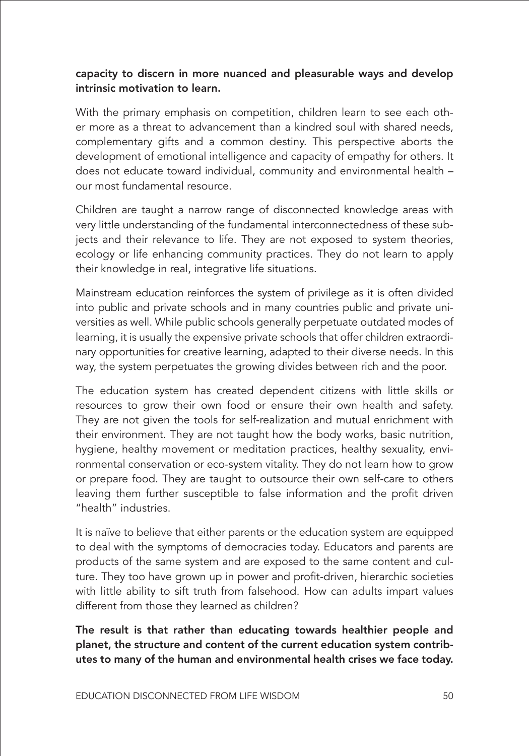**capacity to discern in more nuanced and pleasurable ways and develop intrinsic motivation to learn.**

With the primary emphasis on competition, children learn to see each other more as a threat to advancement than a kindred soul with shared needs, complementary gifts and a common destiny. This perspective aborts the development of emotional intelligence and capacity of empathy for others. It does not educate toward individual, community and environmental health – our most fundamental resource.

Children are taught a narrow range of disconnected knowledge areas with very little understanding of the fundamental interconnectedness of these subjects and their relevance to life. They are not exposed to system theories, ecology or life enhancing community practices. They do not learn to apply their knowledge in real, integrative life situations.

Mainstream education reinforces the system of privilege as it is often divided into public and private schools and in many countries public and private universities as well. While public schools generally perpetuate outdated modes of learning, it is usually the expensive private schools that offer children extraordinary opportunities for creative learning, adapted to their diverse needs. In this way, the system perpetuates the growing divides between rich and the poor.

The education system has created dependent citizens with little skills or resources to grow their own food or ensure their own health and safety. They are not given the tools for self-realization and mutual enrichment with their environment. They are not taught how the body works, basic nutrition, hygiene, healthy movement or meditation practices, healthy sexuality, environmental conservation or eco-system vitality. They do not learn how to grow or prepare food. They are taught to outsource their own self-care to others leaving them further susceptible to false information and the profit driven "health" industries.

It is naïve to believe that either parents or the education system are equipped to deal with the symptoms of democracies today. Educators and parents are products of the same system and are exposed to the same content and culture. They too have grown up in power and profit-driven, hierarchic societies with little ability to sift truth from falsehood. How can adults impart values different from those they learned as children?

**The result is that rather than educating towards healthier people and planet, the structure and content of the current education system contributes to many of the human and environmental health crises we face today.**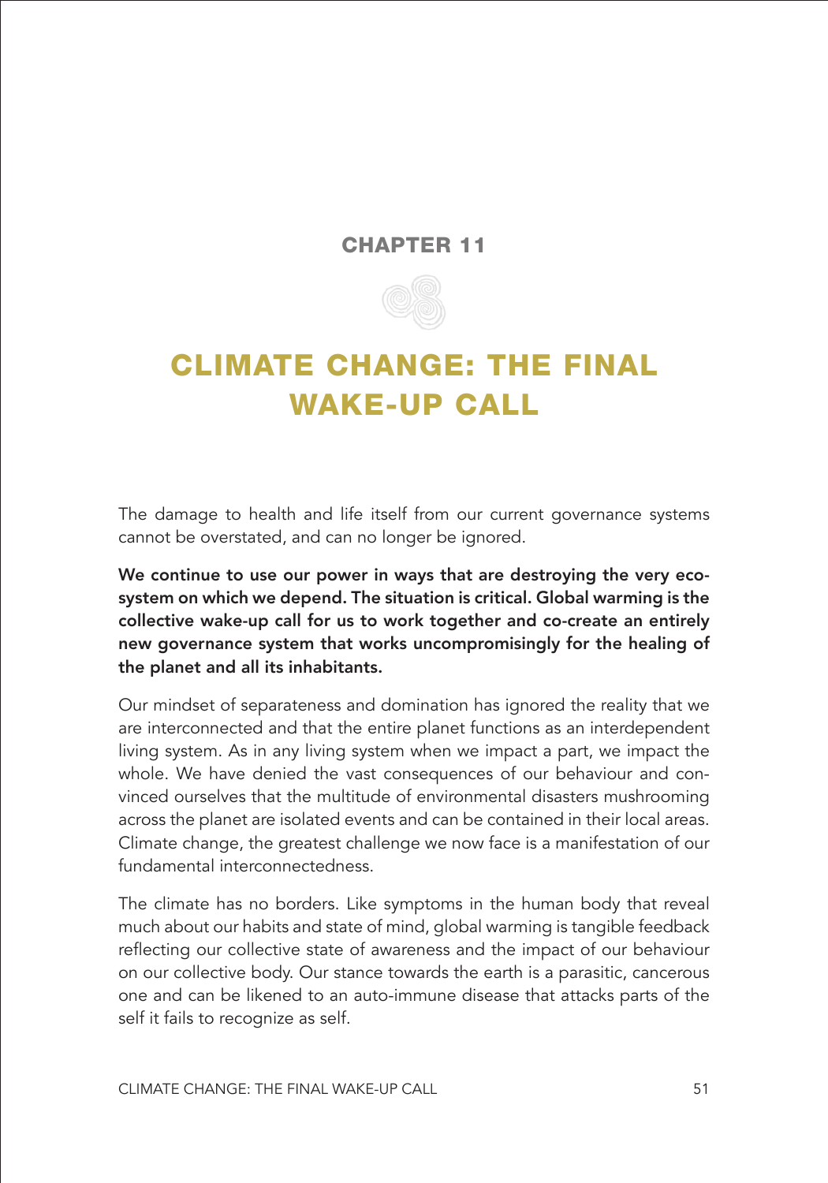## CHAPTER 11

# CLIMATE CHANGE: THE FINAL WAKE-UP CALL

The damage to health and life itself from our current governance systems cannot be overstated, and can no longer be ignored.

**We continue to use our power in ways that are destroying the very ecosystem on which we depend. The situation is critical. Global warming is the collective wake-up call for us to work together and co-create an entirely new governance system that works uncompromisingly for the healing of the planet and all its inhabitants.**

Our mindset of separateness and domination has ignored the reality that we are interconnected and that the entire planet functions as an interdependent living system. As in any living system when we impact a part, we impact the whole. We have denied the vast consequences of our behaviour and convinced ourselves that the multitude of environmental disasters mushrooming across the planet are isolated events and can be contained in their local areas. Climate change, the greatest challenge we now face is a manifestation of our fundamental interconnectedness.

The climate has no borders. Like symptoms in the human body that reveal much about our habits and state of mind, global warming is tangible feedback reflecting our collective state of awareness and the impact of our behaviour on our collective body. Our stance towards the earth is a parasitic, cancerous one and can be likened to an auto-immune disease that attacks parts of the self it fails to recognize as self.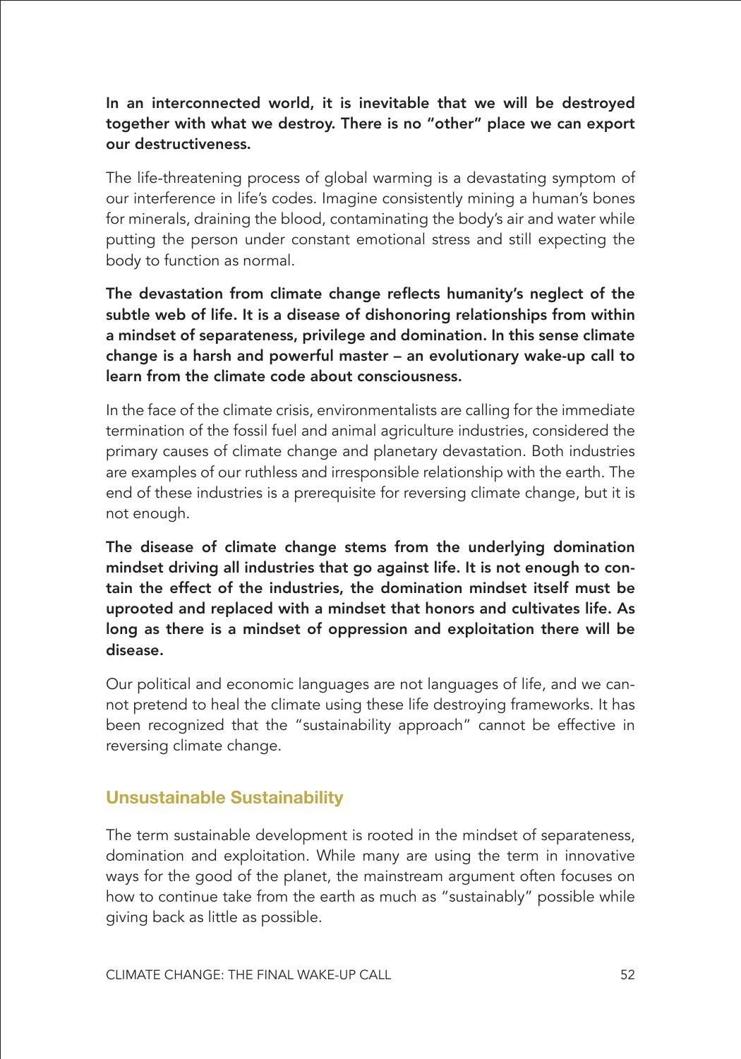**In an interconnected world, it is inevitable that we will be destroyed together with what we destroy. There is no "other" place we can export our destructiveness.**

The life-threatening process of global warming is a devastating symptom of our interference in life's codes. Imagine consistently mining a human's bones for minerals, draining the blood, contaminating the body's air and water while putting the person under constant emotional stress and still expecting the body to function as normal.

**The devastation from climate change reflects humanity's neglect of the subtle web of life. It is a disease of dishonoring relationships from within a mindset of separateness, privilege and domination. In this sense climate change is a harsh and powerful master – an evolutionary wake-up call to learn from the climate code about consciousness.**

In the face of the climate crisis, environmentalists are calling for the immediate termination of the fossil fuel and animal agriculture industries, considered the primary causes of climate change and planetary devastation. Both industries are examples of our ruthless and irresponsible relationship with the earth. The end of these industries is a prerequisite for reversing climate change, but it is not enough.

**The disease of climate change stems from the underlying domination mindset driving all industries that go against life. It is not enough to contain the effect of the industries, the domination mindset itself must be uprooted and replaced with a mindset that honors and cultivates life. As long as there is a mindset of oppression and exploitation there will be disease.**

Our political and economic languages are not languages of life, and we cannot pretend to heal the climate using these life destroying frameworks. It has been recognized that the "sustainability approach" cannot be effective in reversing climate change.

## Unsustainable Sustainability

The term sustainable development is rooted in the mindset of separateness, domination and exploitation. While many are using the term in innovative ways for the good of the planet, the mainstream argument often focuses on how to continue take from the earth as much as "sustainably" possible while giving back as little as possible.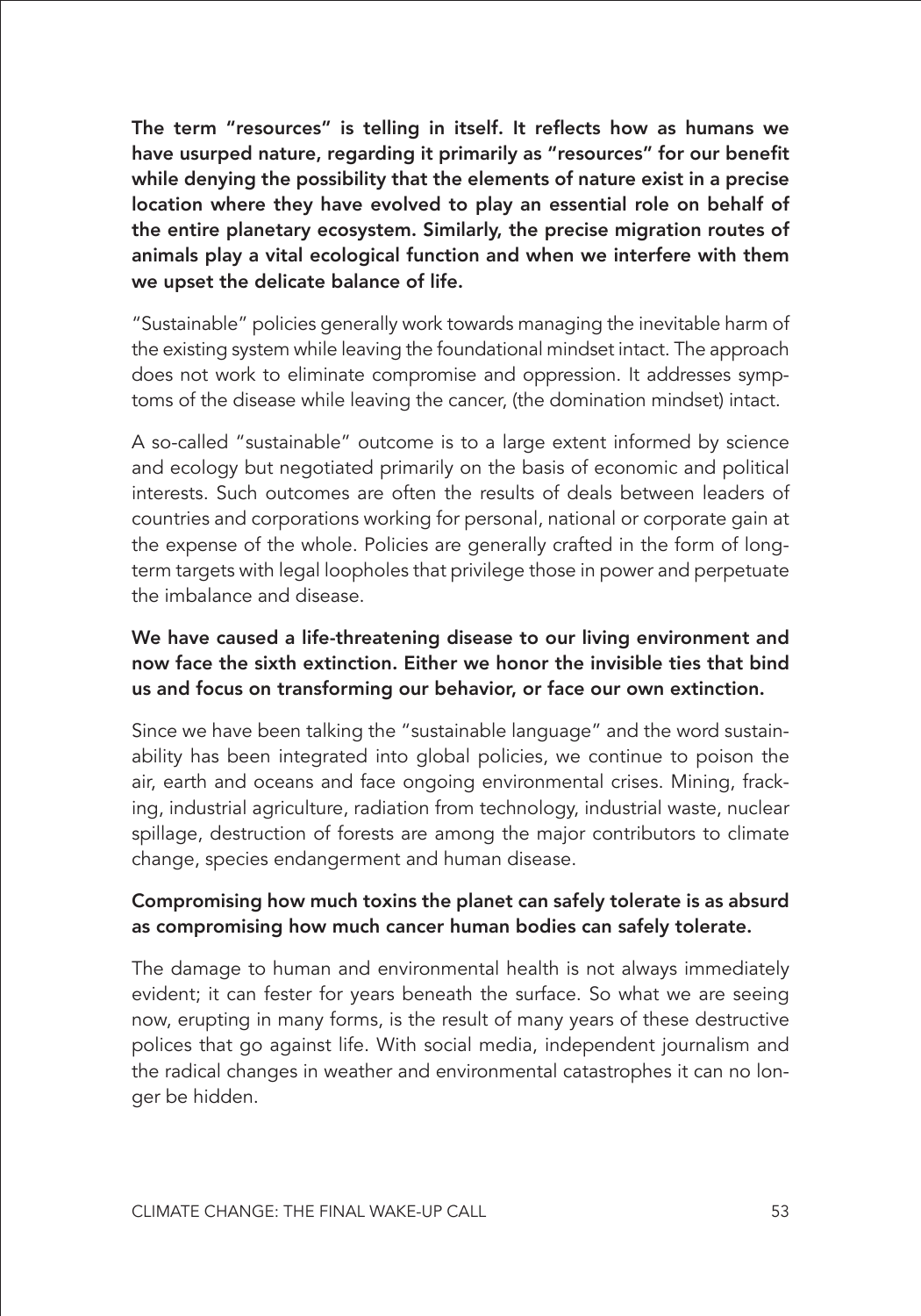**The term "resources" is telling in itself. It reflects how as humans we have usurped nature, regarding it primarily as "resources" for our benefit while denying the possibility that the elements of nature exist in a precise location where they have evolved to play an essential role on behalf of the entire planetary ecosystem. Similarly, the precise migration routes of animals play a vital ecological function and when we interfere with them we upset the delicate balance of life.**

"Sustainable" policies generally work towards managing the inevitable harm of the existing system while leaving the foundational mindset intact. The approach does not work to eliminate compromise and oppression. It addresses symptoms of the disease while leaving the cancer, (the domination mindset) intact.

A so-called "sustainable" outcome is to a large extent informed by science and ecology but negotiated primarily on the basis of economic and political interests. Such outcomes are often the results of deals between leaders of countries and corporations working for personal, national or corporate gain at the expense of the whole. Policies are generally crafted in the form of long-term targets with legal loopholes that privilege those in power and perpetuate the imbalance and disease.

**We have caused a life-threatening disease to our living environment and now face the sixth extinction. Either we honor the invisible ties that bind us and focus on transforming our behavior, or face our own extinction.**

Since we have been talking the "sustainable language" and the word sustainability has been integrated into global policies, we continue to poison the air, earth and oceans and face ongoing environmental crises. Mining, fracking, industrial agriculture, radiation from technology, industrial waste, nuclear spillage, destruction of forests are among the major contributors to climate change, species endangerment and human disease.

**Compromising how much toxins the planet can safely tolerate is as absurd as compromising how much cancer human bodies can safely tolerate.**

The damage to human and environmental health is not always immediately evident; it can fester for years beneath the surface. So what we are seeing now, erupting in many forms, is the result of many years of these destructive polices that go against life. With social media, independent journalism and the radical changes in weather and environmental catastrophes it can no longer be hidden.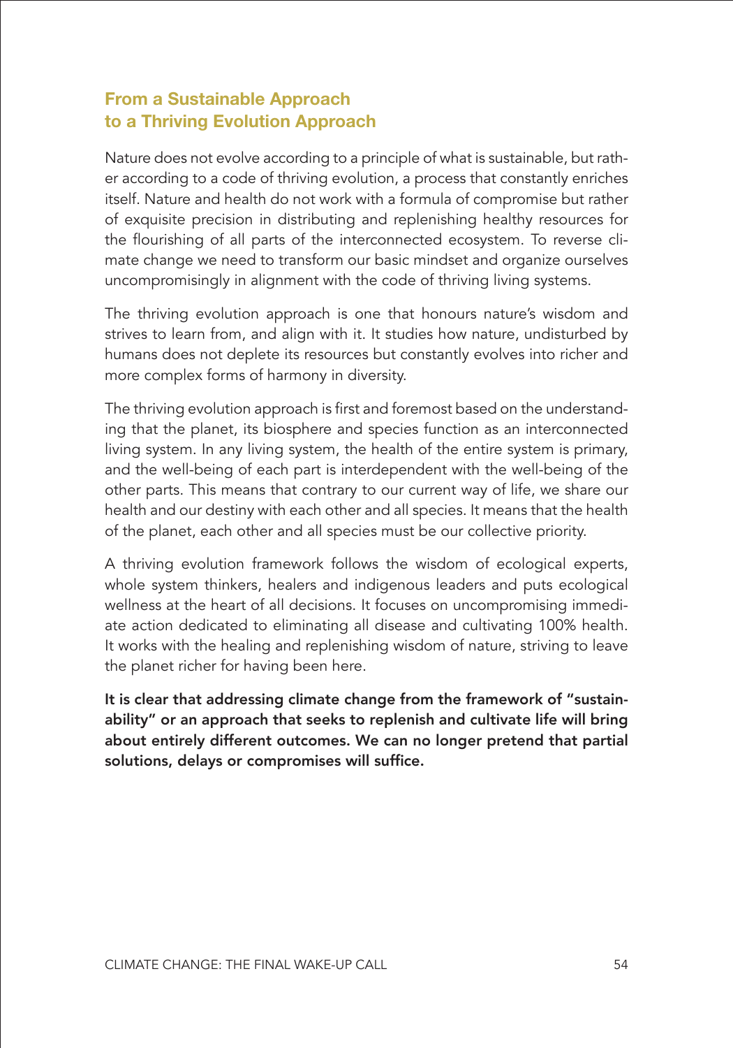## From a Sustainable Approach to a Thriving Evolution Approach

Nature does not evolve according to a principle of what is sustainable, but rather according to a code of thriving evolution, a process that constantly enriches itself. Nature and health do not work with a formula of compromise but rather of exquisite precision in distributing and replenishing healthy resources for the flourishing of all parts of the interconnected ecosystem. To reverse climate change we need to transform our basic mindset and organize ourselves uncompromisingly in alignment with the code of thriving living systems.

The thriving evolution approach is one that honours nature's wisdom and strives to learn from, and align with it. It studies how nature, undisturbed by humans does not deplete its resources but constantly evolves into richer and more complex forms of harmony in diversity.

The thriving evolution approach is first and foremost based on the understanding that the planet, its biosphere and species function as an interconnected living system. In any living system, the health of the entire system is primary, and the well-being of each part is interdependent with the well-being of the other parts. This means that contrary to our current way of life, we share our health and our destiny with each other and all species. It means that the health of the planet, each other and all species must be our collective priority.

A thriving evolution framework follows the wisdom of ecological experts, whole system thinkers, healers and indigenous leaders and puts ecological wellness at the heart of all decisions. It focuses on uncompromising immediate action dedicated to eliminating all disease and cultivating 100% health. It works with the healing and replenishing wisdom of nature, striving to leave the planet richer for having been here.

**It is clear that addressing climate change from the framework of "sustainability" or an approach that seeks to replenish and cultivate life will bring about entirely different outcomes. We can no longer pretend that partial solutions, delays or compromises will suffice.**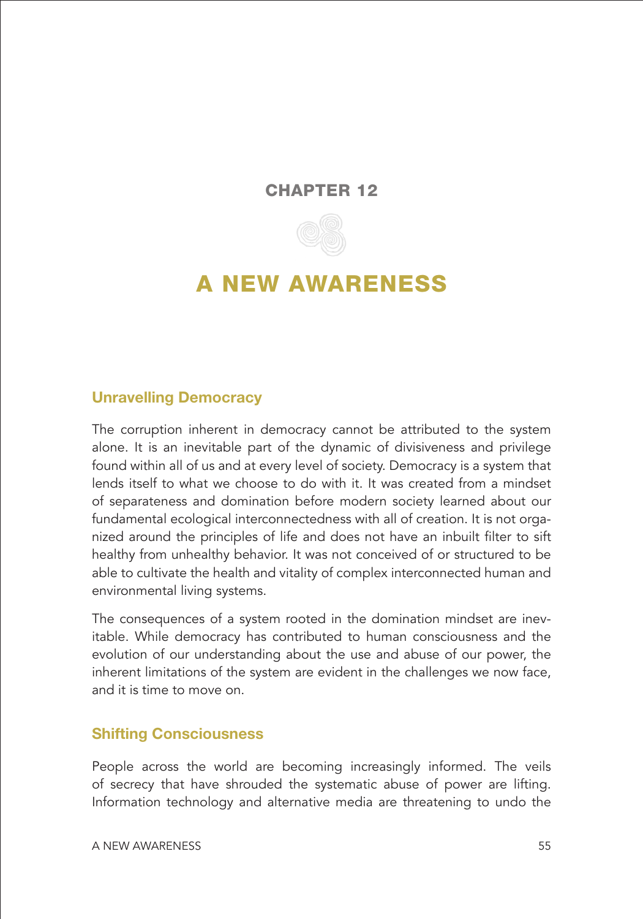# CHAPTER 12

# A NEW AWARENESS

## Unravelling Democracy

The corruption inherent in democracy cannot be attributed to the system alone. It is an inevitable part of the dynamic of divisiveness and privilege found within all of us and at every level of society. Democracy is a system that lends itself to what we choose to do with it. It was created from a mindset of separateness and domination before modern society learned about our fundamental ecological interconnectedness with all of creation. It is not organized around the principles of life and does not have an inbuilt filter to sift healthy from unhealthy behavior. It was not conceived of or structured to be able to cultivate the health and vitality of complex interconnected human and environmental living systems.

The consequences of a system rooted in the domination mindset are inevitable. While democracy has contributed to human consciousness and the evolution of our understanding about the use and abuse of our power, the inherent limitations of the system are evident in the challenges we now face, and it is time to move on.

## Shifting Consciousness

People across the world are becoming increasingly informed. The veils of secrecy that have shrouded the systematic abuse of power are lifting. Information technology and alternative media are threatening to undo the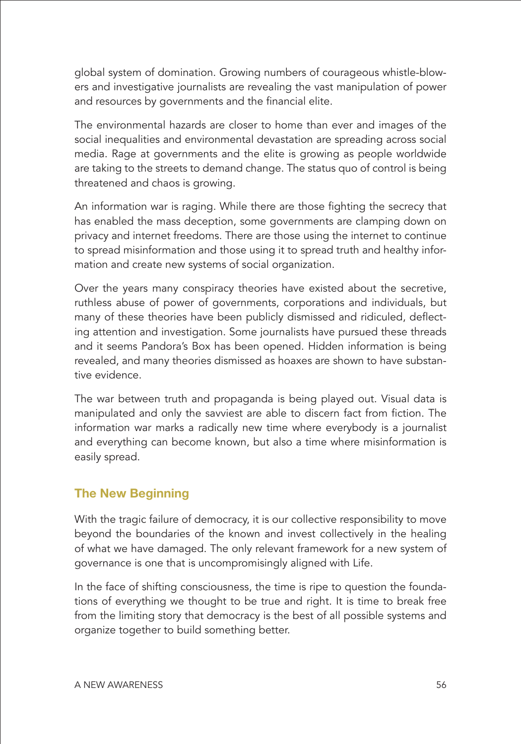global system of domination. Growing numbers of courageous whistle-blowers and investigative journalists are revealing the vast manipulation of power and resources by governments and the financial elite.

The environmental hazards are closer to home than ever and images of the social inequalities and environmental devastation are spreading across social media. Rage at governments and the elite is growing as people worldwide are taking to the streets to demand change. The status quo of control is being threatened and chaos is growing.

An information war is raging. While there are those fighting the secrecy that has enabled the mass deception, some governments are clamping down on privacy and internet freedoms. There are those using the internet to continue to spread misinformation and those using it to spread truth and healthy information and create new systems of social organization.

Over the years many conspiracy theories have existed about the secretive, ruthless abuse of power of governments, corporations and individuals, but many of these theories have been publicly dismissed and ridiculed, deflecting attention and investigation. Some journalists have pursued these threads and it seems Pandora's Box has been opened. Hidden information is being revealed, and many theories dismissed as hoaxes are shown to have substantive evidence.

The war between truth and propaganda is being played out. Visual data is manipulated and only the savviest are able to discern fact from fiction. The information war marks a radically new time where everybody is a journalist and everything can become known, but also a time where misinformation is easily spread.

## The New Beginning

With the tragic failure of democracy, it is our collective responsibility to move beyond the boundaries of the known and invest collectively in the healing of what we have damaged. The only relevant framework for a new system of governance is one that is uncompromisingly aligned with Life.

In the face of shifting consciousness, the time is ripe to question the foundations of everything we thought to be true and right. It is time to break free from the limiting story that democracy is the best of all possible systems and organize together to build something better.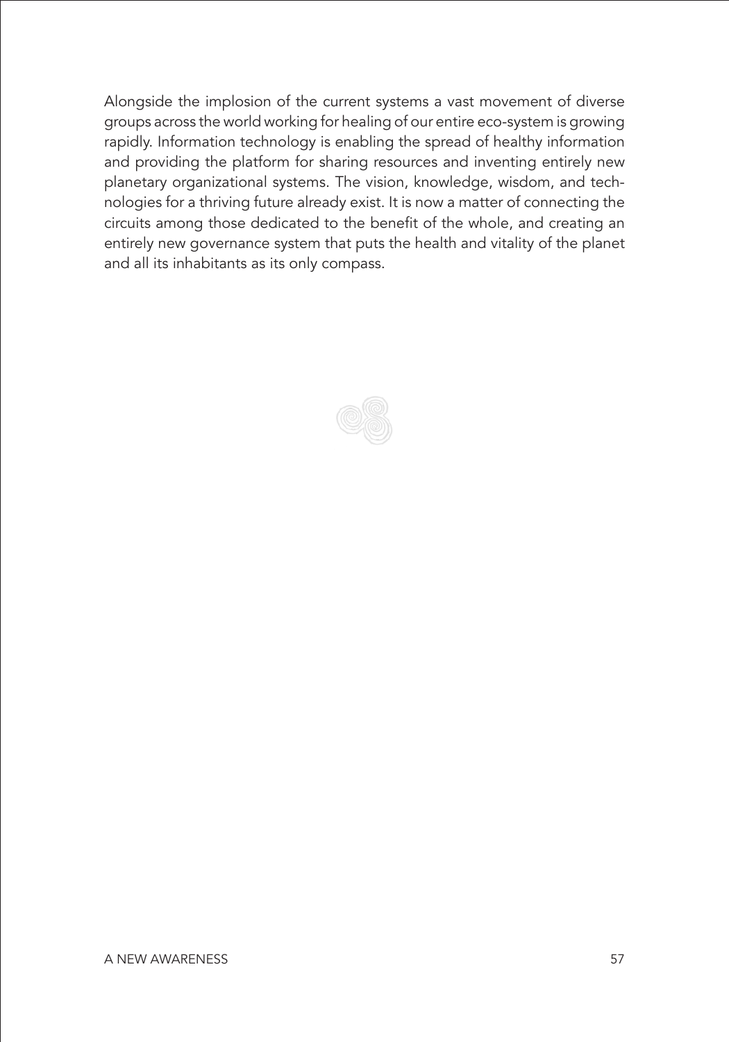Alongside the implosion of the current systems a vast movement of diverse groups across the world working for healing of our entire eco-system is growing rapidly. Information technology is enabling the spread of healthy information and providing the platform for sharing resources and inventing entirely new planetary organizational systems. The vision, knowledge, wisdom, and technologies for a thriving future already exist. It is now a matter of connecting the circuits among those dedicated to the benefit of the whole, and creating an entirely new governance system that puts the health and vitality of the planet and all its inhabitants as its only compass.